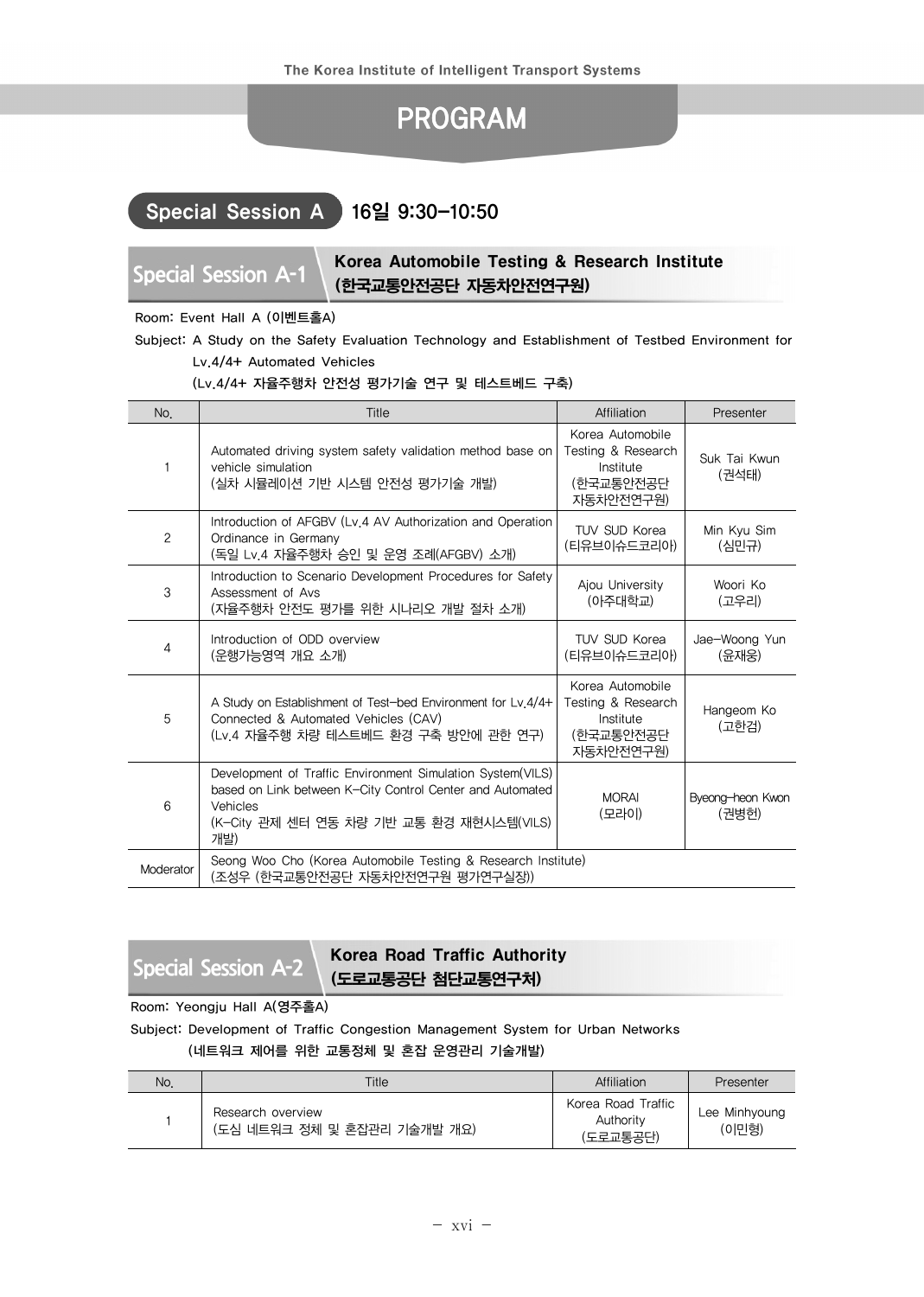# PROGRAM

## Special Session A 16일 9:30–10:50

### Special Session A-1 Korea Automobile Testing & Research Institute (한국교통안전공단 자동차안전연구원)

Room: Event Hall A (이벤트홀A)

Subject: A Study on the Safety Evaluation Technology and Establishment of Testbed Environment for Lv.4/4+ Automated Vehicles
(Lv.4/4+ 자율주행차 안전성 평가기술 연구 및 테스트베드 구축)

| No. | Title | Affiliation | Presenter |
|---|---|---|---|
| 1 | Automated driving system safety validation method base on vehicle simulation (실차 시뮬레이션 기반 시스템 안전성 평가기술 개발) | Korea Automobile Testing & Research Institute (한국교통안전공단 자동차안전연구원) | Suk Tai Kwun (권석태) |
| 2 | Introduction of AFGBV (Lv.4 AV Authorization and Operation Ordinance in Germany (독일 Lv.4 자율주행차 승인 및 운영 조례(AFGBV) 소개) | TUV SUD Korea (티유브이슈드코리아) | Min Kyu Sim (심민규) |
| 3 | Introduction to Scenario Development Procedures for Safety Assessment of Avs (자율주행차 안전도 평가를 위한 시나리오 개발 절차 소개) | Ajou University (아주대학교) | Woori Ko (고우리) |
| 4 | Introduction of ODD overview (운행가능영역 개요 소개) | TUV SUD Korea (티유브이슈드코리아) | Jae-Woong Yun (윤재웅) |
| 5 | A Study on Establishment of Test-bed Environment for Lv.4/4+ Connected & Automated Vehicles (CAV) (Lv.4 자율주행 차량 테스트베드 환경 구축 방안에 관한 연구) | Korea Automobile Testing & Research Institute (한국교통안전공단 자동차안전연구원) | Hangeom Ko (고한검) |
| 6 | Development of Traffic Environment Simulation System(VILS) based on Link between K-City Control Center and Automated Vehicles (K-City 관제 센터 연동 차량 기반 교통 환경 재현시스템(VILS) 개발) | MORAI (모라이) | Byeong-heon Kwon (권병헌) |
| Moderator | Seong Woo Cho (Korea Automobile Testing & Research Institute) (조성우 (한국교통안전공단 자동차안전연구원 평가연구실장)) | | |

### Special Session A-2 Korea Road Traffic Authority (도로교통공단 첨단교통연구처)

Room: Yeongju Hall A(영주홀A)

Subject: Development of Traffic Congestion Management System for Urban Networks
(네트워크 제어를 위한 교통정체 및 혼잡 운영관리 기술개발)

| No. | Title | Affiliation | Presenter |
|---|---|---|---|
| 1 | Research overview (도심 네트워크 정체 및 혼잡관리 기술개발 개요) | Korea Road Traffic Authority (도로교통공단) | Lee Minhyoung (이민형) |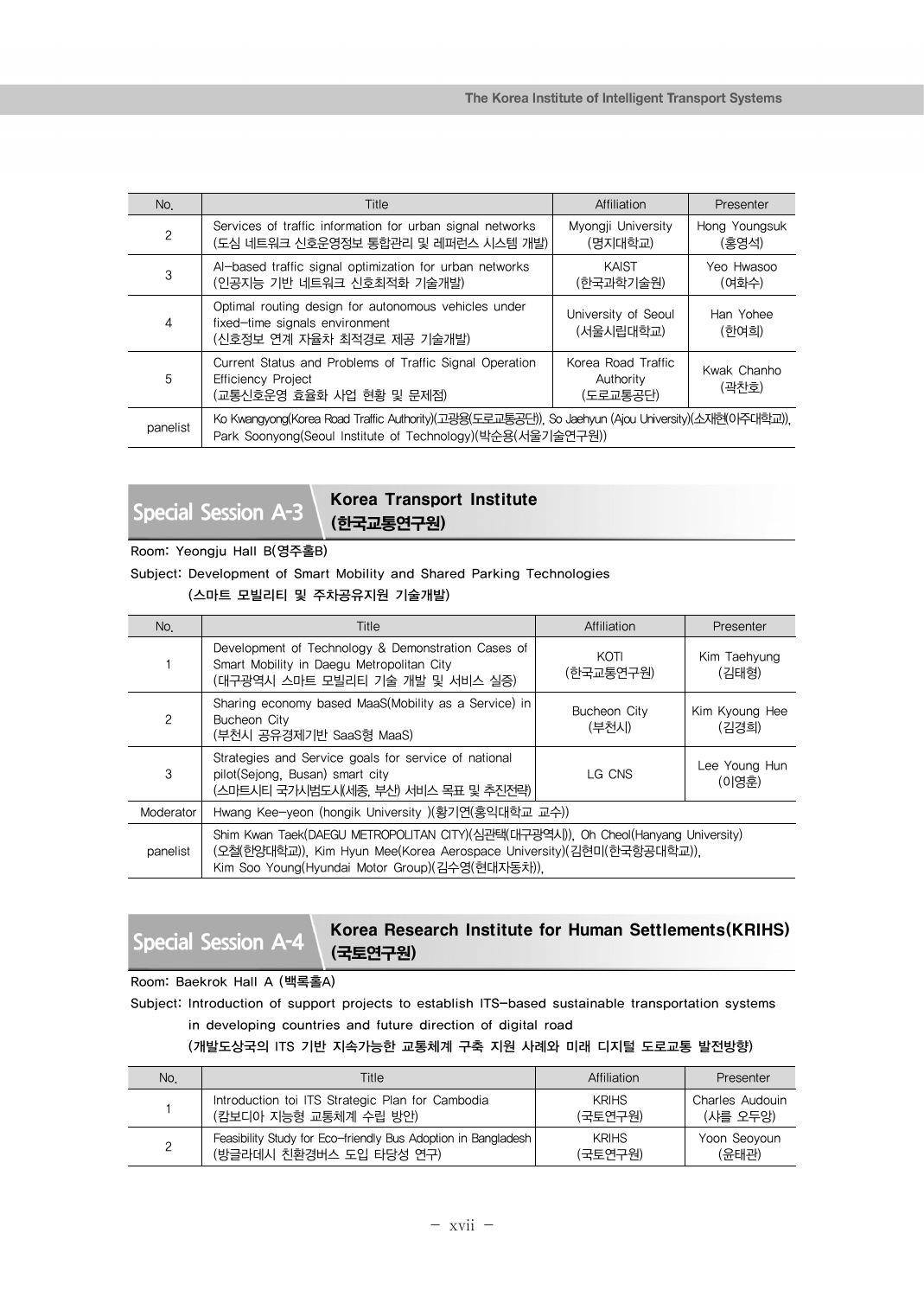| No. | Title | Affiliation | Presenter |
|---|---|---|---|
| 2 | Services of traffic information for urban signal networks (도심 네트워크 신호운영정보 통합관리 및 레퍼런스 시스템 개발) | Myongji University (명지대학교) | Hong Youngsuk (홍영석) |
| 3 | AI-based traffic signal optimization for urban networks (인공지능 기반 네트워크 신호최적화 기술개발) | KAIST (한국과학기술원) | Yeo Hwasoo (여화수) |
| 4 | Optimal routing design for autonomous vehicles under fixed-time signals environment (신호정보 연계 자율차 최적경로 제공 기술개발) | University of Seoul (서울시립대학교) | Han Yohee (한여희) |
| 5 | Current Status and Problems of Traffic Signal Operation Efficiency Project (교통신호운영 효율화 사업 현황 및 문제점) | Korea Road Traffic Authority (도로교통공단) | Kwak Chanho (곽찬호) |
| panelist | Ko Kwangyong(Korea Road Traffic Authority)(고광용(도로교통공단)), So Jaehyun (Ajou University)(소재현(아주대학교)), Park Soonyong(Seoul Institute of Technology)(박순용(서울기술연구원)) | | |

## Special Session A-3 Korea Transport Institute (한국교통연구원)

Room: Yeongju Hall B(영주홀B)

Subject: Development of Smart Mobility and Shared Parking Technologies (스마트 모빌리티 및 주차공유지원 기술개발)

| No. | Title | Affiliation | Presenter |
|---|---|---|---|
| 1 | Development of Technology & Demonstration Cases of Smart Mobility in Daegu Metropolitan City (대구광역시 스마트 모빌리티 기술 개발 및 서비스 실증) | KOTI (한국교통연구원) | Kim Taehyung (김태형) |
| 2 | Sharing economy based MaaS(Mobility as a Service) in Bucheon City (부천시 공유경제기반 SaaS형 MaaS) | Bucheon City (부천시) | Kim Kyoung Hee (김경희) |
| 3 | Strategies and Service goals for service of national pilot(Sejong, Busan) smart city (스마트시티 국가시범도시(세종, 부산) 서비스 목표 및 추진전략) | LG CNS | Lee Young Hun (이영훈) |
| Moderator | Hwang Kee-yeon (hongik University )(황기연(홍익대학교 교수)) | | |
| panelist | Shim Kwan Taek(DAEGU METROPOLITAN CITY)(심관택(대구광역시)), Oh Cheol(Hanyang University)(오철(한양대학교)), Kim Hyun Mee(Korea Aerospace University)(김현미(한국항공대학교)), Kim Soo Young(Hyundai Motor Group)(김수영(현대자동차)), | | |

## Special Session A-4 Korea Research Institute for Human Settlements(KRIHS) (국토연구원)

Room: Baekrok Hall A (백록홀A)

Subject: Introduction of support projects to establish ITS-based sustainable transportation systems in developing countries and future direction of digital road (개발도상국의 ITS 기반 지속가능한 교통체계 구축 지원 사례와 미래 디지털 도로교통 발전방향)

| No. | Title | Affiliation | Presenter |
|---|---|---|---|
| 1 | Introduction toi ITS Strategic Plan for Cambodia (캄보디아 지능형 교통체계 수립 방안) | KRIHS (국토연구원) | Charles Audouin (샤를 오두앙) |
| 2 | Feasibility Study for Eco-friendly Bus Adoption in Bangladesh (방글라데시 친환경버스 도입 타당성 연구) | KRIHS (국토연구원) | Yoon Seoyoun (윤태관) |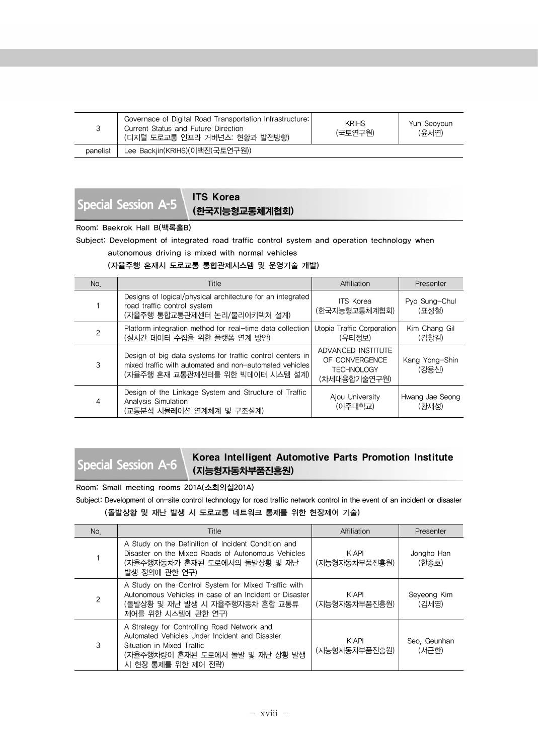| 3 | Governance of Digital Road Transportation Infrastructure: Current Status and Future Direction (디지털 도로교통 인프라 거버넌스: 현황과 발전방향) | KRIHS (국토연구원) | Yun Seoyoun (윤서연) |
|---|---|---|---|
| panelist | Lee Backjin(KRIHS)(이백진(국토연구원)) | | |

## Special Session A-5 ITS Korea (한국지능형교통체계협회)

Room: Baekrok Hall B(백록홀B)

Subject: Development of integrated road traffic control system and operation technology when autonomous driving is mixed with normal vehicles

**(자율주행 혼재시 도로교통 통합관제시스템 및 운영기술 개발)**

| No. | Title | Affiliation | Presenter |
|---|---|---|---|
| 1 | Designs of logical/physical architecture for an integrated road traffic control system (자율주행 통합교통관제센터 논리/물리아키텍처 설계) | ITS Korea (한국지능형교통체계협회) | Pyo Sung-Chul (표성철) |
| 2 | Platform integration method for real-time data collection (실시간 데이터 수집을 위한 플랫폼 연계 방안) | Utopia Traffic Corporation (유티정보) | Kim Chang Gil (김창길) |
| 3 | Design of big data systems for traffic control centers in mixed traffic with automated and non-automated vehicles (자율주행 혼재 교통관제센터를 위한 빅데이터 시스템 설계) | ADVANCED INSTITUTE OF CONVERGENCE TECHNOLOGY (차세대융합기술연구원) | Kang Yong-Shin (강용신) |
| 4 | Design of the Linkage System and Structure of Traffic Analysis Simulation (교통분석 시뮬레이션 연계체계 및 구조설계) | Ajou University (아주대학교) | Hwang Jae Seong (황재성) |

## Special Session A-6 Korea Intelligent Automotive Parts Promotion Institute (지능형자동차부품진흥원)

Room: Small meeting rooms 201A(소회의실201A)

Subject: Development of on-site control technology for road traffic network control in the event of an incident or disaster

**(돌발상황 및 재난 발생 시 도로교통 네트워크 통제를 위한 현장제어 기술)**

| No. | Title | Affiliation | Presenter |
|---|---|---|---|
| 1 | A Study on the Definition of Incident Condition and Disaster on the Mixed Roads of Autonomous Vehicles (자율주행자동차가 혼재된 도로에서의 돌발상황 및 재난 발생 정의에 관한 연구) | KIAPI (지능형자동차부품진흥원) | Jongho Han (한종호) |
| 2 | A Study on the Control System for Mixed Traffic with Autonomous Vehicles in case of an Incident or Disaster (돌발상황 및 재난 발생 시 자율주행자동차 혼합 교통류 제어를 위한 시스템에 관한 연구) | KIAPI (지능형자동차부품진흥원) | Seyeong Kim (김세영) |
| 3 | A Strategy for Controlling Road Network and Automated Vehicles Under Incident and Disaster Situation in Mixed Traffic (자율주행차량이 혼재된 도로에서 돌발 및 재난 상황 발생 시 현장 통제를 위한 제어 전략) | KIAPI (지능형자동차부품진흥원) | Seo, Geunhan (서근한) |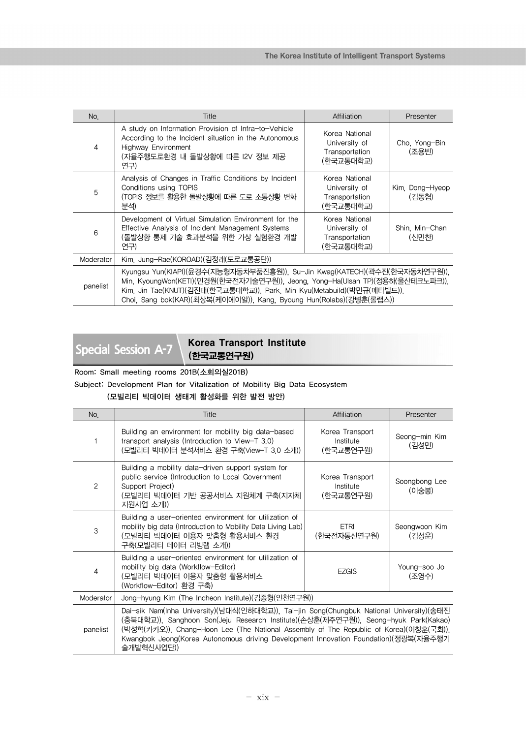| No. | Title | Affiliation | Presenter |
|---|---|---|---|
| 4 | A study on Information Provision of Infra-to-Vehicle According to the Incident situation in the Autonomous Highway Environment (자율주행도로환경 내 돌발상황에 따른 I2V 정보 제공 연구) | Korea National University of Transportation (한국교통대학교) | Cho, Yong-Bin (조용빈) |
| 5 | Analysis of Changes in Traffic Conditions by Incident Conditions using TOPIS (TOPIS 정보를 활용한 돌발상황에 따른 도로 소통상황 변화 분석) | Korea National University of Transportation (한국교통대학교) | Kim, Dong-Hyeop (김동협) |
| 6 | Development of Virtual Simulation Environment for the Effective Analysis of Incident Management Systems (돌발상황 통제 기술 효과분석을 위한 가상 실험환경 개발 연구) | Korea National University of Transportation (한국교통대학교) | Shin, Min-Chan (신민찬) |
| Moderator | Kim, Jung-Rae(KOROAD)(김정래(도로교통공단)) | | |
| panelist | Kyungsu Yun(KIAPI)(윤경수(지능형자동차부품진흥원)), Su-Jin Kwag(KATECH)(곽수진(한국자동차연구원)), Min, KyoungWon(KETI)(민경원(한국전자기술연구원)), Jeong, Yong-Ha(Ulsan TP)(정용하(울산테크노파크)), Kim, Jin Tae(KNUT)(김진태(한국교통대학교)), Park, Min Kyu(Metabuild)(박민규(메타빌드)), Choi, Sang bok(KAR)(최상복(케이에이알)), Kang, Byoung Hun(Rolabs)(강병훈(롤랩스)) | | |

## Special Session A-7 Korea Transport Institute (한국교통연구원)

**Room: Small meeting rooms 201B(소회의실201B)**

**Subject: Development Plan for Vitalization of Mobility Big Data Ecosystem (모빌리티 빅데이터 생태계 활성화를 위한 발전 방안)**

| No. | Title | Affiliation | Presenter |
|---|---|---|---|
| 1 | Building an environment for mobility big data-based transport analysis (Introduction to View-T 3.0) (모빌리티 빅데이터 분석서비스 환경 구축(View-T 3.0 소개)) | Korea Transport Institute (한국교통연구원) | Seong-min Kim (김성민) |
| 2 | Building a mobility data-driven support system for public service (Introduction to Local Government Support Project) (모빌리티 빅데이터 기반 공공서비스 지원체계 구축(지자체 지원사업 소개)) | Korea Transport Institute (한국교통연구원) | Soongbong Lee (이숭봉) |
| 3 | Building a user-oriented environment for utilization of mobility big data (Introduction to Mobility Data Living Lab) (모빌리티 빅데이터 이용자 맞춤형 활용서비스 환경 구축(모빌리티 데이터 리빙랩 소개)) | ETRI (한국전자통신연구원) | Seongwoon Kim (김성운) |
| 4 | Building a user-oriented environment for utilization of mobility big data (Workflow-Editor) (모빌리티 빅데이터 이용자 맞춤형 활용서비스 (Workflow-Editor) 환경 구축) | EZGIS | Young-soo Jo (조영수) |
| Moderator | Jong-hyung Kim (The Incheon Institute)(김종형(인천연구원)) | | |
| panelist | Dai-sik Nam(Inha University)(남대식(인하대학교)), Tai-jin Song(Chungbuk National University)(송태진(충북대학교)), Sanghoon Son(Jeju Research Institute)(손상훈(제주연구원)), Seong-hyuk Park(Kakao)(박성혁(카카오)), Chang-Hoon Lee (The National Assembly of The Republic of Korea)(이창훈(국회)), Kwangbok Jeong(Korea Autonomous driving Development Innovation Foundation)(정광복(자율주행기술개발혁신사업단)) | | |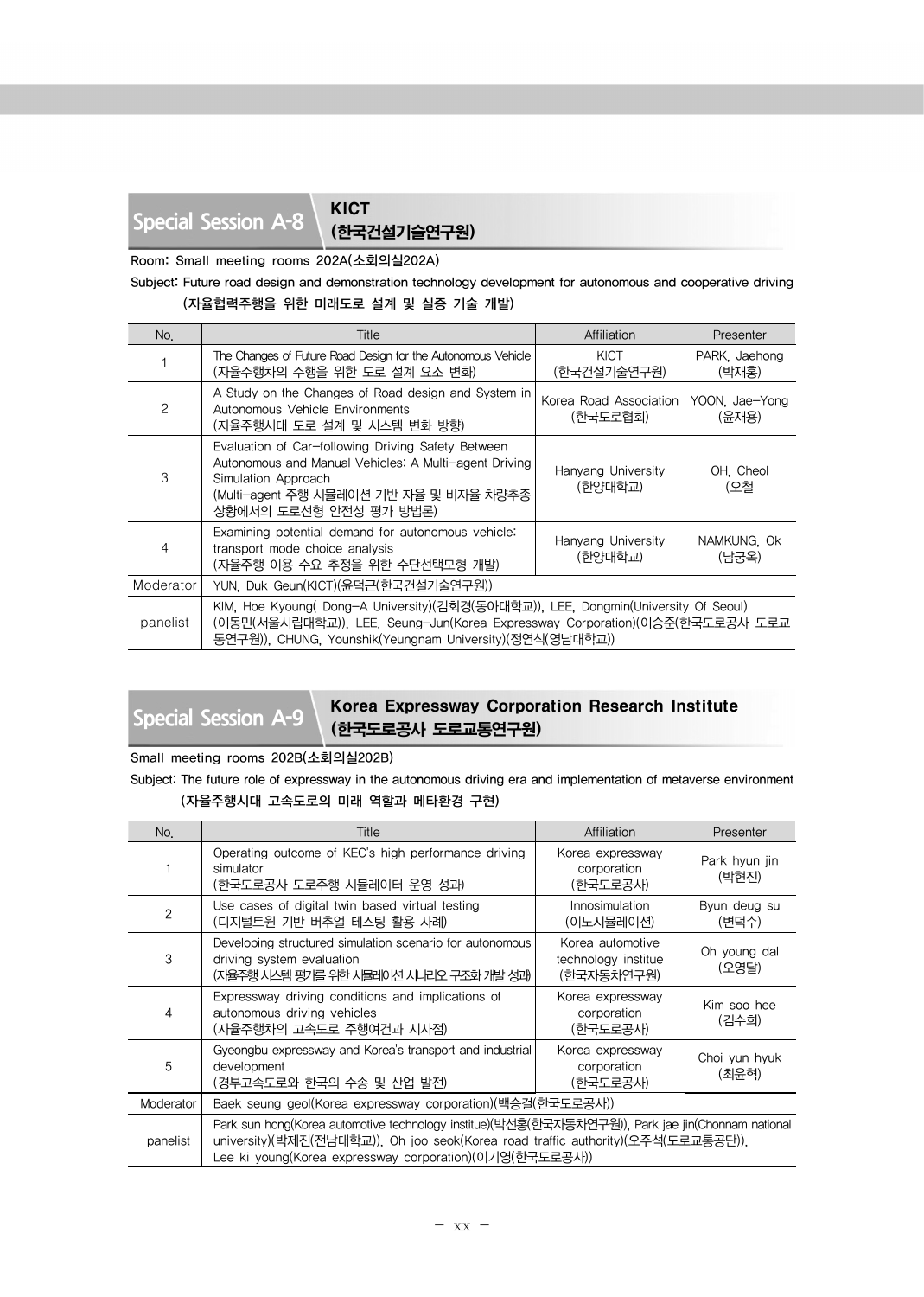## Special Session A-8 KICT (한국건설기술연구원)

Room: Small meeting rooms 202A(소회의실202A)

Subject: Future road design and demonstration technology development for autonomous and cooperative driving (자율협력주행을 위한 미래도로 설계 및 실증 기술 개발)

| No. | Title | Affiliation | Presenter |
|---|---|---|---|
| 1 | The Changes of Future Road Design for the Autonomous Vehicle (자율주행차의 주행을 위한 도로 설계 요소 변화) | KICT (한국건설기술연구원) | PARK, Jaehong (박재홍) |
| 2 | A Study on the Changes of Road design and System in Autonomous Vehicle Environments (자율주행시대 도로 설계 및 시스템 변화 방향) | Korea Road Association (한국도로협회) | YOON, Jae-Yong (윤재용) |
| 3 | Evaluation of Car-following Driving Safety Between Autonomous and Manual Vehicles: A Multi-agent Driving Simulation Approach (Multi-agent 주행 시뮬레이션 기반 자율 및 비자율 차량추종 상황에서의 도로선형 안전성 평가 방법론) | Hanyang University (한양대학교) | OH, Cheol (오철) |
| 4 | Examining potential demand for autonomous vehicle: transport mode choice analysis (자율주행 이용 수요 추정을 위한 수단선택모형 개발) | Hanyang University (한양대학교) | NAMKUNG, Ok (남궁옥) |
| Moderator | YUN, Duk Geun(KICT)(윤덕근(한국건설기술연구원)) | | |
| panelist | KIM, Hoe Kyoung( Dong-A University)(김회경(동아대학교)), LEE, Dongmin(University Of Seoul) (이동민(서울시립대학교)), LEE, Seung-Jun(Korea Expressway Corporation)(이승준(한국도로공사 도로교통연구원)), CHUNG, Younshik(Yeungnam University)(정연식(영남대학교)) | | |

## Special Session A-9 Korea Expressway Corporation Research Institute (한국도로공사 도로교통연구원)

Small meeting rooms 202B(소회의실202B)

Subject: The future role of expressway in the autonomous driving era and implementation of metaverse environment (자율주행시대 고속도로의 미래 역할과 메타환경 구현)

| No. | Title | Affiliation | Presenter |
|---|---|---|---|
| 1 | Operating outcome of KEC's high performance driving simulator (한국도로공사 도로주행 시뮬레이터 운영 성과) | Korea expressway corporation (한국도로공사) | Park hyun jin (박현진) |
| 2 | Use cases of digital twin based virtual testing (디지털트윈 기반 버추얼 테스팅 활용 사례) | Innosimulation (이노시뮬레이션) | Byun deug su (변덕수) |
| 3 | Developing structured simulation scenario for autonomous driving system evaluation (자율주행 시스템 평가를 위한 시뮬레이션 시나리오 구조화 개발 성과) | Korea automotive technology institue (한국자동차연구원) | Oh young dal (오영달) |
| 4 | Expressway driving conditions and implications of autonomous driving vehicles (자율주행차의 고속도로 주행여건과 시사점) | Korea expressway corporation (한국도로공사) | Kim soo hee (김수희) |
| 5 | Gyeongbu expressway and Korea's transport and industrial development (경부고속도로와 한국의 수송 및 산업 발전) | Korea expressway corporation (한국도로공사) | Choi yun hyuk (최윤혁) |
| Moderator | Baek seung geol(Korea expressway corporation)(백승걸(한국도로공사)) | | |
| panelist | Park sun hong(Korea automotive technology institue)(박선홍(한국자동차연구원)), Park jae jin(Chonnam national university)(박제진(전남대학교)), Oh joo seok(Korea road traffic authority)(오주석(도로교통공단)), Lee ki young(Korea expressway corporation)(이기영(한국도로공사)) | | |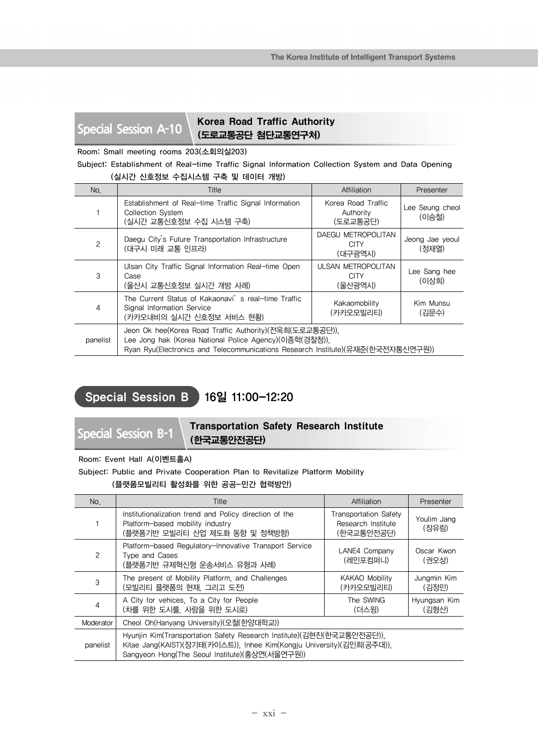## Special Session A-10 Korea Road Traffic Authority (도로교통공단 첨단교통연구처)

Room: Small meeting rooms 203(소회의실203)

Subject: Establishment of Real-time Traffic Signal Information Collection System and Data Opening (실시간 신호정보 수집시스템 구축 및 데이터 개방)

| No. | Title | Affiliation | Presenter |
|---|---|---|---|
| 1 | Establishment of Real-time Traffic Signal Information Collection System (실시간 교통신호정보 수집 시스템 구축) | Korea Road Traffic Authority (도로교통공단) | Lee Seung cheol (이승철) |
| 2 | Daegu City's Future Transportation Infrastructure (대구시 미래 교통 인프라) | DAEGU METROPOLITAN CITY (대구광역시) | Jeong Jae yeoul (정재열) |
| 3 | Ulsan City Traffic Signal Information Real-time Open Case (울산시 교통신호정보 실시간 개방 사례) | ULSAN METROPOLITAN CITY (울산광역시) | Lee Sang hee (이상희) |
| 4 | The Current Status of Kakaonavi' s real-time Traffic Signal Information Service (카카오내비의 실시간 신호정보 서비스 현황) | Kakaomobility (카카오모빌리티) | Kim Munsu (김문수) |
| panelist | Jeon Ok hee(Korea Road Traffic Authority)(전옥희(도로교통공단)), Lee Jong hak (Korea National Police Agency)(이종학(경찰청)), Ryan Ryu(Electronics and Telecommunications Research Institute)(유재준(한국전자통신연구원)) | | |

# Special Session B 16일 11:00-12:20

## Special Session B-1 Transportation Safety Research Institute (한국교통안전공단)

Room: Event Hall A(이벤트홀A)

Subject: Public and Private Cooperation Plan to Revitalize Platform Mobility (플랫폼모빌리티 활성화를 위한 공공-민간 협력방안)

| No. | Title | Affiliation | Presenter |
|---|---|---|---|
| 1 | Institutionalization trend and Policy direction of the Platform-based mobility industry (플랫폼기반 모빌리티 산업 제도화 동향 및 정책방향) | Transportation Safety Research Institute (한국교통안전공단) | Youlim Jang (장유림) |
| 2 | Platform-based Regulatory-Innovative Transport Service Type and Cases (플랫폼기반 규제혁신형 운송서비스 유형과 사례) | LANE4 Company (레인포컴퍼니) | Oscar Kwon (권오상) |
| 3 | The present of Mobility Platform, and Challenges (모빌리티 플랫폼의 현재, 그리고 도전) | KAKAO Mobility (카카오모빌리티) | Jungmin Kim (김정민) |
| 4 | A City for vehices, To a City for People (차를 위한 도시를, 사람을 위한 도시로) | The SWING (더스윙) | Hyungsan Kim (김형산) |
| Moderator | Cheol Oh(Hanyang University)(오철(한양대학교)) | | |
| panelist | Hyunjin Kim(Transportation Safety Research Institute)(김현진(한국교통안전공단)), Kitae Jang(KAIST)(장기태(카이스트)), Inhee Kim(Kongju University)(김인희(공주대)), Sangyeon Hong(The Seoul Institute)(홍상연(서울연구원)) | | |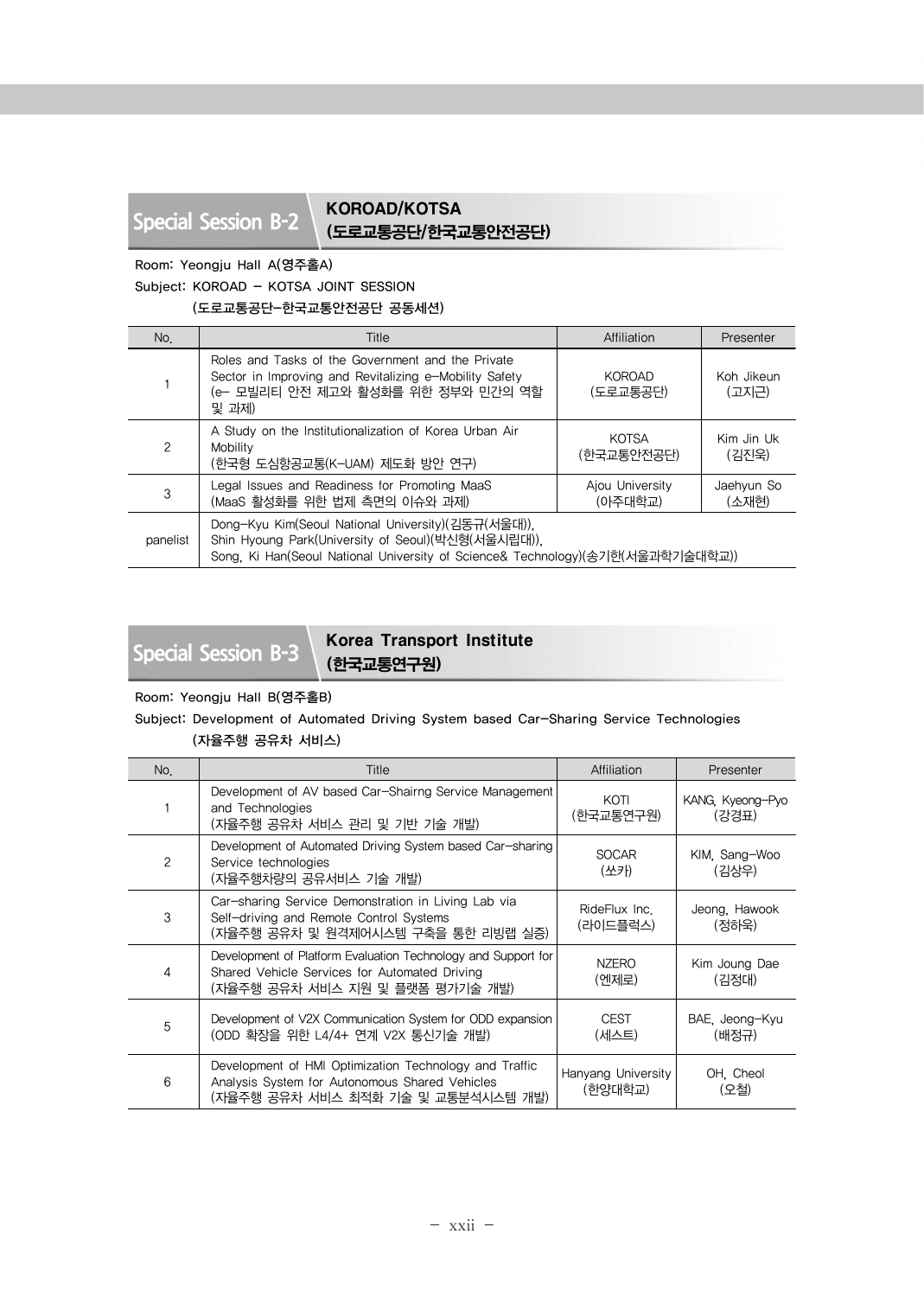## Special Session B-2 KOROAD/KOTSA (도로교통공단/한국교통안전공단)

Room: Yeongju Hall A(영주홀A)

Subject: KOROAD – KOTSA JOINT SESSION
(도로교통공단-한국교통안전공단 공동세션)

| No. | Title | Affiliation | Presenter |
|---|---|---|---|
| 1 | Roles and Tasks of the Government and the Private Sector in Improving and Revitalizing e-Mobility Safety (e- 모빌리티 안전 제고와 활성화를 위한 정부와 민간의 역할 및 과제) | KOROAD (도로교통공단) | Koh Jikeun (고지근) |
| 2 | A Study on the Institutionalization of Korea Urban Air Mobility (한국형 도심항공교통(K-UAM) 제도화 방안 연구) | KOTSA (한국교통안전공단) | Kim Jin Uk (김진욱) |
| 3 | Legal Issues and Readiness for Promoting MaaS (MaaS 활성화를 위한 법제 측면의 이슈와 과제) | Ajou University (아주대학교) | Jaehyun So (소재현) |
| panelist | Dong-Kyu Kim(Seoul National University)(김동규(서울대)), Shin Hyoung Park(University of Seoul)(박신형(서울시립대)), Song, Ki Han(Seoul National University of Science& Technology)(송기한(서울과학기술대학교)) | | |

## Special Session B-3 Korea Transport Institute (한국교통연구원)

Room: Yeongju Hall B(영주홀B)

Subject: Development of Automated Driving System based Car-Sharing Service Technologies
(자율주행 공유차 서비스)

| No. | Title | Affiliation | Presenter |
|---|---|---|---|
| 1 | Development of AV based Car-Shairng Service Management and Technologies (자율주행 공유차 서비스 관리 및 기반 기술 개발) | KOTI (한국교통연구원) | KANG, Kyeong-Pyo (강경표) |
| 2 | Development of Automated Driving System based Car-sharing Service technologies (자율주행차량의 공유서비스 기술 개발) | SOCAR (쏘카) | KIM, Sang-Woo (김상우) |
| 3 | Car-sharing Service Demonstration in Living Lab via Self-driving and Remote Control Systems (자율주행 공유차 및 원격제어시스템 구축을 통한 리빙랩 실증) | RideFlux Inc. (라이드플럭스) | Jeong, Hawook (정하욱) |
| 4 | Development of Platform Evaluation Technology and Support for Shared Vehicle Services for Automated Driving (자율주행 공유차 서비스 지원 및 플랫폼 평가기술 개발) | NZERO (엔제로) | Kim Joung Dae (김정대) |
| 5 | Development of V2X Communication System for ODD expansion (ODD 확장을 위한 L4/4+ 연계 V2X 통신기술 개발) | CEST (세스트) | BAE, Jeong-Kyu (배정규) |
| 6 | Development of HMI Optimization Technology and Traffic Analysis System for Autonomous Shared Vehicles (자율주행 공유차 서비스 최적화 기술 및 교통분석시스템 개발) | Hanyang University (한양대학교) | OH, Cheol (오철) |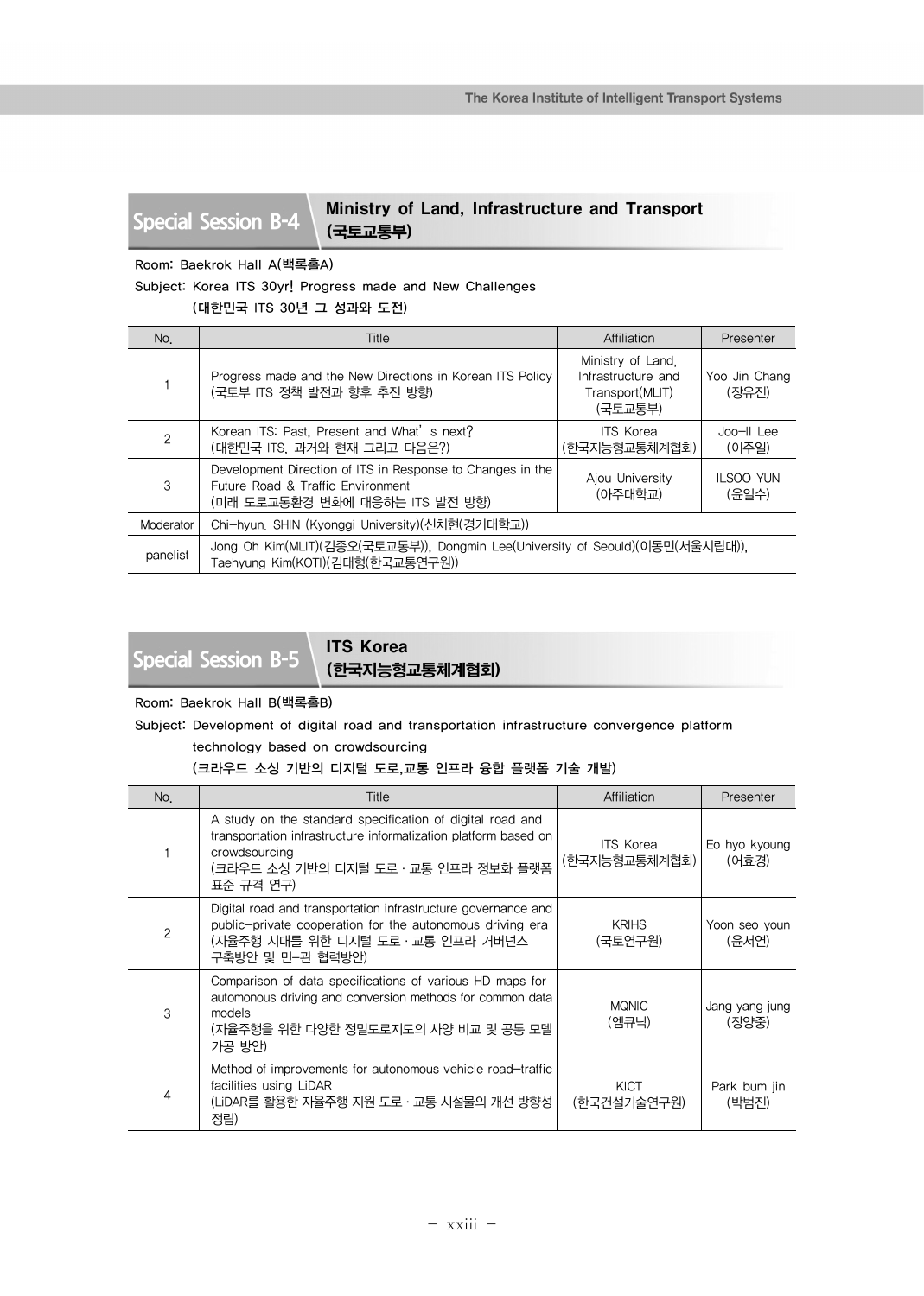## Special Session B-4 — Ministry of Land, Infrastructure and Transport (국토교통부)

Room: Baekrok Hall A(백록홀A)

Subject: Korea ITS 30yr! Progress made and New Challenges
(대한민국 ITS 30년 그 성과와 도전)

| No. | Title | Affiliation | Presenter |
|---|---|---|---|
| 1 | Progress made and the New Directions in Korean ITS Policy (국토부 ITS 정책 발전과 향후 추진 방향) | Ministry of Land, Infrastructure and Transport(MLIT) (국토교통부) | Yoo Jin Chang (장유진) |
| 2 | Korean ITS: Past, Present and What's next? (대한민국 ITS, 과거와 현재 그리고 다음은?) | ITS Korea (한국지능형교통체계협회) | Joo-Il Lee (이주일) |
| 3 | Development Direction of ITS in Response to Changes in the Future Road & Traffic Environment (미래 도로교통환경 변화에 대응하는 ITS 발전 방향) | Ajou University (아주대학교) | ILSOO YUN (윤일수) |
| Moderator | Chi-hyun. SHIN (Kyonggi University)(신치현(경기대학교)) | | |
| panelist | Jong Oh Kim(MLIT)(김종오(국토교통부)), Dongmin Lee(University of Seould)(이동민(서울시립대)), Taehyung Kim(KOTI)(김태형(한국교통연구원)) | | |

## Special Session B-5 — ITS Korea (한국지능형교통체계협회)

Room: Baekrok Hall B(백록홀B)

Subject: Development of digital road and transportation infrastructure convergence platform technology based on crowdsourcing
(크라우드 소싱 기반의 디지털 도로,교통 인프라 융합 플랫폼 기술 개발)

| No. | Title | Affiliation | Presenter |
|---|---|---|---|
| 1 | A study on the standard specification of digital road and transportation infrastructure informatization platform based on crowdsourcing (크라우드 소싱 기반의 디지털 도로 · 교통 인프라 정보화 플랫폼 표준 규격 연구) | ITS Korea (한국지능형교통체계협회) | Eo hyo kyoung (어효경) |
| 2 | Digital road and transportation infrastructure governance and public-private cooperation for the autonomous driving era (자율주행 시대를 위한 디지털 도로 · 교통 인프라 거버넌스 구축방안 및 민-관 협력방안) | KRIHS (국토연구원) | Yoon seo youn (윤서연) |
| 3 | Comparison of data specifications of various HD maps for automonous driving and conversion methods for common data models (자율주행을 위한 다양한 정밀도로지도의 사양 비교 및 공통 모델 가공 방안) | MQNIC (엠큐닉) | Jang yang jung (장양중) |
| 4 | Method of improvements for autonomous vehicle road-traffic facilities using LiDAR (LiDAR를 활용한 자율주행 지원 도로 · 교통 시설물의 개선 방향성 정립) | KICT (한국건설기술연구원) | Park bum jin (박범진) |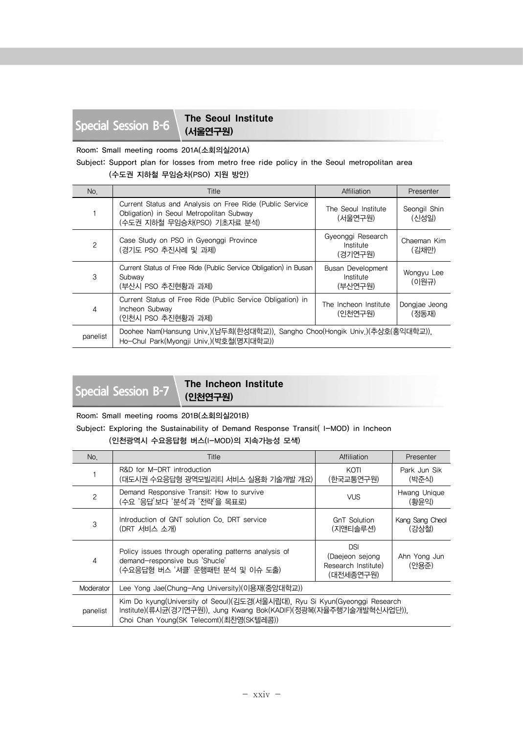## Special Session B-6 The Seoul Institute (서울연구원)

Room: Small meeting rooms 201A(소회의실201A)

Subject: Support plan for losses from metro free ride policy in the Seoul metropolitan area (수도권 지하철 무임승차(PSO) 지원 방안)

| No. | Title | Affiliation | Presenter |
|---|---|---|---|
| 1 | Current Status and Analysis on Free Ride (Public Service Obligation) in Seoul Metropolitan Subway (수도권 지하철 무임승차(PSO) 기초자료 분석) | The Seoul Institute (서울연구원) | Seongil Shin (신성일) |
| 2 | Case Study on PSO in Gyeonggi Province (경기도 PSO 추진사례 및 과제) | Gyeonggi Research Institute (경기연구원) | Chaeman Kim (김채만) |
| 3 | Current Status of Free Ride (Public Service Obligation) in Busan Subway (부산시 PSO 추진현황과 과제) | Busan Development Institute (부산연구원) | Wongyu Lee (이원규) |
| 4 | Current Status of Free Ride (Public Service Obligation) in Incheon Subway (인천시 PSO 추진현황과 과제) | The Incheon Institute (인천연구원) | Dongjae Jeong (정동재) |
| panelist | Doohee Nam(Hansung Univ.)(남두희(한성대학교)), Sangho Choo(Hongik Univ.)(추상호(홍익대학교)), Ho-Chul Park(Myongji Univ.)(박호철(명지대학교)) | | |

## Special Session B-7 The Incheon Institute (인천연구원)

Room: Small meeting rooms 201B(소회의실201B)

Subject: Exploring the Sustainability of Demand Response Transit( I-MOD) in Incheon (인천광역시 수요응답형 버스(I-MOD)의 지속가능성 모색)

| No. | Title | Affiliation | Presenter |
|---|---|---|---|
| 1 | R&D for M-DRT introduction (대도시권 수요응답형 광역모빌리티 서비스 실용화 기술개발 개요) | KOTI (한국교통연구원) | Park Jun Sik (박준식) |
| 2 | Demand Responsive Transit: How to survive (수요 '응답'보다 '분석'과 '전략'을 목표로) | VUS | Hwang Unique (황윤익) |
| 3 | Introduction of GNT solution Co. DRT service (DRT 서비스 소개) | GnT Solution (지앤티솔루션) | Kang Sang Cheol (강상철) |
| 4 | Policy issues through operating patterns analysis of demand-responsive bus 'Shucle' (수요응답형 버스 '셔클' 운행패턴 분석 및 이슈 도출) | DSI (Daejeon sejong Research Institute) (대전세종연구원) | Ahn Yong Jun (안용준) |
| Moderator | Lee Yong Jae(Chung-Ang University)(이용재(중앙대학교)) | | |
| panelist | Kim Do kyung(University of Seoul)(김도경(서울시립대), Ryu Si Kyun(Gyeonggi Research Institute)(류시균(경기연구원)), Jung Kwang Bok(KADIF)(정광복(자율주행기술개발혁신사업단)), Choi Chan Young(SK Telecomt)(최찬영(SK텔레콤)) | | |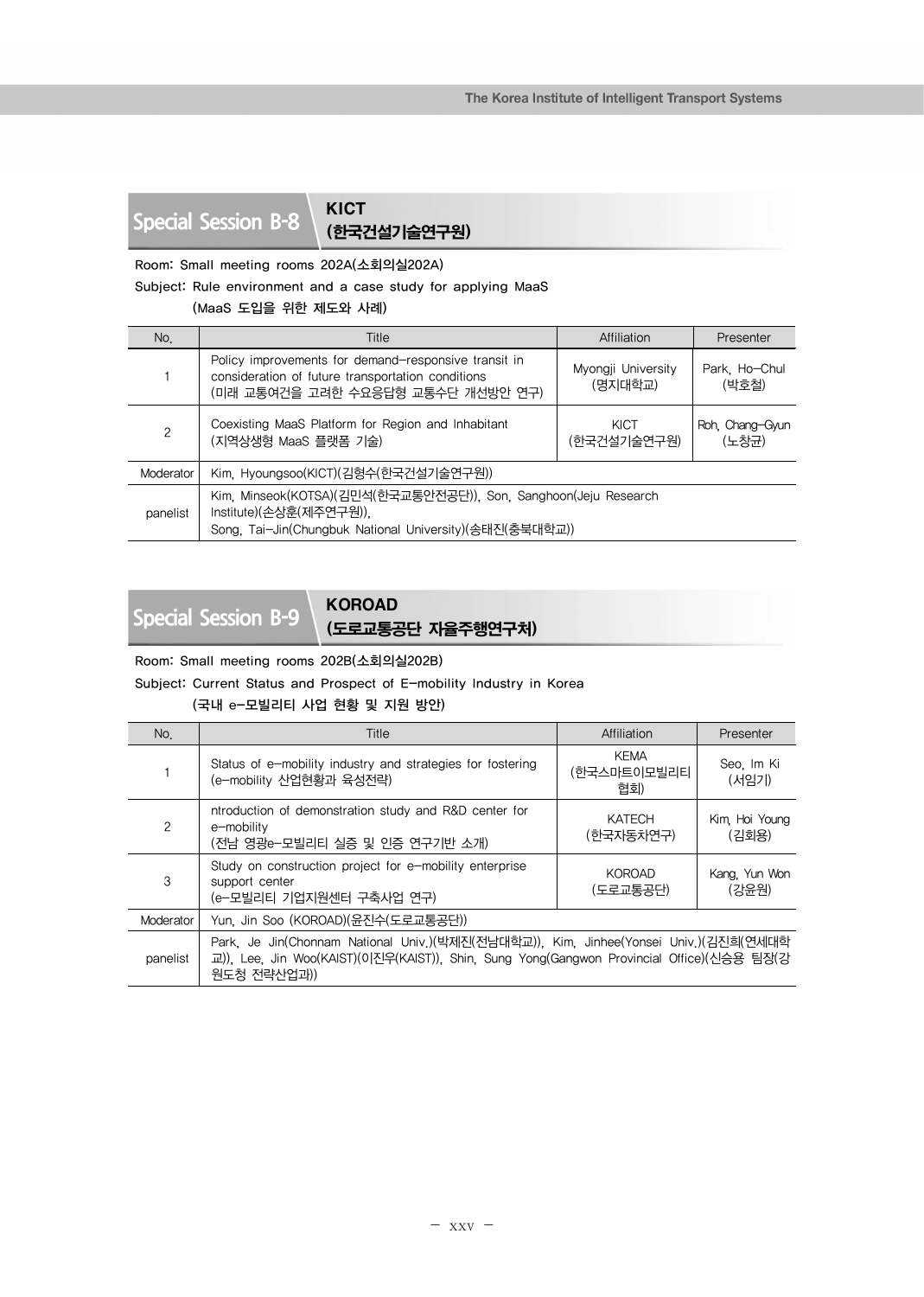## Special Session B-8 KICT (한국건설기술연구원)

Room: Small meeting rooms 202A(소회의실202A)

Subject: Rule environment and a case study for applying MaaS
(MaaS 도입을 위한 제도와 사례)

| No. | Title | Affiliation | Presenter |
|---|---|---|---|
| 1 | Policy improvements for demand-responsive transit in consideration of future transportation conditions (미래 교통여건을 고려한 수요응답형 교통수단 개선방안 연구) | Myongji University (명지대학교) | Park, Ho-Chul (박호철) |
| 2 | Coexisting MaaS Platform for Region and Inhabitant (지역상생형 MaaS 플랫폼 기술) | KICT (한국건설기술연구원) | Roh, Chang-Gyun (노창균) |
| Moderator | Kim, Hyoungsoo(KICT)(김형수(한국건설기술연구원)) | | |
| panelist | Kim, Minseok(KOTSA)(김민석(한국교통안전공단)), Son, Sanghoon(Jeju Research Institute)(손상훈(제주연구원)), Song, Tai-Jin(Chungbuk National University)(송태진(충북대학교)) | | |

## Special Session B-9 KOROAD (도로교통공단 자율주행연구처)

Room: Small meeting rooms 202B(소회의실202B)

Subject: Current Status and Prospect of E-mobility Industry in Korea
(국내 e-모빌리티 사업 현황 및 지원 방안)

| No. | Title | Affiliation | Presenter |
|---|---|---|---|
| 1 | Status of e-mobility industry and strategies for fostering (e-mobility 산업현황과 육성전략) | KEMA (한국스마트이모빌리티협회) | Seo, Im Ki (서임기) |
| 2 | ntroduction of demonstration study and R&D center for e-mobility (전남 영광e-모빌리티 실증 및 인증 연구기반 소개) | KATECH (한국자동차연구) | Kim, Hoi Young (김회용) |
| 3 | Study on construction project for e-mobility enterprise support center (e-모빌리티 기업지원센터 구축사업 연구) | KOROAD (도로교통공단) | Kang, Yun Won (강윤원) |
| Moderator | Yun, Jin Soo (KOROAD)(윤진수(도로교통공단)) | | |
| panelist | Park, Je Jin(Chonnam National Univ.)(박제진(전남대학교)), Kim, Jinhee(Yonsei Univ.)(김진희(연세대학교)), Lee, Jin Woo(KAIST)(이진우(KAIST)), Shin, Sung Yong(Gangwon Provincial Office)(신승용 팀장(강원도청 전략산업과)) | | |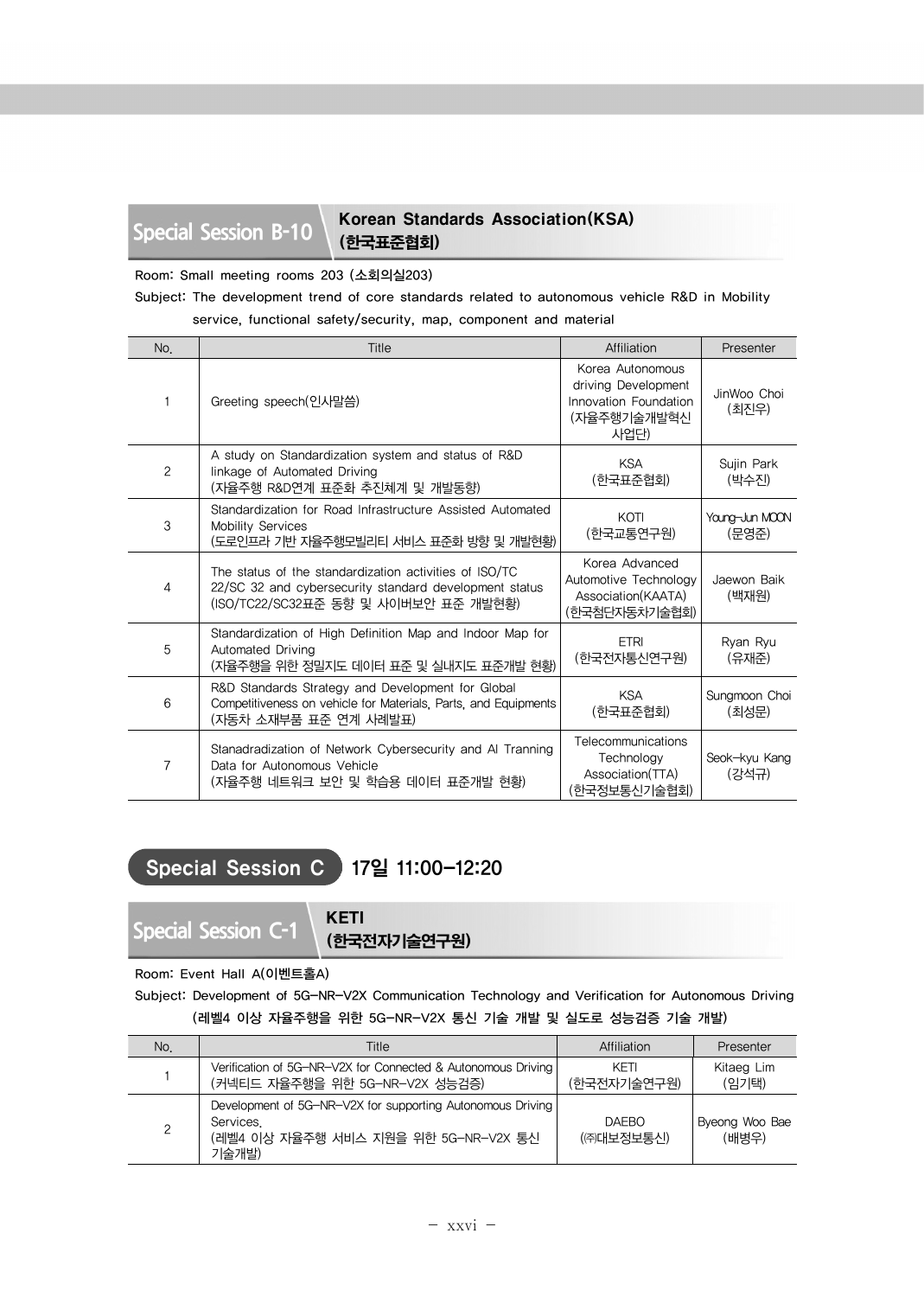## Special Session B-10 Korean Standards Association(KSA) (한국표준협회)

Room: Small meeting rooms 203 (소회의실203)

Subject: The development trend of core standards related to autonomous vehicle R&D in Mobility service, functional safety/security, map, component and material

| No. | Title | Affiliation | Presenter |
|---|---|---|---|
| 1 | Greeting speech(인사말씀) | Korea Autonomous driving Development Innovation Foundation (자율주행기술개발혁신사업단) | JinWoo Choi (최진우) |
| 2 | A study on Standardization system and status of R&D linkage of Automated Driving (자율주행 R&D연계 표준화 추진체계 및 개발동향) | KSA (한국표준협회) | Sujin Park (박수진) |
| 3 | Standardization for Road Infrastructure Assisted Automated Mobility Services (도로인프라 기반 자율주행모빌리티 서비스 표준화 방향 및 개발현황) | KOTI (한국교통연구원) | Young-Jun MOON (문영준) |
| 4 | The status of the standardization activities of ISO/TC 22/SC 32 and cybersecurity standard development status (ISO/TC22/SC32표준 동향 및 사이버보안 표준 개발현황) | Korea Advanced Automotive Technology Association(KAATA) (한국첨단자동차기술협회) | Jaewon Baik (백재원) |
| 5 | Standardization of High Definition Map and Indoor Map for Automated Driving (자율주행을 위한 정밀지도 데이터 표준 및 실내지도 표준개발 현황) | ETRI (한국전자통신연구원) | Ryan Ryu (유재준) |
| 6 | R&D Standards Strategy and Development for Global Competitiveness on vehicle for Materials, Parts, and Equipments (자동차 소재부품 표준 연계 사례발표) | KSA (한국표준협회) | Sungmoon Choi (최성문) |
| 7 | Stanadradization of Network Cybersecurity and AI Tranning Data for Autonomous Vehicle (자율주행 네트워크 보안 및 학습용 데이터 표준개발 현황) | Telecommunications Technology Association(TTA) (한국정보통신기술협회) | Seok-kyu Kang (강석규) |

# Special Session C 17일 11:00-12:20

## Special Session C-1 KETI (한국전자기술연구원)

Room: Event Hall A(이벤트홀A)

Subject: Development of 5G-NR-V2X Communication Technology and Verification for Autonomous Driving (레벨4 이상 자율주행을 위한 5G-NR-V2X 통신 기술 개발 및 실도로 성능검증 기술 개발)

| No. | Title | Affiliation | Presenter |
|---|---|---|---|
| 1 | Verification of 5G-NR-V2X for Connected & Autonomous Driving (커넥티드 자율주행을 위한 5G-NR-V2X 성능검증) | KETI (한국전자기술연구원) | Kitaeg Lim (임기택) |
| 2 | Development of 5G-NR-V2X for supporting Autonomous Driving Services. (레벨4 이상 자율주행 서비스 지원을 위한 5G-NR-V2X 통신 기술개발) | DAEBO ((주)대보정보통신) | Byeong Woo Bae (배병우) |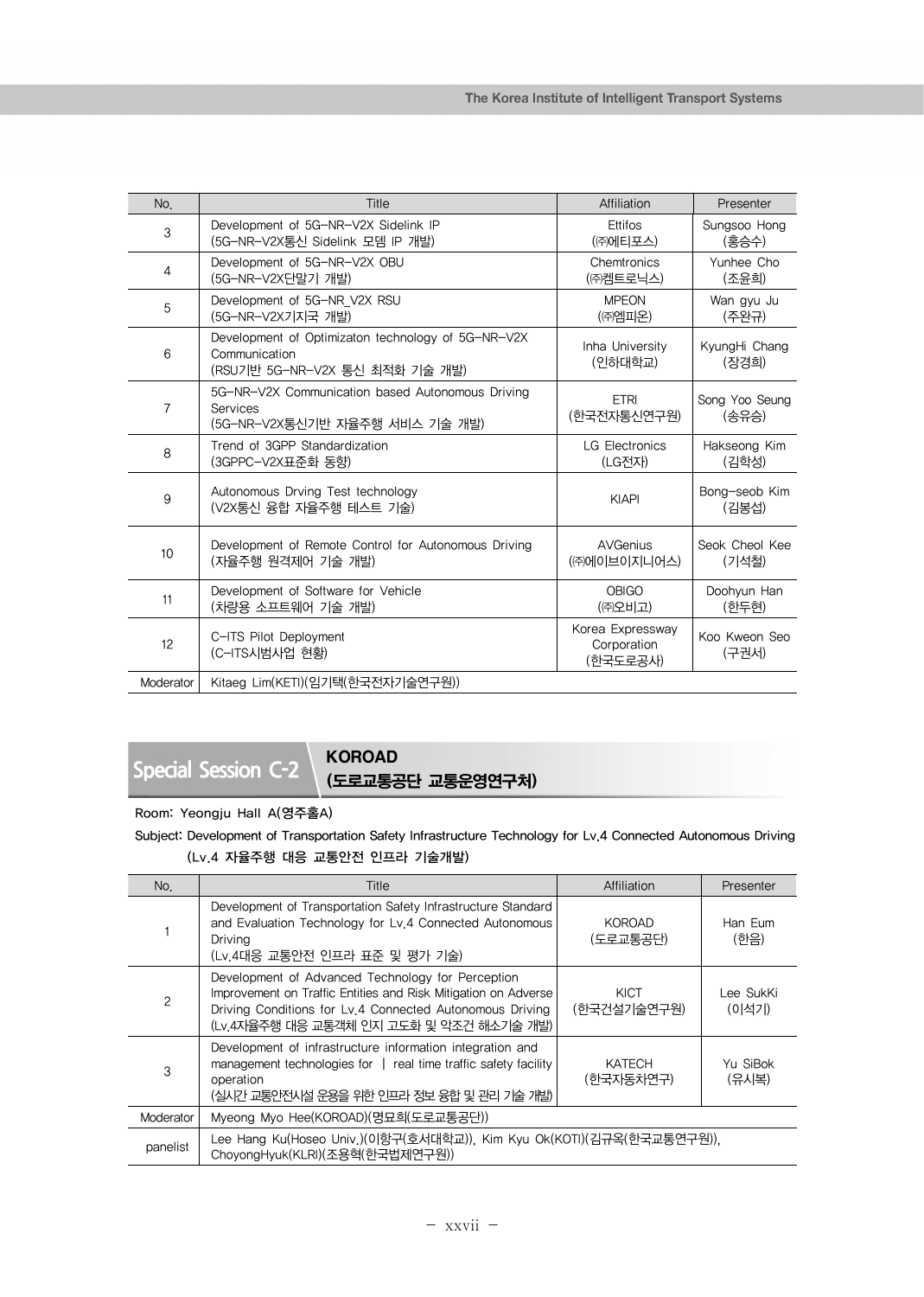| No. | Title | Affiliation | Presenter |
|---|---|---|---|
| 3 | Development of 5G-NR-V2X Sidelink IP<br>(5G-NR-V2X통신 Sidelink 모뎀 IP 개발) | Ettifos<br>(㈜에티포스) | Sungsoo Hong<br>(홍승수) |
| 4 | Development of 5G-NR-V2X OBU<br>(5G-NR-V2X단말기 개발) | Chemtronics<br>(㈜켐트로닉스) | Yunhee Cho<br>(조윤희) |
| 5 | Development of 5G-NR_V2X RSU<br>(5G-NR-V2X기지국 개발) | MPEON<br>(㈜엠피온) | Wan gyu Ju<br>(주완규) |
| 6 | Development of Optimizaton technology of 5G-NR-V2X Communication<br>(RSU기반 5G-NR-V2X 통신 최적화 기술 개발) | Inha University<br>(인하대학교) | KyungHi Chang<br>(장경희) |
| 7 | 5G-NR-V2X Communication based Autonomous Driving Services<br>(5G-NR-V2X통신기반 자율주행 서비스 기술 개발) | ETRI<br>(한국전자통신연구원) | Song Yoo Seung<br>(송유승) |
| 8 | Trend of 3GPP Standardization<br>(3GPPC-V2X표준화 동향) | LG Electronics<br>(LG전자) | Hakseong Kim<br>(김학성) |
| 9 | Autonomous Drving Test technology<br>(V2X통신 융합 자율주행 테스트 기술) | KIAPI | Bong-seob Kim<br>(김봉섭) |
| 10 | Development of Remote Control for Autonomous Driving<br>(자율주행 원격제어 기술 개발) | AVGenius<br>(㈜에이브이지니어스) | Seok Cheol Kee<br>(기석철) |
| 11 | Development of Software for Vehicle<br>(차량용 소프트웨어 기술 개발) | OBIGO<br>(㈜오비고) | Doohyun Han<br>(한두현) |
| 12 | C-ITS Pilot Deployment<br>(C-ITS시범사업 현황) | Korea Expressway Corporation<br>(한국도로공사) | Koo Kweon Seo<br>(구권서) |
| Moderator | Kitaeg Lim(KETI)(임기택(한국전자기술연구원)) | | |

## Special Session C-2 KOROAD (도로교통공단 교통운영연구처)

**Room: Yeongju Hall A(영주홀A)**

**Subject: Development of Transportation Safety Infrastructure Technology for Lv.4 Connected Autonomous Driving (Lv.4 자율주행 대응 교통안전 인프라 기술개발)**

| No. | Title | Affiliation | Presenter |
|---|---|---|---|
| 1 | Development of Transportation Safety Infrastructure Standard and Evaluation Technology for Lv.4 Connected Autonomous Driving<br>(Lv.4대응 교통안전 인프라 표준 및 평가 기술) | KOROAD<br>(도로교통공단) | Han Eum<br>(한음) |
| 2 | Development of Advanced Technology for Perception Improvement on Traffic Entities and Risk Mitigation on Adverse Driving Conditions for Lv.4 Connected Autonomous Driving<br>(Lv.4자율주행 대응 교통객체 인지 고도화 및 악조건 해소기술 개발) | KICT<br>(한국건설기술연구원) | Lee SukKi<br>(이석기) |
| 3 | Development of infrastructure information integration and management technologies for \| real time traffic safety facility operation<br>(실시간 교통안전시설 운용을 위한 인프라 정보 융합 및 관리 기술 개발) | KATECH<br>(한국자동차연구) | Yu SiBok<br>(유시복) |
| Moderator | Myeong Myo Hee(KOROAD)(명묘희(도로교통공단)) | | |
| panelist | Lee Hang Ku(Hoseo Univ.)(이항구(호서대학교)), Kim Kyu Ok(KOTI)(김규옥(한국교통연구원)), ChoyongHyuk(KLRI)(조용혁(한국법제연구원)) | | |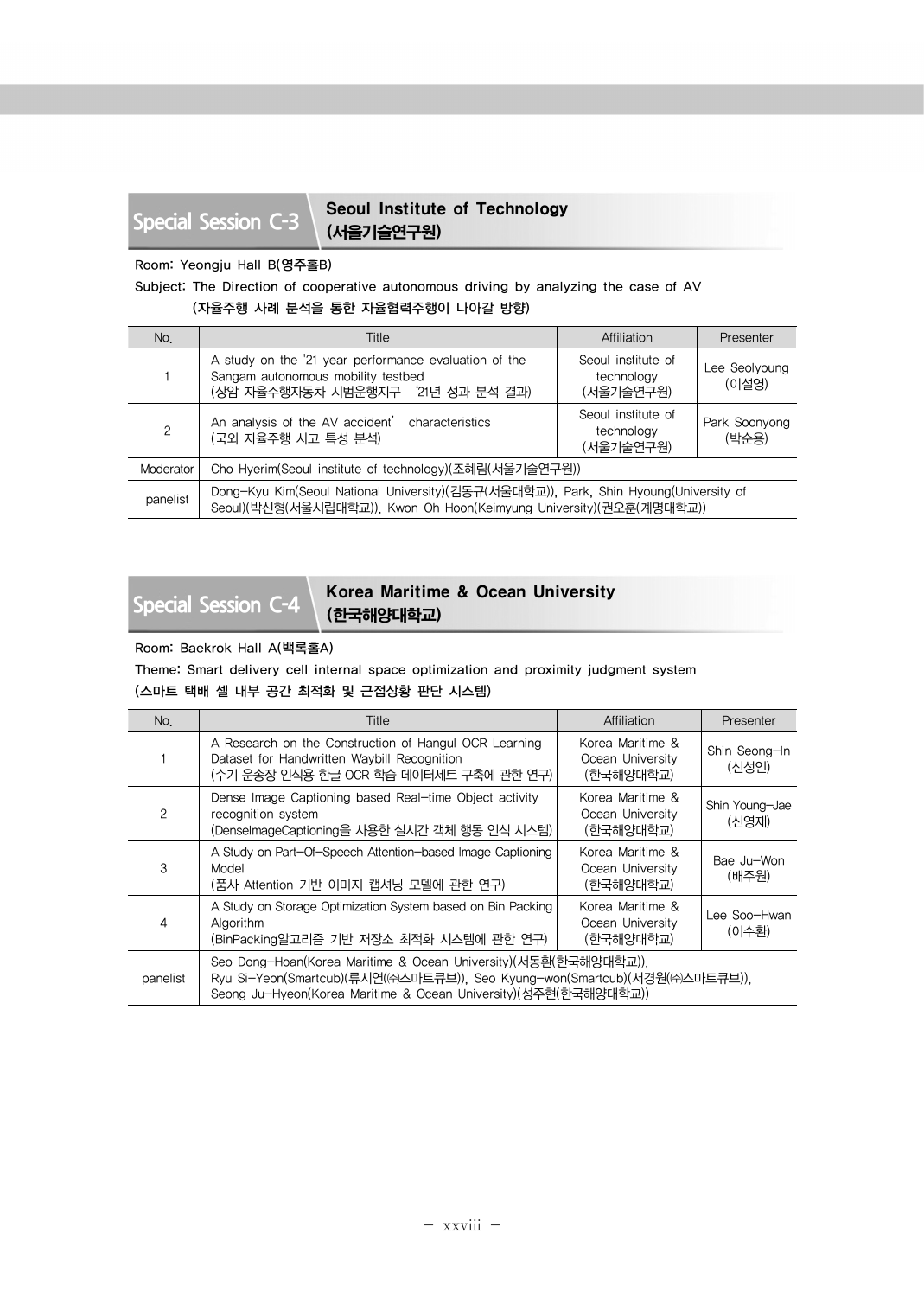## Special Session C-3 Seoul Institute of Technology (서울기술연구원)

Room: Yeongju Hall B(영주홀B)

Subject: The Direction of cooperative autonomous driving by analyzing the case of AV
(자율주행 사례 분석을 통한 자율협력주행이 나아갈 방향)

| No. | Title | Affiliation | Presenter |
|---|---|---|---|
| 1 | A study on the '21 year performance evaluation of the Sangam autonomous mobility testbed (상암 자율주행자동차 시범운행지구 '21년 성과 분석 결과) | Seoul institute of technology (서울기술연구원) | Lee Seolyoung (이설영) |
| 2 | An analysis of the AV accident' characteristics (국외 자율주행 사고 특성 분석) | Seoul institute of technology (서울기술연구원) | Park Soonyong (박순용) |
| Moderator | Cho Hyerim(Seoul institute of technology)(조혜림(서울기술연구원)) | | |
| panelist | Dong-Kyu Kim(Seoul National University)(김동규(서울대학교)), Park, Shin Hyoung(University of Seoul)(박신형(서울시립대학교)), Kwon Oh Hoon(Keimyung University)(권오훈(계명대학교)) | | |

## Special Session C-4 Korea Maritime & Ocean University (한국해양대학교)

Room: Baekrok Hall A(백록홀A)

Theme: Smart delivery cell internal space optimization and proximity judgment system
(스마트 택배 셀 내부 공간 최적화 및 근접상황 판단 시스템)

| No. | Title | Affiliation | Presenter |
|---|---|---|---|
| 1 | A Research on the Construction of Hangul OCR Learning Dataset for Handwritten Waybill Recognition (수기 운송장 인식용 한글 OCR 학습 데이터세트 구축에 관한 연구) | Korea Maritime & Ocean University (한국해양대학교) | Shin Seong-In (신성인) |
| 2 | Dense Image Captioning based Real-time Object activity recognition system (DenseImageCaptioning을 사용한 실시간 객체 행동 인식 시스템) | Korea Maritime & Ocean University (한국해양대학교) | Shin Young-Jae (신영재) |
| 3 | A Study on Part-Of-Speech Attention-based Image Captioning Model (품사 Attention 기반 이미지 캡셔닝 모델에 관한 연구) | Korea Maritime & Ocean University (한국해양대학교) | Bae Ju-Won (배주원) |
| 4 | A Study on Storage Optimization System based on Bin Packing Algorithm (BinPacking알고리즘 기반 저장소 최적화 시스템에 관한 연구) | Korea Maritime & Ocean University (한국해양대학교) | Lee Soo-Hwan (이수환) |
| panelist | Seo Dong-Hoan(Korea Maritime & Ocean University)(서동환(한국해양대학교)), Ryu Si-Yeon(Smartcub)(류시연(㈜스마트큐브)), Seo Kyung-won(Smartcub)(서경원(㈜스마트큐브)), Seong Ju-Hyeon(Korea Maritime & Ocean University)(성주현(한국해양대학교)) | | |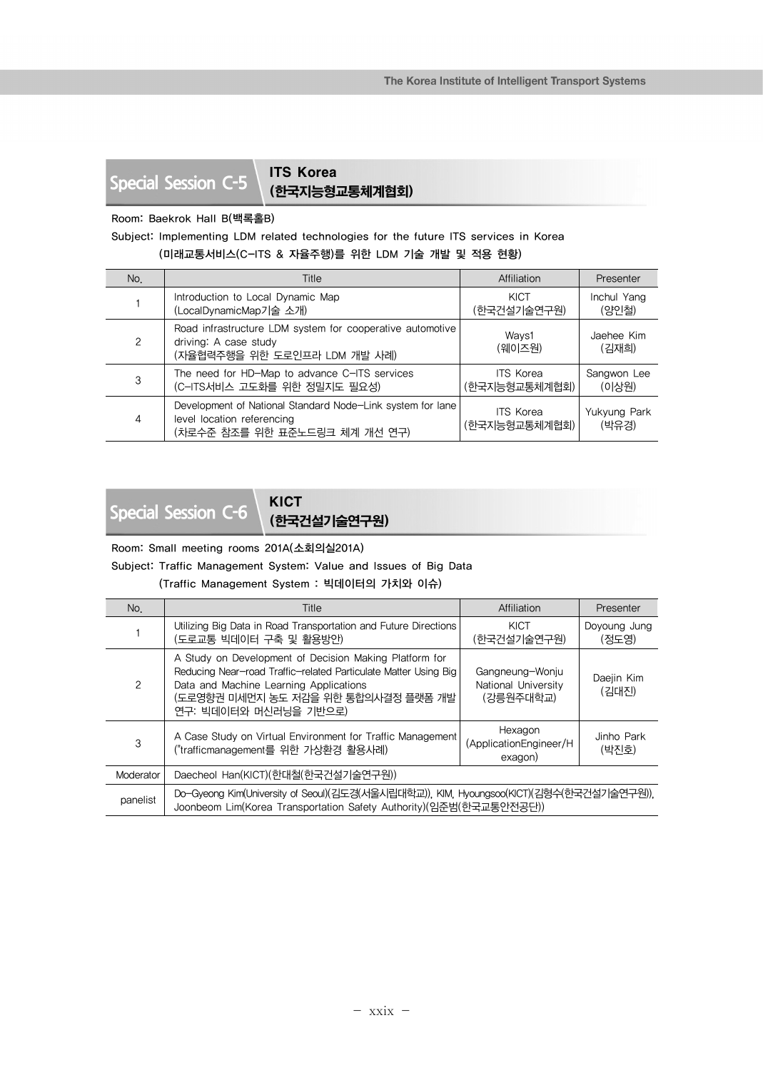## Special Session C-5 ITS Korea (한국지능형교통체계협회)

Room: Baekrok Hall B(백록홀B)

Subject: Implementing LDM related technologies for the future ITS services in Korea
(미래교통서비스(C-ITS & 자율주행)를 위한 LDM 기술 개발 및 적용 현황)

| No. | Title | Affiliation | Presenter |
| --- | --- | --- | --- |
| 1 | Introduction to Local Dynamic Map (LocalDynamicMap기술 소개) | KICT (한국건설기술연구원) | Inchul Yang (양인철) |
| 2 | Road infrastructure LDM system for cooperative automotive driving: A case study (자율협력주행을 위한 도로인프라 LDM 개발 사례) | Ways1 (웨이즈원) | Jaehee Kim (김재희) |
| 3 | The need for HD-Map to advance C-ITS services (C-ITS서비스 고도화를 위한 정밀지도 필요성) | ITS Korea (한국지능형교통체계협회) | Sangwon Lee (이상원) |
| 4 | Development of National Standard Node-Link system for lane level location referencing (차로수준 참조를 위한 표준노드링크 체계 개선 연구) | ITS Korea (한국지능형교통체계협회) | Yukyung Park (박유경) |

## Special Session C-6 KICT (한국건설기술연구원)

Room: Small meeting rooms 201A(소회의실201A)

Subject: Traffic Management System: Value and Issues of Big Data
(Traffic Management System : 빅데이터의 가치와 이슈)

| No. | Title | Affiliation | Presenter |
| --- | --- | --- | --- |
| 1 | Utilizing Big Data in Road Transportation and Future Directions (도로교통 빅데이터 구축 및 활용방안) | KICT (한국건설기술연구원) | Doyoung Jung (정도영) |
| 2 | A Study on Development of Decision Making Platform for Reducing Near-road Traffic-related Particulate Matter Using Big Data and Machine Learning Applications (도로영향권 미세먼지 농도 저감을 위한 통합의사결정 플랫폼 개발 연구: 빅데이터와 머신러닝을 기반으로) | Gangneung-Wonju National University (강릉원주대학교) | Daejin Kim (김대진) |
| 3 | A Case Study on Virtual Environment for Traffic Management ("trafficmanagement를 위한 가상환경 활용사례) | Hexagon (ApplicationEngineer/Hexagon) | Jinho Park (박진호) |
| Moderator | Daecheol Han(KICT)(한대철(한국건설기술연구원)) | | |
| panelist | Do-Gyeong Kim(University of Seoul)(김도경(서울시립대학교)), KIM, Hyoungsoo(KICT)(김형수(한국건설기술연구원)), Joonbeom Lim(Korea Transportation Safety Authority)(임준범(한국교통안전공단)) | | |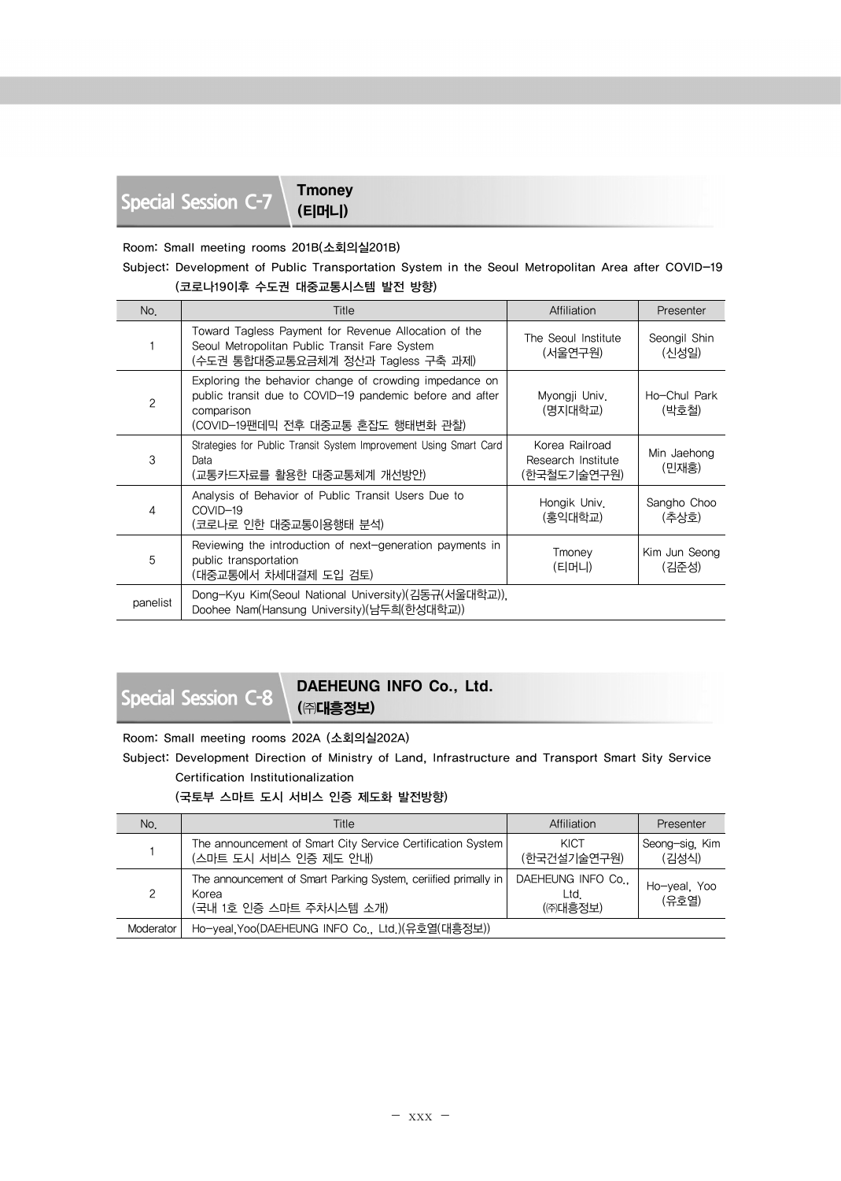## Special Session C-7 Tmoney (티머니)

Room: Small meeting rooms 201B(소회의실201B)

Subject: Development of Public Transportation System in the Seoul Metropolitan Area after COVID-19
(코로나19이후 수도권 대중교통시스템 발전 방향)

| No. | Title | Affiliation | Presenter |
|---|---|---|---|
| 1 | Toward Tagless Payment for Revenue Allocation of the Seoul Metropolitan Public Transit Fare System (수도권 통합대중교통요금체계 정산과 Tagless 구축 과제) | The Seoul Institute (서울연구원) | Seongil Shin (신성일) |
| 2 | Exploring the behavior change of crowding impedance on public transit due to COVID-19 pandemic before and after comparison (COVID-19팬데믹 전후 대중교통 혼잡도 행태변화 관찰) | Myongji Univ. (명지대학교) | Ho-Chul Park (박호철) |
| 3 | Strategies for Public Transit System Improvement Using Smart Card Data (교통카드자료를 활용한 대중교통체계 개선방안) | Korea Railroad Research Institute (한국철도기술연구원) | Min Jaehong (민재홍) |
| 4 | Analysis of Behavior of Public Transit Users Due to COVID-19 (코로나로 인한 대중교통이용행태 분석) | Hongik Univ. (홍익대학교) | Sangho Choo (추상호) |
| 5 | Reviewing the introduction of next-generation payments in public transportation (대중교통에서 차세대결제 도입 검토) | Tmoney (티머니) | Kim Jun Seong (김준성) |
| panelist | Dong-Kyu Kim(Seoul National University)(김동규(서울대학교)), Doohee Nam(Hansung University)(남두희(한성대학교)) | | |

## Special Session C-8 DAEHEUNG INFO Co., Ltd. (㈜대흥정보)

Room: Small meeting rooms 202A (소회의실202A)

Subject: Development Direction of Ministry of Land, Infrastructure and Transport Smart Sity Service Certification Institutionalization
(국토부 스마트 도시 서비스 인증 제도화 발전방향)

| No. | Title | Affiliation | Presenter |
|---|---|---|---|
| 1 | The announcement of Smart City Service Certification System (스마트 도시 서비스 인증 제도 안내) | KICT (한국건설기술연구원) | Seong-sig, Kim (김성식) |
| 2 | The announcement of Smart Parking System, ceriified primally in Korea (국내 1호 인증 스마트 주차시스템 소개) | DAEHEUNG INFO Co., Ltd. (㈜대흥정보) | Ho-yeal, Yoo (유호열) |
| Moderator | Ho-yeal,Yoo(DAEHEUNG INFO Co., Ltd.)(유호열(대흥정보)) | | |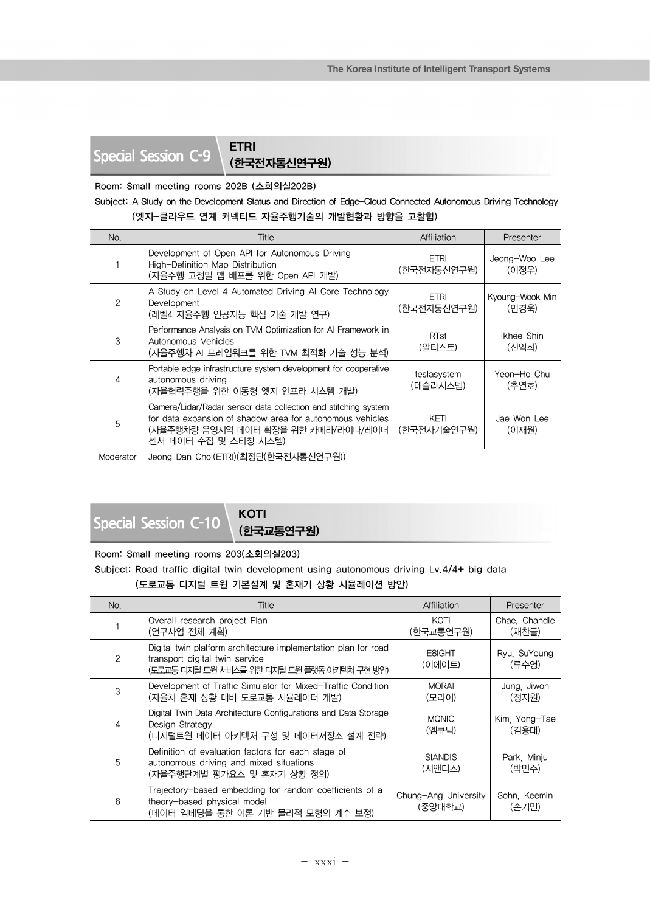## Special Session C-9 ETRI (한국전자통신연구원)

**Room: Small meeting rooms 202B (소회의실202B)**

**Subject: A Study on the Development Status and Direction of Edge-Cloud Connected Autonomous Driving Technology (엣지-클라우드 연계 커넥티드 자율주행기술의 개발현황과 방향을 고찰함)**

| No. | Title | Affiliation | Presenter |
|---|---|---|---|
| 1 | Development of Open API for Autonomous Driving High-Definition Map Distribution (자율주행 고정밀 맵 배포를 위한 Open API 개발) | ETRI (한국전자통신연구원) | Jeong-Woo Lee (이정우) |
| 2 | A Study on Level 4 Automated Driving AI Core Technology Development (레벨4 자율주행 인공지능 핵심 기술 개발 연구) | ETRI (한국전자통신연구원) | Kyoung-Wook Min (민경욱) |
| 3 | Performance Analysis on TVM Optimization for AI Framework in Autonomous Vehicles (자율주행차 AI 프레임워크를 위한 TVM 최적화 기술 성능 분석) | RTst (알티스트) | Ikhee Shin (신익희) |
| 4 | Portable edge infrastructure system development for cooperative autonomous driving (자율협력주행을 위한 이동형 엣지 인프라 시스템 개발) | teslasystem (테슬라시스템) | Yeon-Ho Chu (추연호) |
| 5 | Camera/Lidar/Radar sensor data collection and stitching system for data expansion of shadow area for autonomous vehicles (자율주행차량 음영지역 데이터 확장을 위한 카메라/라이다/레이더 센서 데이터 수집 및 스티칭 시스템) | KETI (한국전자기술연구원) | Jae Won Lee (이재원) |
| Moderator | Jeong Dan Choi(ETRI)(최정단(한국전자통신연구원)) | | |

## Special Session C-10 KOTI (한국교통연구원)

**Room: Small meeting rooms 203(소회의실203)**

**Subject: Road traffic digital twin development using autonomous driving Lv.4/4+ big data (도로교통 디지털 트윈 기본설계 및 혼재기 상황 시뮬레이션 방안)**

| No. | Title | Affiliation | Presenter |
|---|---|---|---|
| 1 | Overall research project Plan (연구사업 전체 계획) | KOTI (한국교통연구원) | Chae, Chandle (채찬들) |
| 2 | Digital twin platform architecture implementation plan for road transport digital twin service (도로교통 디지털 트윈 서비스를 위한 디지털 트윈 플랫폼 아키텍처 구현 방안) | E8IGHT (이에이트) | Ryu, SuYoung (류수영) |
| 3 | Development of Traffic Simulator for Mixed-Traffic Condition (자율차 혼재 상황 대비 도로교통 시뮬레이터 개발) | MORAI (모라이) | Jung, Jiwon (정지원) |
| 4 | Digital Twin Data Architecture Configurations and Data Storage Design Strategy (디지털트윈 데이터 아키텍처 구성 및 데이터저장소 설계 전략) | MQNIC (엠큐닉) | Kim, Yong-Tae (김용태) |
| 5 | Definition of evaluation factors for each stage of autonomous driving and mixed situations (자율주행단계별 평가요소 및 혼재기 상황 정의) | SIANDIS (시앤디스) | Park, Minju (박민주) |
| 6 | Trajectory-based embedding for random coefficients of a theory-based physical model (데이터 임베딩을 통한 이론 기반 물리적 모형의 계수 보정) | Chung-Ang University (중앙대학교) | Sohn, Keemin (손기민) |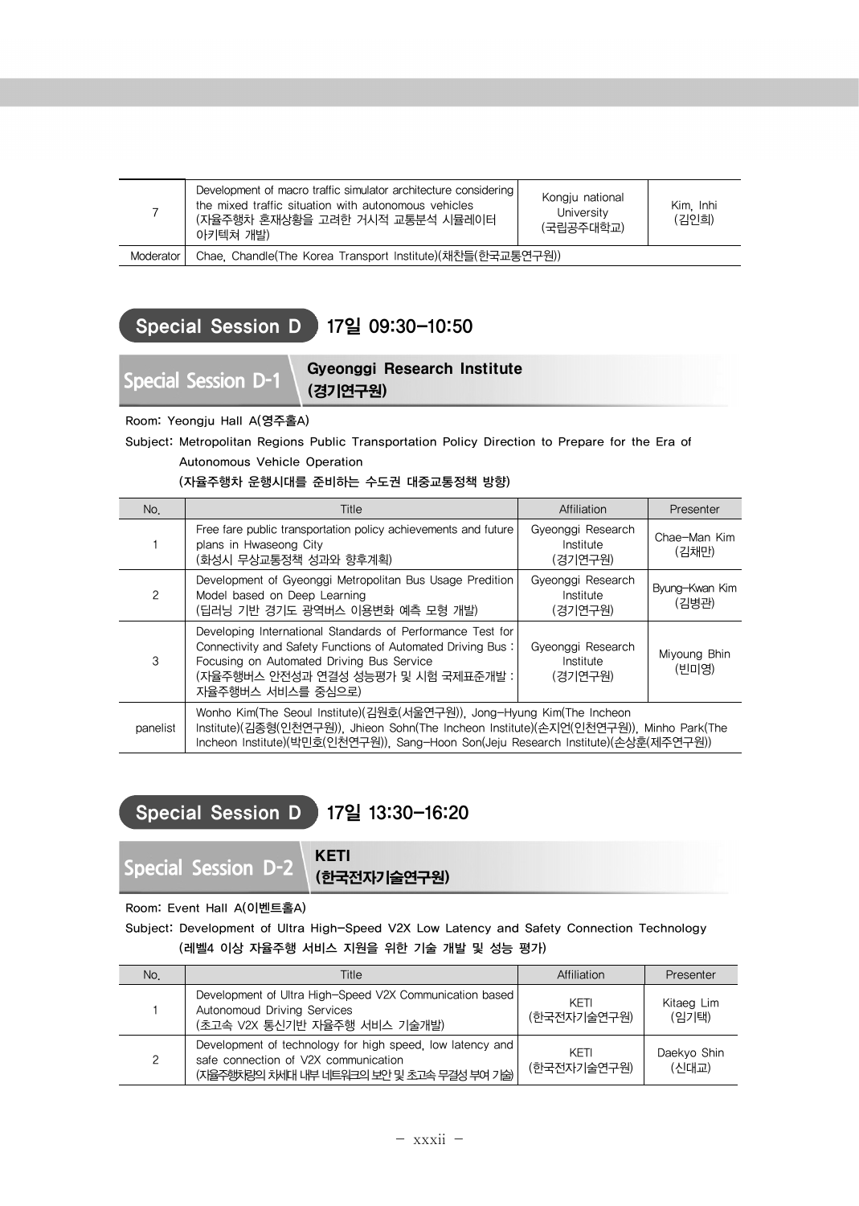| 7 | Development of macro traffic simulator architecture considering the mixed traffic situation with autonomous vehicles (자율주행차 혼재상황을 고려한 거시적 교통분석 시뮬레이터 아키텍쳐 개발) | Kongju national University (국립공주대학교) | Kim, Inhi (김인희) |
|---|---|---|---|
| Moderator | Chae, Chandle(The Korea Transport Institute)(채찬들(한국교통연구원)) | | |

## Special Session D 17일 09:30-10:50

### Special Session D-1 Gyeonggi Research Institute (경기연구원)

**Room: Yeongju Hall A(영주홀A)**

**Subject: Metropolitan Regions Public Transportation Policy Direction to Prepare for the Era of Autonomous Vehicle Operation**
**(자율주행차 운행시대를 준비하는 수도권 대중교통정책 방향)**

| No. | Title | Affiliation | Presenter |
|---|---|---|---|
| 1 | Free fare public transportation policy achievements and future plans in Hwaseong City (화성시 무상교통정책 성과와 향후계획) | Gyeonggi Research Institute (경기연구원) | Chae-Man Kim (김채만) |
| 2 | Development of Gyeonggi Metropolitan Bus Usage Predition Model based on Deep Learning (딥러닝 기반 경기도 광역버스 이용변화 예측 모형 개발) | Gyeonggi Research Institute (경기연구원) | Byung-Kwan Kim (김병관) |
| 3 | Developing International Standards of Performance Test for Connectivity and Safety Functions of Automated Driving Bus : Focusing on Automated Driving Bus Service (자율주행버스 안전성과 연결성 성능평가 및 시험 국제표준개발 : 자율주행버스 서비스를 중심으로) | Gyeonggi Research Institute (경기연구원) | Miyoung Bhin (빈미영) |
| panelist | Wonho Kim(The Seoul Institute)(김원호(서울연구원)), Jong-Hyung Kim(The Incheon Institute)(김종형(인천연구원)), Jhieon Sohn(The Incheon Institute)(손지언(인천연구원)), Minho Park(The Incheon Institute)(박민호(인천연구원)), Sang-Hoon Son(Jeju Research Institute)(손상훈(제주연구원)) | | |

## Special Session D 17일 13:30-16:20

### Special Session D-2 KETI (한국전자기술연구원)

**Room: Event Hall A(이벤트홀A)**

**Subject: Development of Ultra High-Speed V2X Low Latency and Safety Connection Technology**
**(레벨4 이상 자율주행 서비스 지원을 위한 기술 개발 및 성능 평가)**

| No. | Title | Affiliation | Presenter |
|---|---|---|---|
| 1 | Development of Ultra High-Speed V2X Communication based Autonomoud Driving Services (초고속 V2X 통신기반 자율주행 서비스 기술개발) | KETI (한국전자기술연구원) | Kitaeg Lim (임기택) |
| 2 | Development of technology for high speed, low latency and safe connection of V2X communication (자율주행차량의 차세대 내부 네트워크의 보안 및 초고속 무결성 부여 기술) | KETI (한국전자기술연구원) | Daekyo Shin (신대교) |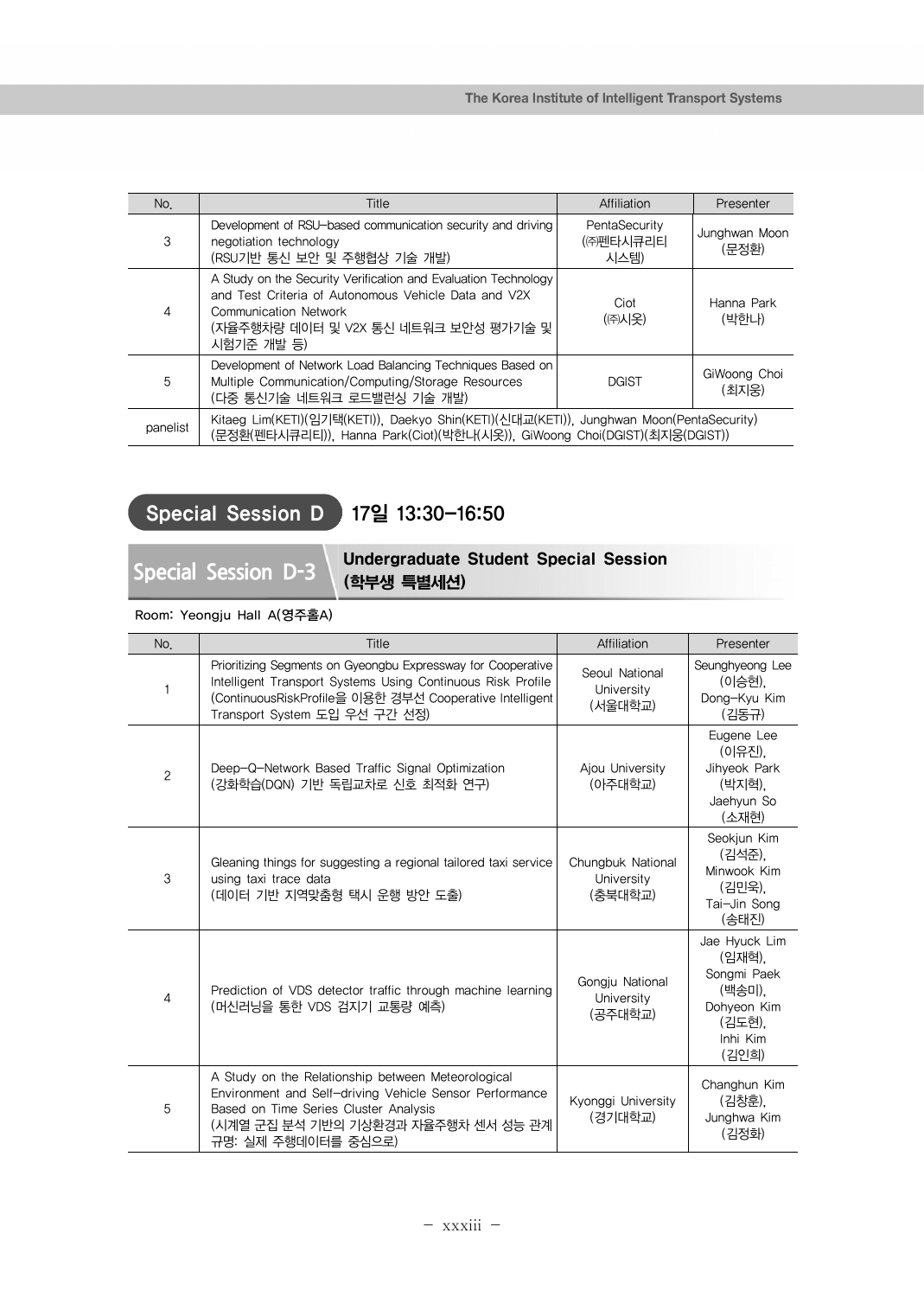| No. | Title | Affiliation | Presenter |
|---|---|---|---|
| 3 | Development of RSU-based communication security and driving negotiation technology (RSU기반 통신 보안 및 주행협상 기술 개발) | PentaSecurity ((주)펜타시큐리티 시스템) | Junghwan Moon (문정환) |
| 4 | A Study on the Security Verification and Evaluation Technology and Test Criteria of Autonomous Vehicle Data and V2X Communication Network (자율주행차량 데이터 및 V2X 통신 네트워크 보안성 평가기술 및 시험기준 개발 등) | Ciot ((주)시옷) | Hanna Park (박한나) |
| 5 | Development of Network Load Balancing Techniques Based on Multiple Communication/Computing/Storage Resources (다중 통신기술 네트워크 로드밸런싱 기술 개발) | DGIST | GiWoong Choi (최지웅) |
| panelist | Kitaeg Lim(KETI)(임기택(KETI)), Daekyo Shin(KETI)(신대교(KETI)), Junghwan Moon(PentaSecurity)(문정환(펜타시큐리티)), Hanna Park(Ciot)(박한나(시옷)), GiWoong Choi(DGIST)(최지웅(DGIST)) | | |

## Special Session D 17일 13:30–16:50

### Special Session D-3 Undergraduate Student Special Session (학부생 특별세션)

Room: Yeongju Hall A(영주홀A)

| No. | Title | Affiliation | Presenter |
|---|---|---|---|
| 1 | Prioritizing Segments on Gyeongbu Expressway for Cooperative Intelligent Transport Systems Using Continuous Risk Profile (ContinuousRiskProfile을 이용한 경부선 Cooperative Intelligent Transport System 도입 우선 구간 선정) | Seoul National University (서울대학교) | Seunghyeong Lee (이승현), Dong-Kyu Kim (김동규) |
| 2 | Deep-Q-Network Based Traffic Signal Optimization (강화학습(DQN) 기반 독립교차로 신호 최적화 연구) | Ajou University (아주대학교) | Eugene Lee (이유진), Jihyeok Park (박지혁), Jaehyun So (소재현) |
| 3 | Gleaning things for suggesting a regional tailored taxi service using taxi trace data (데이터 기반 지역맞춤형 택시 운행 방안 도출) | Chungbuk National University (충북대학교) | Seokjun Kim (김석준), Minwook Kim (김민욱), Tai-Jin Song (송태진) |
| 4 | Prediction of VDS detector traffic through machine learning (머신러닝을 통한 VDS 검지기 교통량 예측) | Gongju National University (공주대학교) | Jae Hyuck Lim (임재혁), Songmi Paek (백송미), Dohyeon Kim (김도현), Inhi Kim (김인희) |
| 5 | A Study on the Relationship between Meteorological Environment and Self-driving Vehicle Sensor Performance Based on Time Series Cluster Analysis (시계열 군집 분석 기반의 기상환경과 자율주행차 센서 성능 관계 규명: 실제 주행데이터를 중심으로) | Kyonggi University (경기대학교) | Changhun Kim (김창훈), Junghwa Kim (김정화) |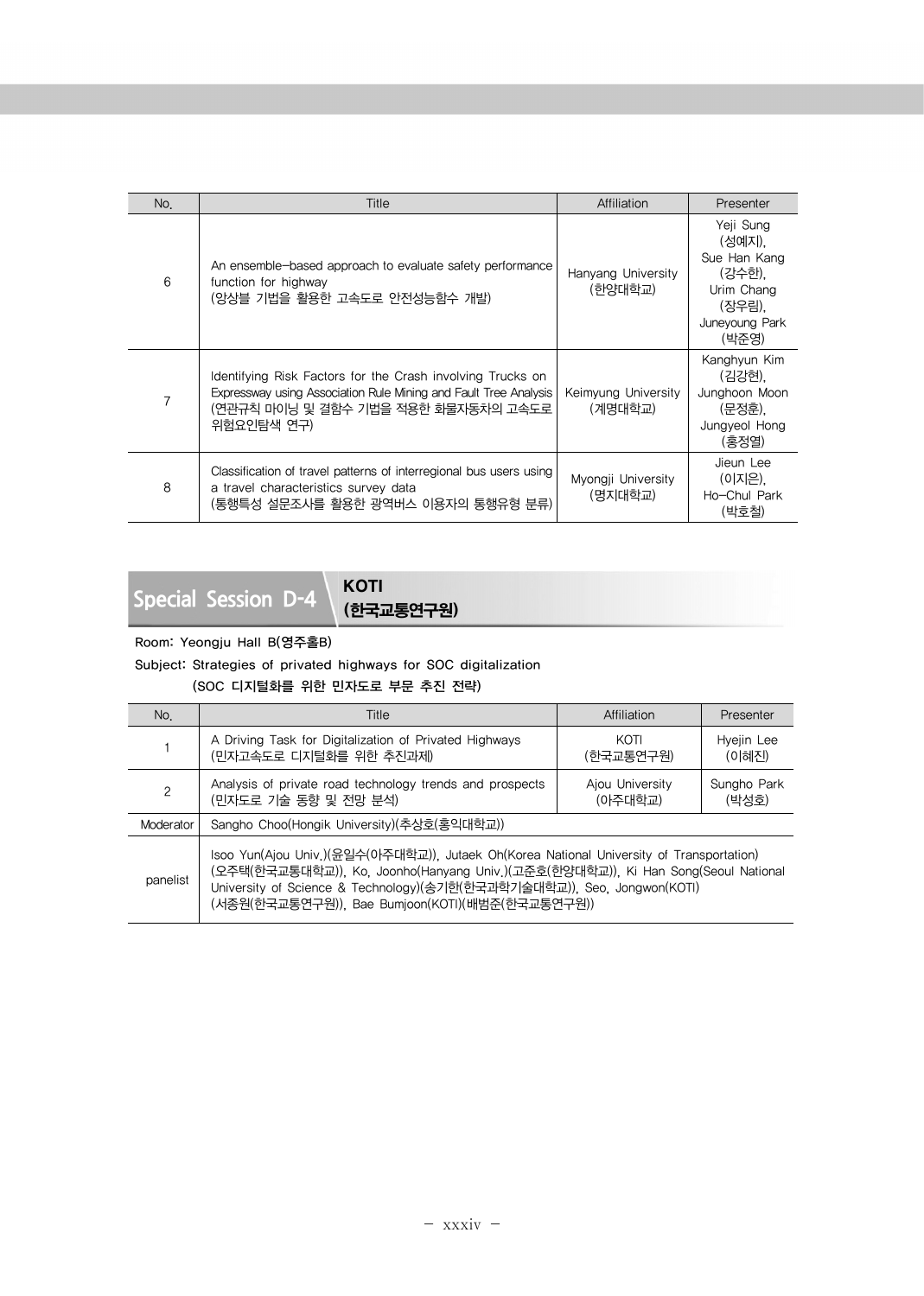| No. | Title | Affiliation | Presenter |
|---|---|---|---|
| 6 | An ensemble-based approach to evaluate safety performance function for highway<br>(앙상블 기법을 활용한 고속도로 안전성능함수 개발) | Hanyang University<br>(한양대학교) | Yeji Sung<br>(성예지),<br>Sue Han Kang<br>(강수한),<br>Urim Chang<br>(장우림),<br>Juneyoung Park<br>(박준영) |
| 7 | Identifying Risk Factors for the Crash involving Trucks on Expressway using Association Rule Mining and Fault Tree Analysis<br>(연관규칙 마이닝 및 결함수 기법을 적용한 화물자동차의 고속도로 위험요인탐색 연구) | Keimyung University<br>(계명대학교) | Kanghyun Kim<br>(김강현),<br>Junghoon Moon<br>(문정훈),<br>Jungyeol Hong<br>(홍정열) |
| 8 | Classification of travel patterns of interregional bus users using a travel characteristics survey data<br>(통행특성 설문조사를 활용한 광역버스 이용자의 통행유형 분류) | Myongji University<br>(명지대학교) | Jieun Lee<br>(이지은),<br>Ho-Chul Park<br>(박호철) |

## Special Session D-4 KOTI (한국교통연구원)

**Room: Yeongju Hall B(영주홀B)**

**Subject: Strategies of privated highways for SOC digitalization**
**(SOC 디지털화를 위한 민자도로 부문 추진 전략)**

| No. | Title | Affiliation | Presenter |
|---|---|---|---|
| 1 | A Driving Task for Digitalization of Privated Highways<br>(민자고속도로 디지털화를 위한 추진과제) | KOTI<br>(한국교통연구원) | Hyejin Lee<br>(이혜진) |
| 2 | Analysis of private road technology trends and prospects<br>(민자도로 기술 동향 및 전망 분석) | Ajou University<br>(아주대학교) | Sungho Park<br>(박성호) |
| Moderator | Sangho Choo(Hongik University)(추상호(홍익대학교)) | | |
| panelist | Isoo Yun(Ajou Univ.)(윤일수(아주대학교)), Jutaek Oh(Korea National University of Transportation)(오주택(한국교통대학교)), Ko, Joonho(Hanyang Univ.)(고준호(한양대학교)), Ki Han Song(Seoul National University of Science & Technology)(송기한(한국과학기술대학교)), Seo, Jongwon(KOTI)(서종원(한국교통연구원)), Bae Bumjoon(KOTI)(배범준(한국교통연구원)) | | |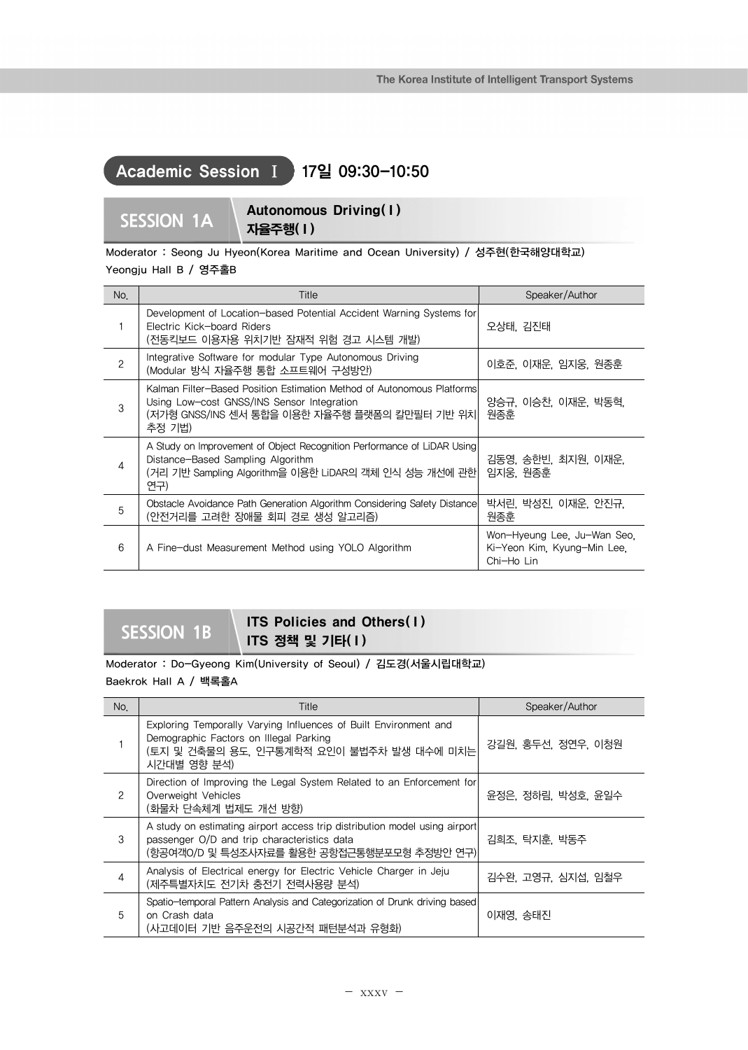## Academic Session Ⅰ 17일 09:30-10:50

### SESSION 1A Autonomous Driving(Ⅰ) 자율주행(Ⅰ)

Moderator : Seong Ju Hyeon(Korea Maritime and Ocean University) / 성주현(한국해양대학교)

Yeongju Hall B / 영주홀B

| No. | Title | Speaker/Author |
|---|---|---|
| 1 | Development of Location-based Potential Accident Warning Systems for Electric Kick-board Riders (전동킥보드 이용자용 위치기반 잠재적 위험 경고 시스템 개발) | 오상태, 김진태 |
| 2 | Integrative Software for modular Type Autonomous Driving (Modular 방식 자율주행 통합 소프트웨어 구성방안) | 이호준, 이재운, 임지웅, 원종훈 |
| 3 | Kalman Filter-Based Position Estimation Method of Autonomous Platforms Using Low-cost GNSS/INS Sensor Integration (저가형 GNSS/INS 센서 통합을 이용한 자율주행 플랫폼의 칼만필터 기반 위치 추정 기법) | 양승규, 이승찬, 이재운, 박동혁, 원종훈 |
| 4 | A Study on Improvement of Object Recognition Performance of LiDAR Using Distance-Based Sampling Algorithm (거리 기반 Sampling Algorithm을 이용한 LiDAR의 객체 인식 성능 개선에 관한 연구) | 김동영, 송한빈, 최지원, 이재운, 임지웅, 원종훈 |
| 5 | Obstacle Avoidance Path Generation Algorithm Considering Safety Distance (안전거리를 고려한 장애물 회피 경로 생성 알고리즘) | 박서린, 박성진, 이재운, 안진규, 원종훈 |
| 6 | A Fine-dust Measurement Method using YOLO Algorithm | Won-Hyeung Lee, Ju-Wan Seo, Ki-Yeon Kim, Kyung-Min Lee, Chi-Ho Lin |

### SESSION 1B ITS Policies and Others(Ⅰ) ITS 정책 및 기타(Ⅰ)

Moderator : Do-Gyeong Kim(University of Seoul) / 김도경(서울시립대학교)

Baekrok Hall A / 백록홀A

| No. | Title | Speaker/Author |
|---|---|---|
| 1 | Exploring Temporally Varying Influences of Built Environment and Demographic Factors on Illegal Parking (토지 및 건축물의 용도, 인구통계학적 요인이 불법주차 발생 대수에 미치는 시간대별 영향 분석) | 강길원, 홍두선, 정연우, 이청원 |
| 2 | Direction of Improving the Legal System Related to an Enforcement for Overweight Vehicles (화물차 단속체계 법제도 개선 방향) | 윤정은, 정하림, 박성호, 윤일수 |
| 3 | A study on estimating airport access trip distribution model using airport passenger O/D and trip characteristics data (항공여객O/D 및 특성조사자료를 활용한 공항접근통행분포모형 추정방안 연구) | 김희조, 탁지훈, 박동주 |
| 4 | Analysis of Electrical energy for Electric Vehicle Charger in Jeju (제주특별자치도 전기차 충전기 전력사용량 분석) | 김수완, 고영규, 심지섭, 임철우 |
| 5 | Spatio-temporal Pattern Analysis and Categorization of Drunk driving based on Crash data (사고데이터 기반 음주운전의 시공간적 패턴분석과 유형화) | 이재영, 송태진 |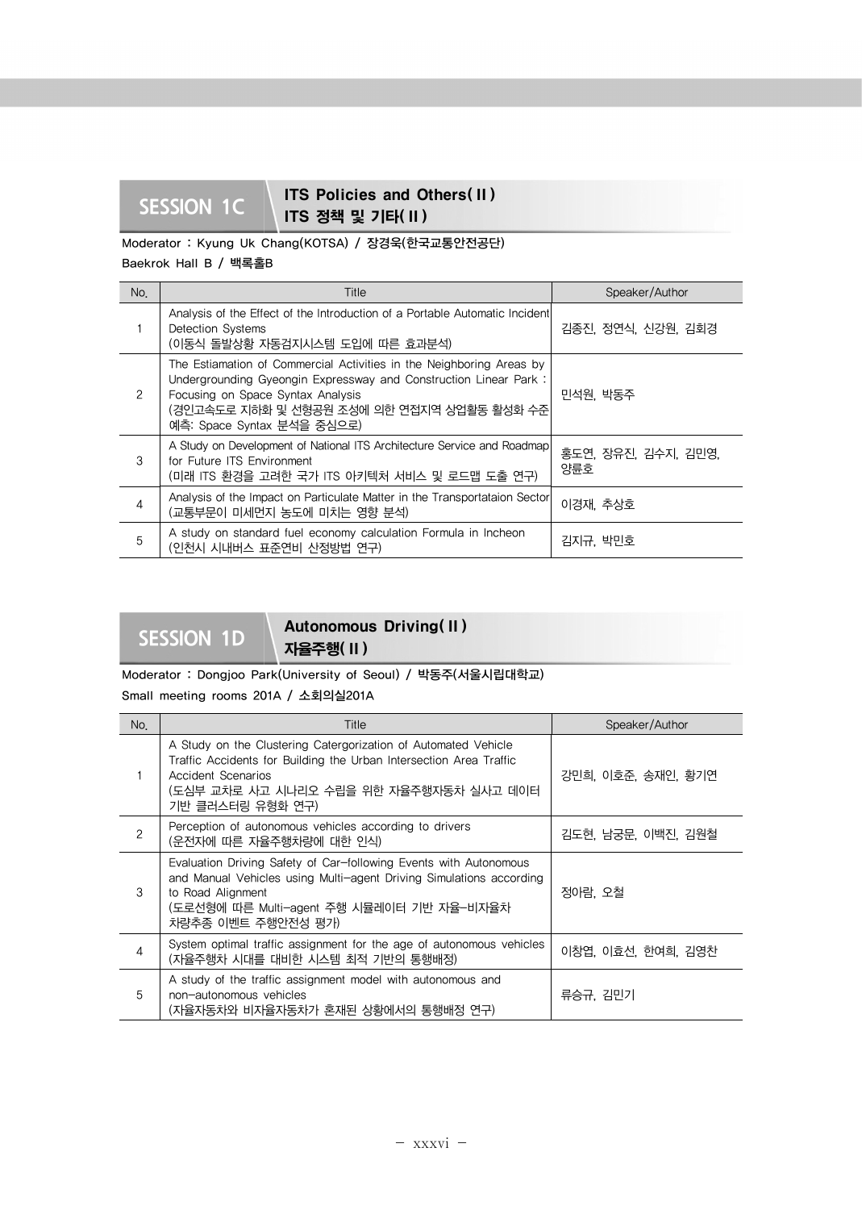## SESSION 1C ITS Policies and Others(Ⅱ) ITS 정책 및 기타(Ⅱ)

Moderator : Kyung Uk Chang(KOTSA) / 장경욱(한국교통안전공단)

Baekrok Hall B / 백록홀B

| No. | Title | Speaker/Author |
|---|---|---|
| 1 | Analysis of the Effect of the Introduction of a Portable Automatic Incident Detection Systems (이동식 돌발상황 자동검지시스템 도입에 따른 효과분석) | 김종진, 정연식, 신강원, 김회경 |
| 2 | The Estiamation of Commercial Activities in the Neighboring Areas by Undergrounding Gyeongin Expressway and Construction Linear Park : Focusing on Space Syntax Analysis (경인고속도로 지하화 및 선형공원 조성에 의한 연접지역 상업활동 활성화 수준 예측: Space Syntax 분석을 중심으로) | 민석원, 박동주 |
| 3 | A Study on Development of National ITS Architecture Service and Roadmap for Future ITS Environment (미래 ITS 환경을 고려한 국가 ITS 아키텍처 서비스 및 로드맵 도출 연구) | 홍도연, 장유진, 김수지, 김민영, 양륜호 |
| 4 | Analysis of the Impact on Particulate Matter in the Transportataion Sector (교통부문이 미세먼지 농도에 미치는 영향 분석) | 이경재, 추상호 |
| 5 | A study on standard fuel economy calculation Formula in Incheon (인천시 시내버스 표준연비 산정방법 연구) | 김지규, 박민호 |

## SESSION 1D Autonomous Driving(Ⅱ) 자율주행(Ⅱ)

Moderator : Dongjoo Park(University of Seoul) / 박동주(서울시립대학교)

Small meeting rooms 201A / 소회의실201A

| No. | Title | Speaker/Author |
|---|---|---|
| 1 | A Study on the Clustering Catergorization of Automated Vehicle Traffic Accidents for Building the Urban Intersection Area Traffic Accident Scenarios (도심부 교차로 사고 시나리오 수립을 위한 자율주행자동차 실사고 데이터 기반 클러스터링 유형화 연구) | 강민희, 이호준, 송재인, 황기연 |
| 2 | Perception of autonomous vehicles according to drivers (운전자에 따른 자율주행차량에 대한 인식) | 김도현, 남궁문, 이백진, 김원철 |
| 3 | Evaluation Driving Safety of Car-following Events with Autonomous and Manual Vehicles using Multi-agent Driving Simulations according to Road Alignment (도로선형에 따른 Multi-agent 주행 시뮬레이터 기반 자율-비자율차 차량추종 이벤트 주행안전성 평가) | 정아람, 오철 |
| 4 | System optimal traffic assignment for the age of autonomous vehicles (자율주행차 시대를 대비한 시스템 최적 기반의 통행배정) | 이창엽, 이효선, 한여희, 김영찬 |
| 5 | A study of the traffic assignment model with autonomous and non-autonomous vehicles (자율자동차와 비자율자동차가 혼재된 상황에서의 통행배정 연구) | 류승규, 김민기 |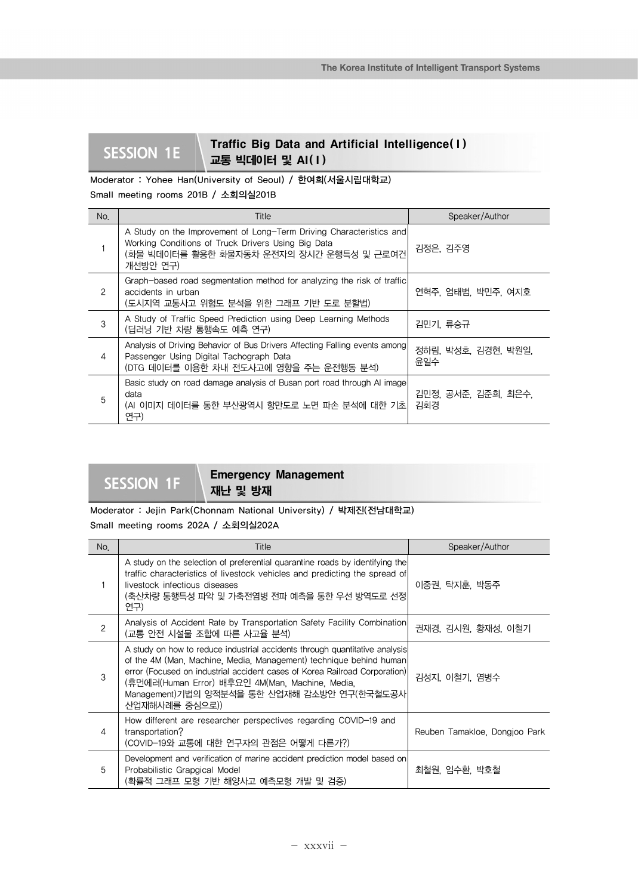## SESSION 1E Traffic Big Data and Artificial Intelligence(Ⅰ) 교통 빅데이터 및 AI(Ⅰ)

**Moderator : Yohee Han(University of Seoul) / 한여희(서울시립대학교)**

**Small meeting rooms 201B / 소회의실201B**

| No. | Title | Speaker/Author |
|---|---|---|
| 1 | A Study on the Improvement of Long-Term Driving Characteristics and Working Conditions of Truck Drivers Using Big Data (화물 빅데이터를 활용한 화물자동차 운전자의 장시간 운행특성 및 근로여건 개선방안 연구) | 김정은, 김주영 |
| 2 | Graph-based road segmentation method for analyzing the risk of traffic accidents in urban (도시지역 교통사고 위험도 분석을 위한 그래프 기반 도로 분할법) | 연혁주, 엄태범, 박민주, 여지호 |
| 3 | A Study of Traffic Speed Prediction using Deep Learning Methods (딥러닝 기반 차량 통행속도 예측 연구) | 김민기, 류승규 |
| 4 | Analysis of Driving Behavior of Bus Drivers Affecting Falling events among Passenger Using Digital Tachograph Data (DTG 데이터를 이용한 차내 전도사고에 영향을 주는 운전행동 분석) | 정하림, 박성호, 김경현, 박원일, 윤일수 |
| 5 | Basic study on road damage analysis of Busan port road through AI image data (AI 이미지 데이터를 통한 부산광역시 항만도로 노면 파손 분석에 대한 기초연구) | 김민정, 공서준, 김준희, 최은수, 김회경 |

## SESSION 1F Emergency Management 재난 및 방재

**Moderator : Jejin Park(Chonnam National University) / 박제진(전남대학교)**

**Small meeting rooms 202A / 소회의실202A**

| No. | Title | Speaker/Author |
|---|---|---|
| 1 | A study on the selection of preferential quarantine roads by identifying the traffic characteristics of livestock vehicles and predicting the spread of livestock infectious diseases (축산차량 통행특성 파악 및 가축전염병 전파 예측을 통한 우선 방역도로 선정 연구) | 이중권, 탁지훈, 박동주 |
| 2 | Analysis of Accident Rate by Transportation Safety Facility Combination (교통 안전 시설물 조합에 따른 사고율 분석) | 권재경, 김시원, 황재성, 이철기 |
| 3 | A study on how to reduce industrial accidents through quantitative analysis of the 4M (Man, Machine, Media, Management) technique behind human error (Focused on industrial accident cases of Korea Railroad Corporation) (휴먼에러(Human Error) 배후요인 4M(Man, Machine, Media, Management)기법의 양적분석을 통한 산업재해 감소방안 연구(한국철도공사 산업재해사례를 중심으로)) | 김성지, 이철기, 염병수 |
| 4 | How different are researcher perspectives regarding COVID-19 and transportation? (COVID-19와 교통에 대한 연구자의 관점은 어떻게 다른가?) | Reuben Tamakloe, Dongjoo Park |
| 5 | Development and verification of marine accident prediction model based on Probabilistic Grapgical Model (확률적 그래프 모형 기반 해양사고 예측모형 개발 및 검증) | 최철원, 임수환, 박호철 |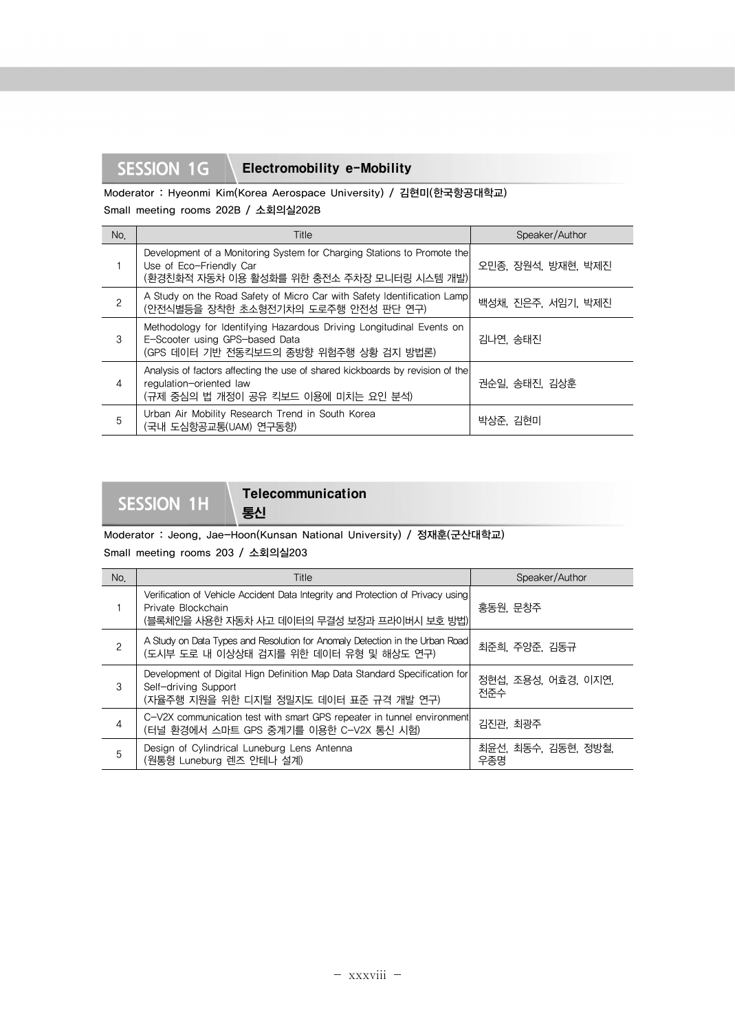## SESSION 1G Electromobility e-Mobility

**Moderator : Hyeonmi Kim(Korea Aerospace University) / 김현미(한국항공대학교)**

**Small meeting rooms 202B / 소회의실202B**

| No. | Title | Speaker/Author |
|---|---|---|
| 1 | Development of a Monitoring System for Charging Stations to Promote the Use of Eco-Friendly Car (환경친화적 자동차 이용 활성화를 위한 충전소 주차장 모니터링 시스템 개발) | 오민종, 장원석, 방재현, 박제진 |
| 2 | A Study on the Road Safety of Micro Car with Safety Identification Lamp (안전식별등을 장착한 초소형전기차의 도로주행 안전성 판단 연구) | 백성채, 진은주, 서임기, 박제진 |
| 3 | Methodology for Identifying Hazardous Driving Longitudinal Events on E-Scooter using GPS-based Data (GPS 데이터 기반 전동킥보드의 종방향 위험주행 상황 검지 방법론) | 김나연, 송태진 |
| 4 | Analysis of factors affecting the use of shared kickboards by revision of the regulation-oriented law (규제 중심의 법 개정이 공유 킥보드 이용에 미치는 요인 분석) | 권순일, 송태진, 김상훈 |
| 5 | Urban Air Mobility Research Trend in South Korea (국내 도심항공교통(UAM) 연구동향) | 박상준, 김현미 |

## SESSION 1H Telecommunication 통신

**Moderator : Jeong, Jae-Hoon(Kunsan National University) / 정재훈(군산대학교)**

**Small meeting rooms 203 / 소회의실203**

| No. | Title | Speaker/Author |
|---|---|---|
| 1 | Verification of Vehicle Accident Data Integrity and Protection of Privacy using Private Blockchain (블록체인을 사용한 자동차 사고 데이터의 무결성 보장과 프라이버시 보호 방법) | 홍동원, 문창주 |
| 2 | A Study on Data Types and Resolution for Anomaly Detection in the Urban Road (도시부 도로 내 이상상태 검지를 위한 데이터 유형 및 해상도 연구) | 최준희, 주양준, 김동규 |
| 3 | Development of Digital Hign Definition Map Data Standard Specification for Self-driving Support (자율주행 지원을 위한 디지털 정밀지도 데이터 표준 규격 개발 연구) | 정현섭, 조용성, 어효경, 이지연, 전준수 |
| 4 | C-V2X communication test with smart GPS repeater in tunnel environment (터널 환경에서 스마트 GPS 중계기를 이용한 C-V2X 통신 시험) | 김진관, 최광주 |
| 5 | Design of Cylindrical Luneburg Lens Antenna (원통형 Luneburg 렌즈 안테나 설계) | 최윤선, 최동수, 김동현, 정방철, 우종명 |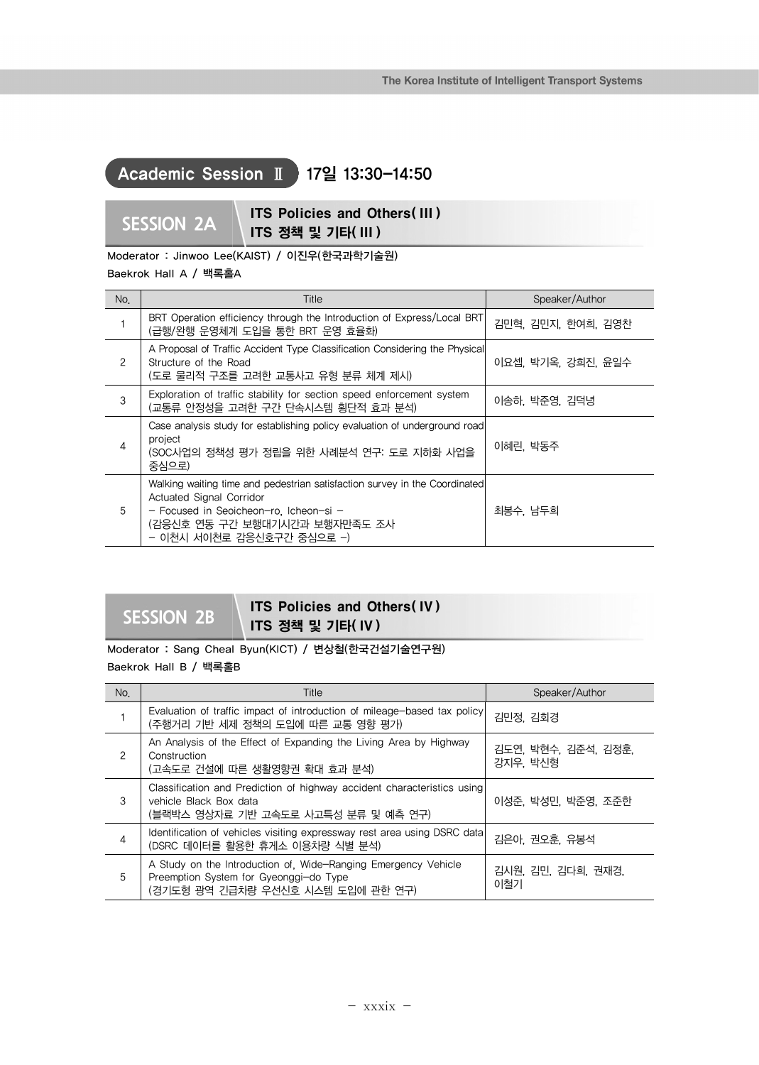## Academic Session Ⅱ 17일 13:30-14:50

### SESSION 2A

**ITS Policies and Others(Ⅲ)**
**ITS 정책 및 기타(Ⅲ)**

Moderator : Jinwoo Lee(KAIST) / 이진우(한국과학기술원)

Baekrok Hall A / 백록홀A

| No. | Title | Speaker/Author |
|---|---|---|
| 1 | BRT Operation efficiency through the Introduction of Express/Local BRT (급행/완행 운영체계 도입을 통한 BRT 운영 효율화) | 김민혁, 김민지, 한여희, 김영찬 |
| 2 | A Proposal of Traffic Accident Type Classification Considering the Physical Structure of the Road (도로 물리적 구조를 고려한 교통사고 유형 분류 체계 제시) | 이요셉, 박기옥, 강희진, 윤일수 |
| 3 | Exploration of traffic stability for section speed enforcement system (교통류 안정성을 고려한 구간 단속시스템 횡단적 효과 분석) | 이송하, 박준영, 김덕녕 |
| 4 | Case analysis study for establishing policy evaluation of underground road project (SOC사업의 정책성 평가 정립을 위한 사례분석 연구: 도로 지하화 사업을 중심으로) | 이혜린, 박동주 |
| 5 | Walking waiting time and pedestrian satisfaction survey in the Coordinated Actuated Signal Corridor - Focused in Seoicheon-ro, Icheon-si - (감응신호 연동 구간 보행대기시간과 보행자만족도 조사 - 이천시 서이천로 감응신호구간 중심으로 -) | 최봉수, 남두희 |

### SESSION 2B

**ITS Policies and Others(Ⅳ)**
**ITS 정책 및 기타(Ⅳ)**

Moderator : Sang Cheal Byun(KICT) / 변상철(한국건설기술연구원)

Baekrok Hall B / 백록홀B

| No. | Title | Speaker/Author |
|---|---|---|
| 1 | Evaluation of traffic impact of introduction of mileage-based tax policy (주행거리 기반 세제 정책의 도입에 따른 교통 영향 평가) | 김민정, 김회경 |
| 2 | An Analysis of the Effect of Expanding the Living Area by Highway Construction (고속도로 건설에 따른 생활영향권 확대 효과 분석) | 김도연, 박현수, 김준석, 김정훈, 강지우, 박신형 |
| 3 | Classification and Prediction of highway accident characteristics using vehicle Black Box data (블랙박스 영상자료 기반 고속도로 사고특성 분류 및 예측 연구) | 이성준, 박성민, 박준영, 조준한 |
| 4 | Identification of vehicles visiting expressway rest area using DSRC data (DSRC 데이터를 활용한 휴게소 이용차량 식별 분석) | 김은아, 권오훈, 유봉석 |
| 5 | A Study on the Introduction of, Wide-Ranging Emergency Vehicle Preemption System for Gyeonggi-do Type (경기도형 광역 긴급차량 우선신호 시스템 도입에 관한 연구) | 김시원, 김민, 김다희, 권재경, 이철기 |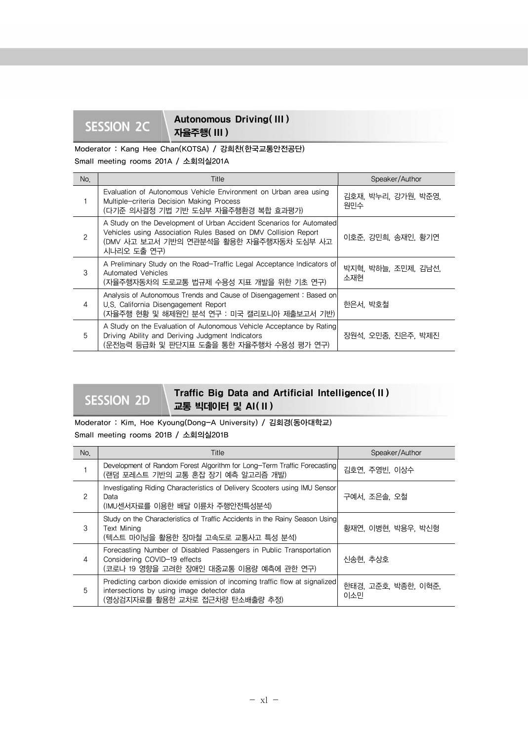## SESSION 2C

### Autonomous Driving( III )
### 자율주행( III )

**Moderator : Kang Hee Chan(KOTSA) / 강희찬(한국교통안전공단)**
**Small meeting rooms 201A / 소회의실201A**

| No. | Title | Speaker/Author |
|---|---|---|
| 1 | Evaluation of Autonomous Vehicle Environment on Urban area using Multiple-criteria Decision Making Process<br>(다기준 의사결정 기법 기반 도심부 자율주행환경 복합 효과평가) | 김호재, 박누리, 강가원, 박준영, 원민수 |
| 2 | A Study on the Development of Urban Accident Scenarios for Automated Vehicles using Association Rules Based on DMV Collision Report<br>(DMV 사고 보고서 기반의 연관분석을 활용한 자율주행자동차 도심부 사고 시나리오 도출 연구) | 이호준, 강민희, 송재인, 황기연 |
| 3 | A Preliminary Study on the Road-Traffic Legal Acceptance Indicators of Automated Vehicles<br>(자율주행자동차의 도로교통 법규제 수용성 지표 개발을 위한 기초 연구) | 박지혁, 박하늘, 조민제, 김남선, 소재현 |
| 4 | Analysis of Autonomous Trends and Cause of Disengagement : Based on U.S. California Disengagement Report<br>(자율주행 현황 및 해제원인 분석 연구 : 미국 캘리포니아 제출보고서 기반) | 한은서, 박호철 |
| 5 | A Study on the Evaluation of Autonomous Vehicle Acceptance by Rating Driving Ability and Deriving Judgment Indicators<br>(운전능력 등급화 및 판단지표 도출을 통한 자율주행차 수용성 평가 연구) | 장원석, 오민종, 진은주, 박제진 |

## SESSION 2D

### Traffic Big Data and Artificial Intelligence( II )
### 교통 빅데이터 및 AI( II )

**Moderator : Kim, Hoe Kyoung(Dong-A University) / 김회경(동아대학교)**
**Small meeting rooms 201B / 소회의실201B**

| No. | Title | Speaker/Author |
|---|---|---|
| 1 | Development of Random Forest Algorithm for Long-Term Traffic Forecasting<br>(랜덤 포레스트 기반의 교통 혼잡 장기 예측 알고리즘 개발) | 김호연, 주영빈, 이상수 |
| 2 | Investigating Riding Characteristics of Delivery Scooters using IMU Sensor Data<br>(IMU센서자료를 이용한 배달 이륜차 주행안전특성분석) | 구예서, 조은솔, 오철 |
| 3 | Study on the Characteristics of Traffic Accidents in the Rainy Season Using Text Mining<br>(텍스트 마이닝을 활용한 장마철 고속도로 교통사고 특성 분석) | 황재연, 이병현, 박용우, 박신형 |
| 4 | Forecasting Number of Disabled Passengers in Public Transportation Considering COVID-19 effects<br>(코로나 19 영향을 고려한 장애인 대중교통 이용량 예측에 관한 연구) | 신송현, 추상호 |
| 5 | Predicting carbon dioxide emission of incoming traffic flow at signalized intersections by using image detector data<br>(영상검지자료를 활용한 교차로 접근차량 탄소배출량 추정) | 한태경, 고준호, 박종한, 이혁준, 이소민 |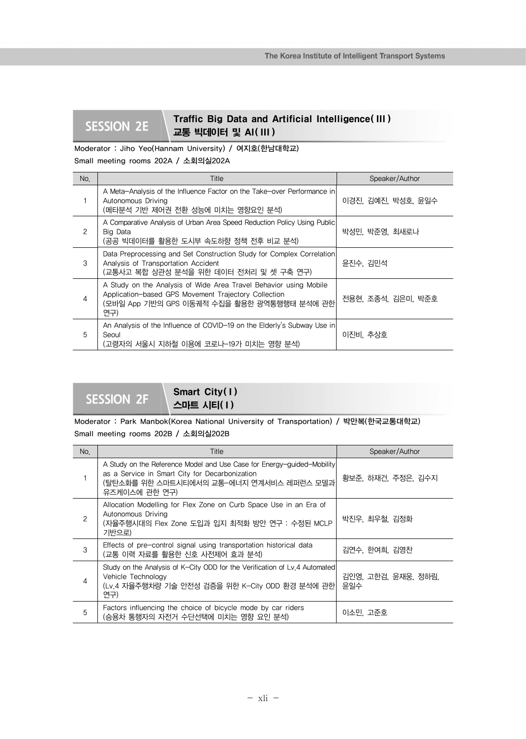## SESSION 2E Traffic Big Data and Artificial Intelligence(Ⅲ) 교통 빅데이터 및 AI(Ⅲ)

Moderator : Jiho Yeo(Hannam University) / 여지호(한남대학교)

Small meeting rooms 202A / 소회의실202A

| No. | Title | Speaker/Author |
|---|---|---|
| 1 | A Meta-Analysis of the Influence Factor on the Take-over Performance in Autonomous Driving (메타분석 기반 제어권 전환 성능에 미치는 영향요인 분석) | 이경진, 김예진, 박성호, 윤일수 |
| 2 | A Comparative Analysis of Urban Area Speed Reduction Policy Using Public Big Data (공공 빅데이터를 활용한 도시부 속도하향 정책 전후 비교 분석) | 박성민, 박준영, 최새로나 |
| 3 | Data Preprocessing and Set Construction Study for Complex Correlation Analysis of Transportation Accident (교통사고 복합 상관성 분석을 위한 데이터 전처리 및 셋 구축 연구) | 윤진수, 김민석 |
| 4 | A Study on the Analysis of Wide Area Travel Behavior using Mobile Application-based GPS Movement Trajectory Collection (모바일 App 기반의 GPS 이동궤적 수집을 활용한 광역통행행태 분석에 관한 연구) | 전용현, 조종석, 김은미, 박준호 |
| 5 | An Analysis of the Influence of COVID-19 on the Elderly's Subway Use in Seoul (고령자의 서울시 지하철 이용에 코로나-19가 미치는 영향 분석) | 이진비, 추상호 |

## SESSION 2F Smart City(Ⅰ) 스마트 시티(Ⅰ)

Moderator : Park Manbok(Korea National University of Transportation) / 박만복(한국교통대학교)

Small meeting rooms 202B / 소회의실202B

| No. | Title | Speaker/Author |
|---|---|---|
| 1 | A Study on the Reference Model and Use Case for Energy-guided-Mobility as a Service in Smart City for Decarbonization (탈탄소화를 위한 스마트시티에서의 교통-에너지 연계서비스 레퍼런스 모델과 유즈케이스에 관한 연구) | 황보준, 하재건, 주정은, 김수지 |
| 2 | Allocation Modelling for Flex Zone on Curb Space Use in an Era of Autonomous Driving (자율주행시대의 Flex Zone 도입과 입지 최적화 방안 연구 : 수정된 MCLP 기반으로) | 박진우, 최우철, 김정화 |
| 3 | Effects of pre-control signal using transportation historical data (교통 이력 자료를 활용한 신호 사전제어 효과 분석) | 김연수, 한여희, 김영찬 |
| 4 | Study on the Analysis of K-City ODD for the Verification of Lv.4 Automated Vehicle Technology (Lv.4 자율주행차량 기술 안전성 검증을 위한 K-City ODD 환경 분석에 관한 연구) | 김인영, 고한검, 윤재웅, 정하림, 윤일수 |
| 5 | Factors influencing the choice of bicycle mode by car riders (승용차 통행자의 자전거 수단선택에 미치는 영향 요인 분석) | 이소민, 고준호 |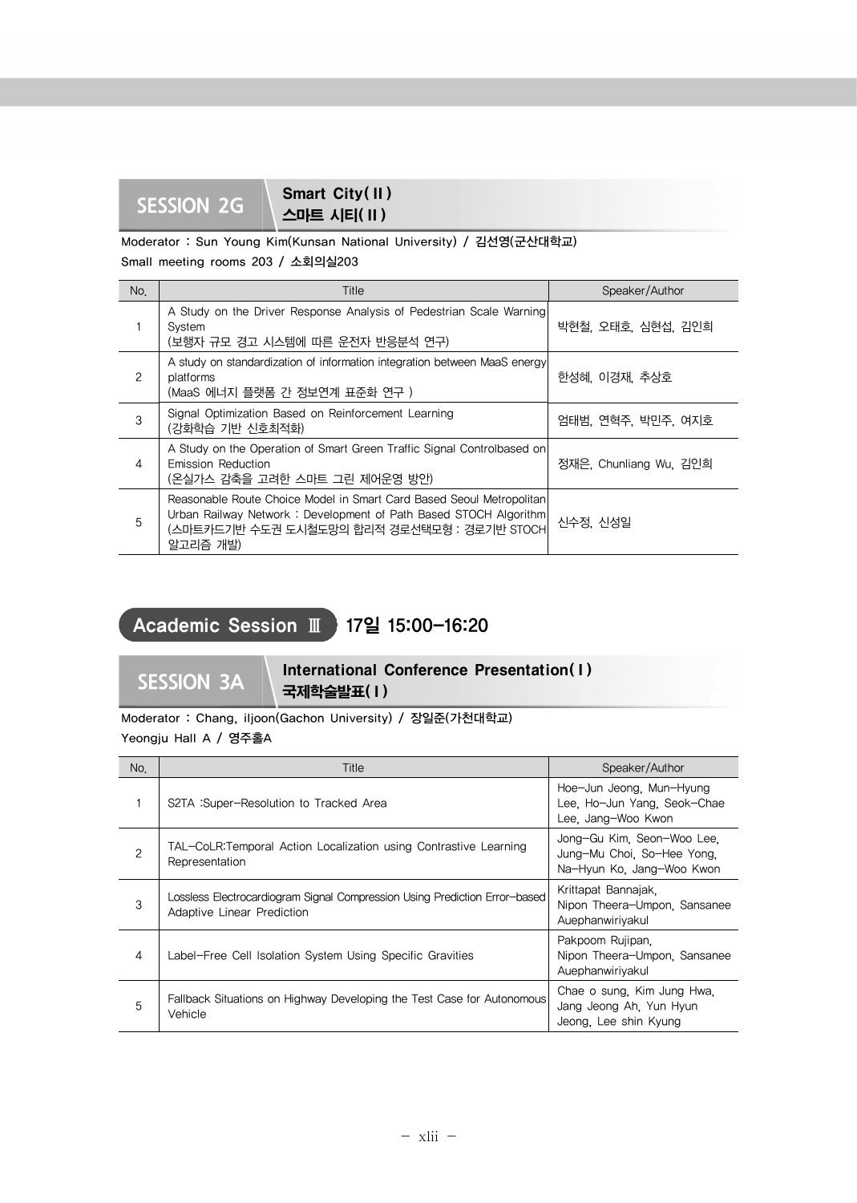## SESSION 2G

**Smart City(Ⅱ)**
**스마트 시티(Ⅱ)**

**Moderator : Sun Young Kim(Kunsan National University) / 김선영(군산대학교)**
**Small meeting rooms 203 / 소회의실203**

| No. | Title | Speaker/Author |
|---|---|---|
| 1 | A Study on the Driver Response Analysis of Pedestrian Scale Warning System (보행자 규모 경고 시스템에 따른 운전자 반응분석 연구) | 박현철, 오태호, 심현섭, 김인희 |
| 2 | A study on standardization of information integration between MaaS energy platforms (MaaS 에너지 플랫폼 간 정보연계 표준화 연구 ) | 한성혜, 이경재, 추상호 |
| 3 | Signal Optimization Based on Reinforcement Learning (강화학습 기반 신호최적화) | 엄태범, 연혁주, 박민주, 여지호 |
| 4 | A Study on the Operation of Smart Green Traffic Signal Controlbased on Emission Reduction (온실가스 감축을 고려한 스마트 그린 제어운영 방안) | 정재은, Chunliang Wu, 김인희 |
| 5 | Reasonable Route Choice Model in Smart Card Based Seoul Metropolitan Urban Railway Network : Development of Path Based STOCH Algorithm (스마트카드기반 수도권 도시철도망의 합리적 경로선택모형 : 경로기반 STOCH 알고리즘 개발) | 신수정, 신성일 |

# Academic Session Ⅲ 17일 15:00-16:20

## SESSION 3A

**International Conference Presentation(Ⅰ)**
**국제학술발표(Ⅰ)**

**Moderator : Chang, iljoon(Gachon University) / 장일준(가천대학교)**
**Yeongju Hall A / 영주홀A**

| No. | Title | Speaker/Author |
|---|---|---|
| 1 | S2TA :Super-Resolution to Tracked Area | Hoe-Jun Jeong, Mun-Hyung Lee, Ho-Jun Yang, Seok-Chae Lee, Jang-Woo Kwon |
| 2 | TAL-CoLR:Temporal Action Localization using Contrastive Learning Representation | Jong-Gu Kim, Seon-Woo Lee, Jung-Mu Choi, So-Hee Yong, Na-Hyun Ko, Jang-Woo Kwon |
| 3 | Lossless Electrocardiogram Signal Compression Using Prediction Error-based Adaptive Linear Prediction | Krittapat Bannajak, Nipon Theera-Umpon, Sansanee Auephanwiriyakul |
| 4 | Label-Free Cell Isolation System Using Specific Gravities | Pakpoom Rujipan, Nipon Theera-Umpon, Sansanee Auephanwiriyakul |
| 5 | Fallback Situations on Highway Developing the Test Case for Autonomous Vehicle | Chae o sung, Kim Jung Hwa, Jang Jeong Ah, Yun Hyun Jeong, Lee shin Kyung |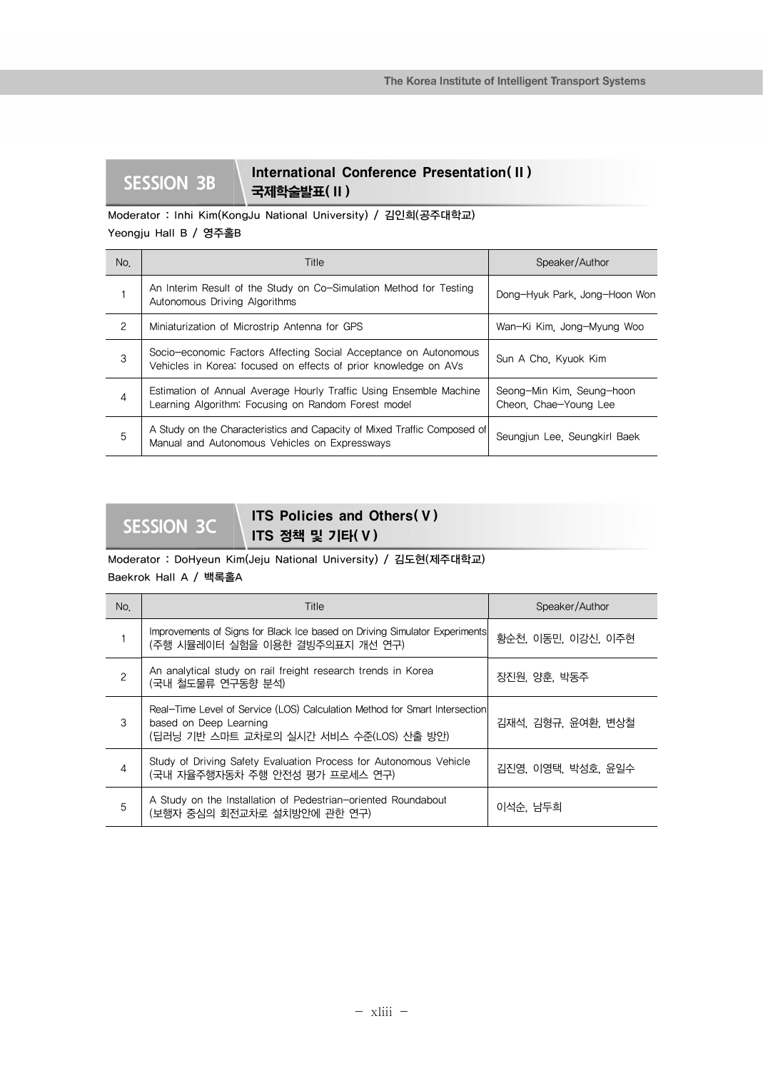## SESSION 3B International Conference Presentation(Ⅱ) 국제학술발표(Ⅱ)

**Moderator : Inhi Kim(KongJu National University) / 김인희(공주대학교)**
**Yeongju Hall B / 영주홀B**

| No. | Title | Speaker/Author |
|---|---|---|
| 1 | An Interim Result of the Study on Co-Simulation Method for Testing Autonomous Driving Algorithms | Dong-Hyuk Park, Jong-Hoon Won |
| 2 | Miniaturization of Microstrip Antenna for GPS | Wan-Ki Kim, Jong-Myung Woo |
| 3 | Socio-economic Factors Affecting Social Acceptance on Autonomous Vehicles in Korea: focused on effects of prior knowledge on AVs | Sun A Cho, Kyuok Kim |
| 4 | Estimation of Annual Average Hourly Traffic Using Ensemble Machine Learning Algorithm: Focusing on Random Forest model | Seong-Min Kim, Seung-hoon Cheon, Chae-Young Lee |
| 5 | A Study on the Characteristics and Capacity of Mixed Traffic Composed of Manual and Autonomous Vehicles on Expressways | Seungjun Lee, Seungkirl Baek |

## SESSION 3C ITS Policies and Others(Ⅴ) ITS 정책 및 기타(Ⅴ)

**Moderator : DoHyeun Kim(Jeju National University) / 김도현(제주대학교)**
**Baekrok Hall A / 백록홀A**

| No. | Title | Speaker/Author |
|---|---|---|
| 1 | Improvements of Signs for Black Ice based on Driving Simulator Experiments (주행 시뮬레이터 실험을 이용한 결빙주의표지 개선 연구) | 황순천, 이동민, 이강신, 이주현 |
| 2 | An analytical study on rail freight research trends in Korea (국내 철도물류 연구동향 분석) | 장진원, 양훈, 박동주 |
| 3 | Real-Time Level of Service (LOS) Calculation Method for Smart Intersection based on Deep Learning (딥러닝 기반 스마트 교차로의 실시간 서비스 수준(LOS) 산출 방안) | 김재석, 김형규, 윤여환, 변상철 |
| 4 | Study of Driving Safety Evaluation Process for Autonomous Vehicle (국내 자율주행자동차 주행 안전성 평가 프로세스 연구) | 김진영, 이영택, 박성호, 윤일수 |
| 5 | A Study on the Installation of Pedestrian-oriented Roundabout (보행자 중심의 회전교차로 설치방안에 관한 연구) | 이석순, 남두희 |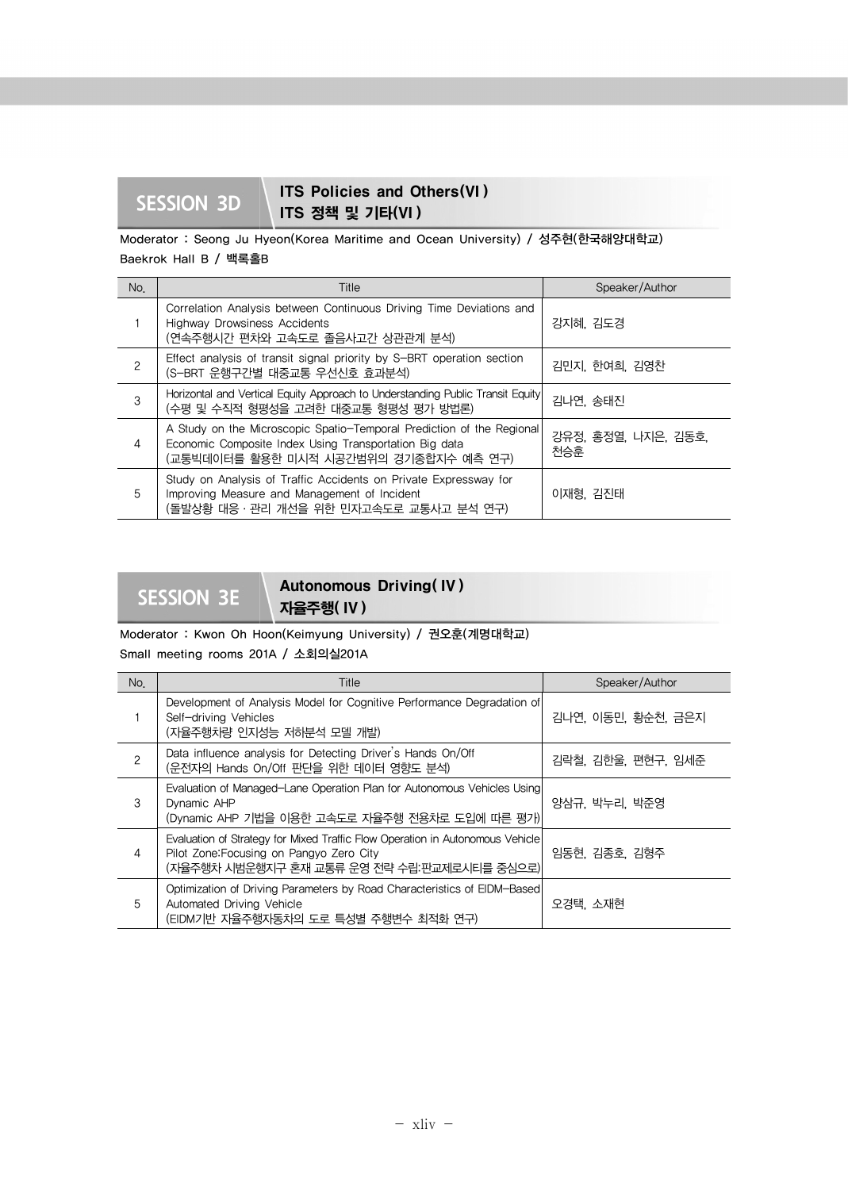## SESSION 3D

### ITS Policies and Others(VI)
### ITS 정책 및 기타(VI)

**Moderator : Seong Ju Hyeon(Korea Maritime and Ocean University) / 성주현(한국해양대학교)**

**Baekrok Hall B / 백록홀B**

| No. | Title | Speaker/Author |
|---|---|---|
| 1 | Correlation Analysis between Continuous Driving Time Deviations and Highway Drowsiness Accidents (연속주행시간 편차와 고속도로 졸음사고간 상관관계 분석) | 강지혜, 김도경 |
| 2 | Effect analysis of transit signal priority by S-BRT operation section (S-BRT 운행구간별 대중교통 우선신호 효과분석) | 김민지, 한여희, 김영찬 |
| 3 | Horizontal and Vertical Equity Approach to Understanding Public Transit Equity (수평 및 수직적 형평성을 고려한 대중교통 형평성 평가 방법론) | 김나연, 송태진 |
| 4 | A Study on the Microscopic Spatio-Temporal Prediction of the Regional Economic Composite Index Using Transportation Big data (교통빅데이터를 활용한 미시적 시공간범위의 경기종합지수 예측 연구) | 강유정, 홍정열, 나지은, 김동호, 천승훈 |
| 5 | Study on Analysis of Traffic Accidents on Private Expressway for Improving Measure and Management of Incident (돌발상황 대응 · 관리 개선을 위한 민자고속도로 교통사고 분석 연구) | 이재형, 김진태 |

## SESSION 3E

### Autonomous Driving(IV)
### 자율주행(IV)

**Moderator : Kwon Oh Hoon(Keimyung University) / 권오훈(계명대학교)**

**Small meeting rooms 201A / 소회의실201A**

| No. | Title | Speaker/Author |
|---|---|---|
| 1 | Development of Analysis Model for Cognitive Performance Degradation of Self-driving Vehicles (자율주행차량 인지성능 저하분석 모델 개발) | 김나연, 이동민, 황순천, 금은지 |
| 2 | Data influence analysis for Detecting Driver's Hands On/Off (운전자의 Hands On/Off 판단을 위한 데이터 영향도 분석) | 김락철, 김한울, 편현구, 임세준 |
| 3 | Evaluation of Managed-Lane Operation Plan for Autonomous Vehicles Using Dynamic AHP (Dynamic AHP 기법을 이용한 고속도로 자율주행 전용차로 도입에 따른 평가) | 양삼규, 박누리, 박준영 |
| 4 | Evaluation of Strategy for Mixed Traffic Flow Operation in Autonomous Vehicle Pilot Zone:Focusing on Pangyo Zero City (자율주행차 시범운행지구 혼재 교통류 운영 전략 수립:판교제로시티를 중심으로) | 임동현, 김종호, 김형주 |
| 5 | Optimization of Driving Parameters by Road Characteristics of EIDM-Based Automated Driving Vehicle (EIDM기반 자율주행자동차의 도로 특성별 주행변수 최적화 연구) | 오경택, 소재현 |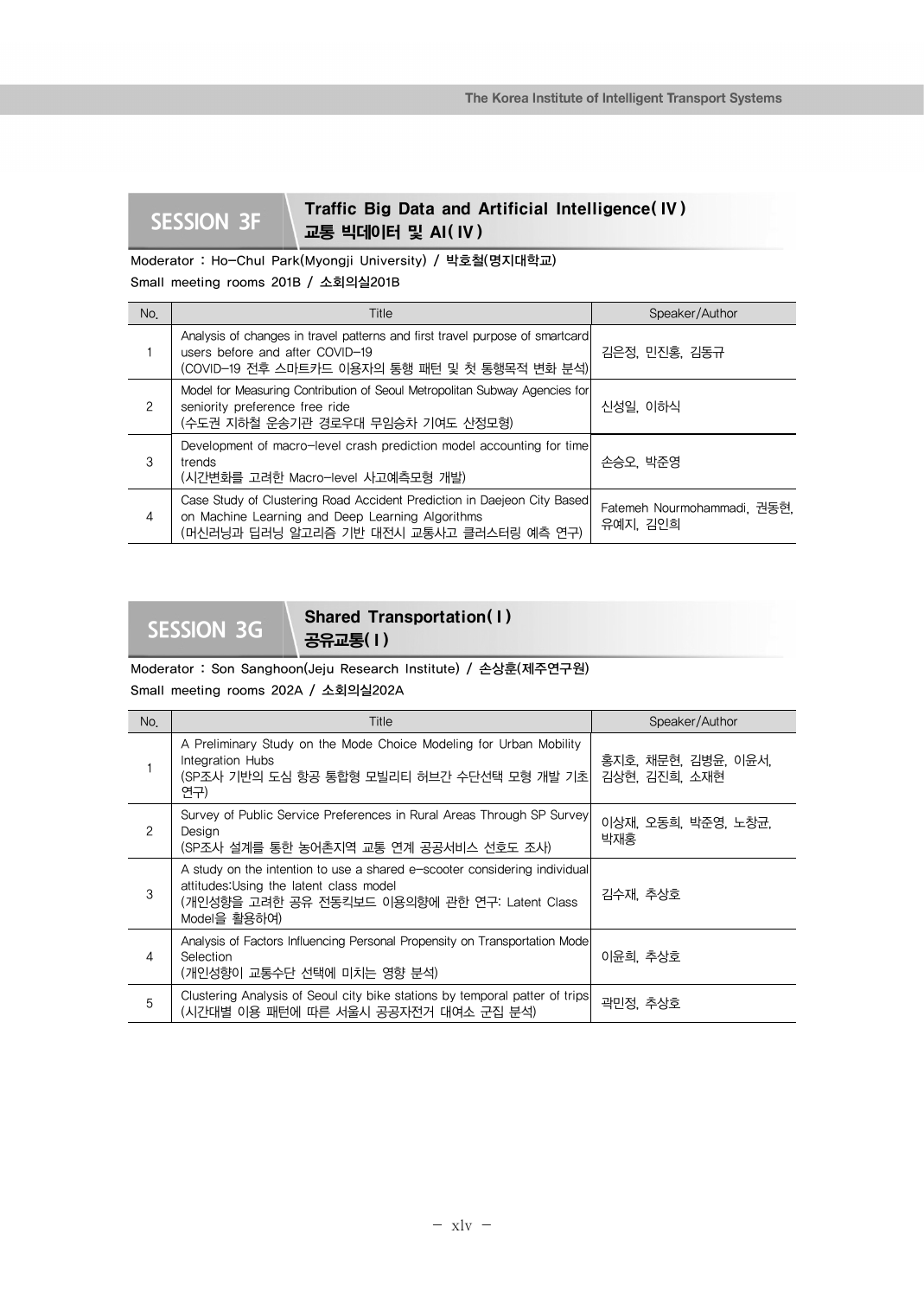## SESSION 3F Traffic Big Data and Artificial Intelligence(Ⅳ) 교통 빅데이터 및 AI(Ⅳ)

Moderator : Ho-Chul Park(Myongji University) / 박호철(명지대학교)

Small meeting rooms 201B / 소회의실201B

| No. | Title | Speaker/Author |
|---|---|---|
| 1 | Analysis of changes in travel patterns and first travel purpose of smartcard users before and after COVID-19 (COVID-19 전후 스마트카드 이용자의 통행 패턴 및 첫 통행목적 변화 분석) | 김은정, 민진홍, 김동규 |
| 2 | Model for Measuring Contribution of Seoul Metropolitan Subway Agencies for seniority preference free ride (수도권 지하철 운송기관 경로우대 무임승차 기여도 산정모형) | 신성일, 이하식 |
| 3 | Development of macro-level crash prediction model accounting for time trends (시간변화를 고려한 Macro-level 사고예측모형 개발) | 손승오, 박준영 |
| 4 | Case Study of Clustering Road Accident Prediction in Daejeon City Based on Machine Learning and Deep Learning Algorithms (머신러닝과 딥러닝 알고리즘 기반 대전시 교통사고 클러스터링 예측 연구) | Fatemeh Nourmohammadi, 권동현, 유예지, 김인희 |

## SESSION 3G Shared Transportation(Ⅰ) 공유교통(Ⅰ)

Moderator : Son Sanghoon(Jeju Research Institute) / 손상훈(제주연구원)

Small meeting rooms 202A / 소회의실202A

| No. | Title | Speaker/Author |
|---|---|---|
| 1 | A Preliminary Study on the Mode Choice Modeling for Urban Mobility Integration Hubs (SP조사 기반의 도심 항공 통합형 모빌리티 허브간 수단선택 모형 개발 기초 연구) | 홍지호, 채문현, 김병윤, 이윤서, 김상현, 김진희, 소재현 |
| 2 | Survey of Public Service Preferences in Rural Areas Through SP Survey Design (SP조사 설계를 통한 농어촌지역 교통 연계 공공서비스 선호도 조사) | 이상재, 오동희, 박준영, 노창균, 박재홍 |
| 3 | A study on the intention to use a shared e-scooter considering individual attitudes:Using the latent class model (개인성향을 고려한 공유 전동킥보드 이용의향에 관한 연구: Latent Class Model을 활용하여) | 김수재, 추상호 |
| 4 | Analysis of Factors Influencing Personal Propensity on Transportation Mode Selection (개인성향이 교통수단 선택에 미치는 영향 분석) | 이윤희, 추상호 |
| 5 | Clustering Analysis of Seoul city bike stations by temporal patter of trips (시간대별 이용 패턴에 따른 서울시 공공자전거 대여소 군집 분석) | 곽민정, 추상호 |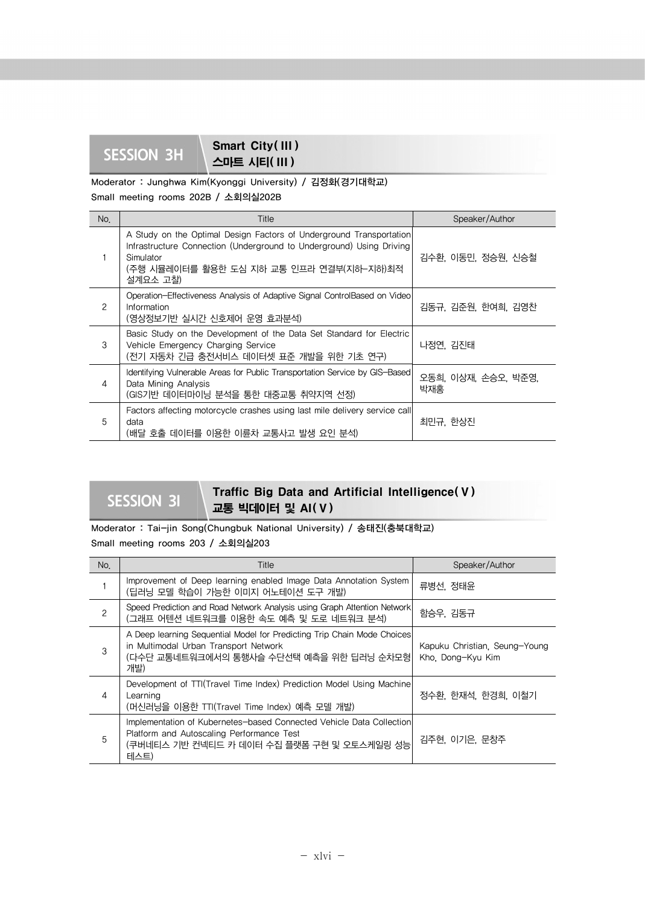## SESSION 3H

**Smart City(Ⅲ)**
**스마트 시티(Ⅲ)**

**Moderator : Junghwa Kim(Kyonggi University) / 김정화(경기대학교)**
**Small meeting rooms 202B / 소회의실202B**

| No. | Title | Speaker/Author |
|---|---|---|
| 1 | A Study on the Optimal Design Factors of Underground Transportation Infrastructure Connection (Underground to Underground) Using Driving Simulator (주행 시뮬레이터를 활용한 도심 지하 교통 인프라 연결부(지하-지하)최적 설계요소 고찰) | 김수환, 이동민, 정승원, 신승철 |
| 2 | Operation-Effectiveness Analysis of Adaptive Signal ControlBased on Video Information (영상정보기반 실시간 신호제어 운영 효과분석) | 김동규, 김준원, 한여희, 김영찬 |
| 3 | Basic Study on the Development of the Data Set Standard for Electric Vehicle Emergency Charging Service (전기 자동차 긴급 충전서비스 데이터셋 표준 개발을 위한 기초 연구) | 나정연, 김진태 |
| 4 | Identifying Vulnerable Areas for Public Transportation Service by GIS-Based Data Mining Analysis (GIS기반 데이터마이닝 분석을 통한 대중교통 취약지역 선정) | 오동희, 이상재, 손승오, 박준영, 박재홍 |
| 5 | Factors affecting motorcycle crashes using last mile delivery service call data (배달 호출 데이터를 이용한 이륜차 교통사고 발생 요인 분석) | 최민규, 한상진 |

## SESSION 3I

**Traffic Big Data and Artificial Intelligence(Ⅴ)**
**교통 빅데이터 및 AI(Ⅴ)**

**Moderator : Tai-jin Song(Chungbuk National University) / 송태진(충북대학교)**
**Small meeting rooms 203 / 소회의실203**

| No. | Title | Speaker/Author |
|---|---|---|
| 1 | Improvement of Deep learning enabled Image Data Annotation System (딥러닝 모델 학습이 가능한 이미지 어노테이션 도구 개발) | 류병선, 정태윤 |
| 2 | Speed Prediction and Road Network Analysis using Graph Attention Network (그래프 어텐션 네트워크를 이용한 속도 예측 및 도로 네트워크 분석) | 함승우, 김동규 |
| 3 | A Deep learning Sequential Model for Predicting Trip Chain Mode Choices in Multimodal Urban Transport Network (다수단 교통네트워크에서의 통행사슬 수단선택 예측을 위한 딥러닝 순차모형 개발) | Kapuku Christian, Seung-Young Kho, Dong-Kyu Kim |
| 4 | Development of TTI(Travel Time Index) Prediction Model Using Machine Learning (머신러닝을 이용한 TTI(Travel Time Index) 예측 모델 개발) | 정수환, 한재석, 한경희, 이철기 |
| 5 | Implementation of Kubernetes-based Connected Vehicle Data Collection Platform and Autoscaling Performance Test (쿠버네티스 기반 컨넥티드 카 데이터 수집 플랫폼 구현 및 오토스케일링 성능 테스트) | 김주현, 이기은, 문창주 |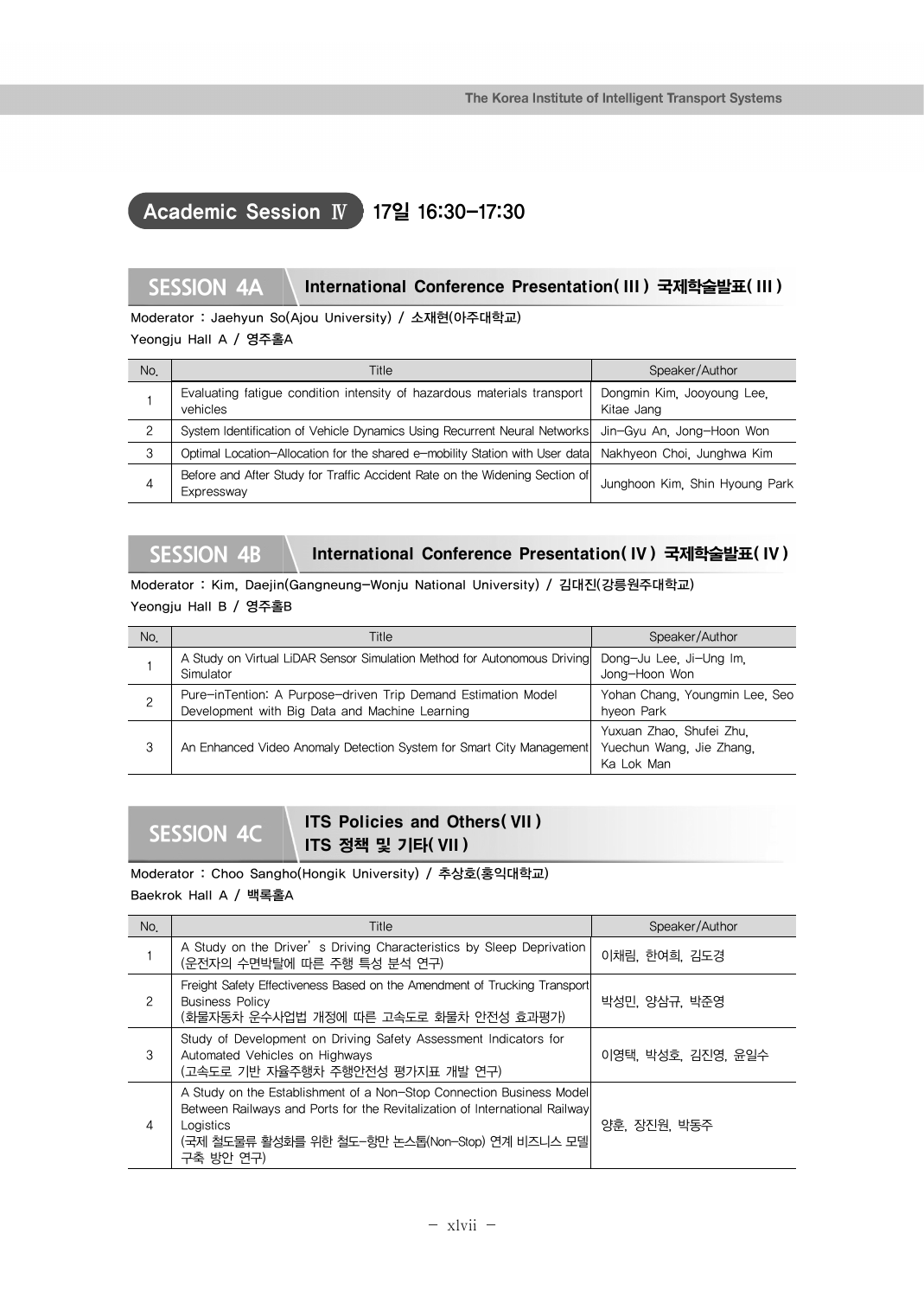## Academic Session Ⅳ 17일 16:30–17:30

### SESSION 4A International Conference Presentation( III ) 국제학술발표( III )

Moderator : Jaehyun So(Ajou University) / 소재현(아주대학교)
Yeongju Hall A / 영주홀A

| No. | Title | Speaker/Author |
|---|---|---|
| 1 | Evaluating fatigue condition intensity of hazardous materials transport vehicles | Dongmin Kim, Jooyoung Lee, Kitae Jang |
| 2 | System Identification of Vehicle Dynamics Using Recurrent Neural Networks | Jin-Gyu An, Jong-Hoon Won |
| 3 | Optimal Location-Allocation for the shared e-mobility Station with User data | Nakhyeon Choi, Junghwa Kim |
| 4 | Before and After Study for Traffic Accident Rate on the Widening Section of Expressway | Junghoon Kim, Shin Hyoung Park |

### SESSION 4B International Conference Presentation( IV ) 국제학술발표( IV )

Moderator : Kim, Daejin(Gangneung-Wonju National University) / 김대진(강릉원주대학교)
Yeongju Hall B / 영주홀B

| No. | Title | Speaker/Author |
|---|---|---|
| 1 | A Study on Virtual LiDAR Sensor Simulation Method for Autonomous Driving Simulator | Dong-Ju Lee, Ji-Ung Im, Jong-Hoon Won |
| 2 | Pure-inTention: A Purpose-driven Trip Demand Estimation Model Development with Big Data and Machine Learning | Yohan Chang, Youngmin Lee, Seo hyeon Park |
| 3 | An Enhanced Video Anomaly Detection System for Smart City Management | Yuxuan Zhao, Shufei Zhu, Yuechun Wang, Jie Zhang, Ka Lok Man |

### SESSION 4C ITS Policies and Others( VII ) ITS 정책 및 기타( VII )

Moderator : Choo Sangho(Hongik University) / 추상호(홍익대학교)
Baekrok Hall A / 백록홀A

| No. | Title | Speaker/Author |
|---|---|---|
| 1 | A Study on the Driver' s Driving Characteristics by Sleep Deprivation (운전자의 수면박탈에 따른 주행 특성 분석 연구) | 이채림, 한여희, 김도경 |
| 2 | Freight Safety Effectiveness Based on the Amendment of Trucking Transport Business Policy (화물자동차 운수사업법 개정에 따른 고속도로 화물차 안전성 효과평가) | 박성민, 양삼규, 박준영 |
| 3 | Study of Development on Driving Safety Assessment Indicators for Automated Vehicles on Highways (고속도로 기반 자율주행차 주행안전성 평가지표 개발 연구) | 이영택, 박성호, 김진영, 윤일수 |
| 4 | A Study on the Establishment of a Non-Stop Connection Business Model Between Railways and Ports for the Revitalization of International Railway Logistics (국제 철도물류 활성화를 위한 철도-항만 논스톱(Non-Stop) 연계 비즈니스 모델 구축 방안 연구) | 양훈, 장진원, 박동주 |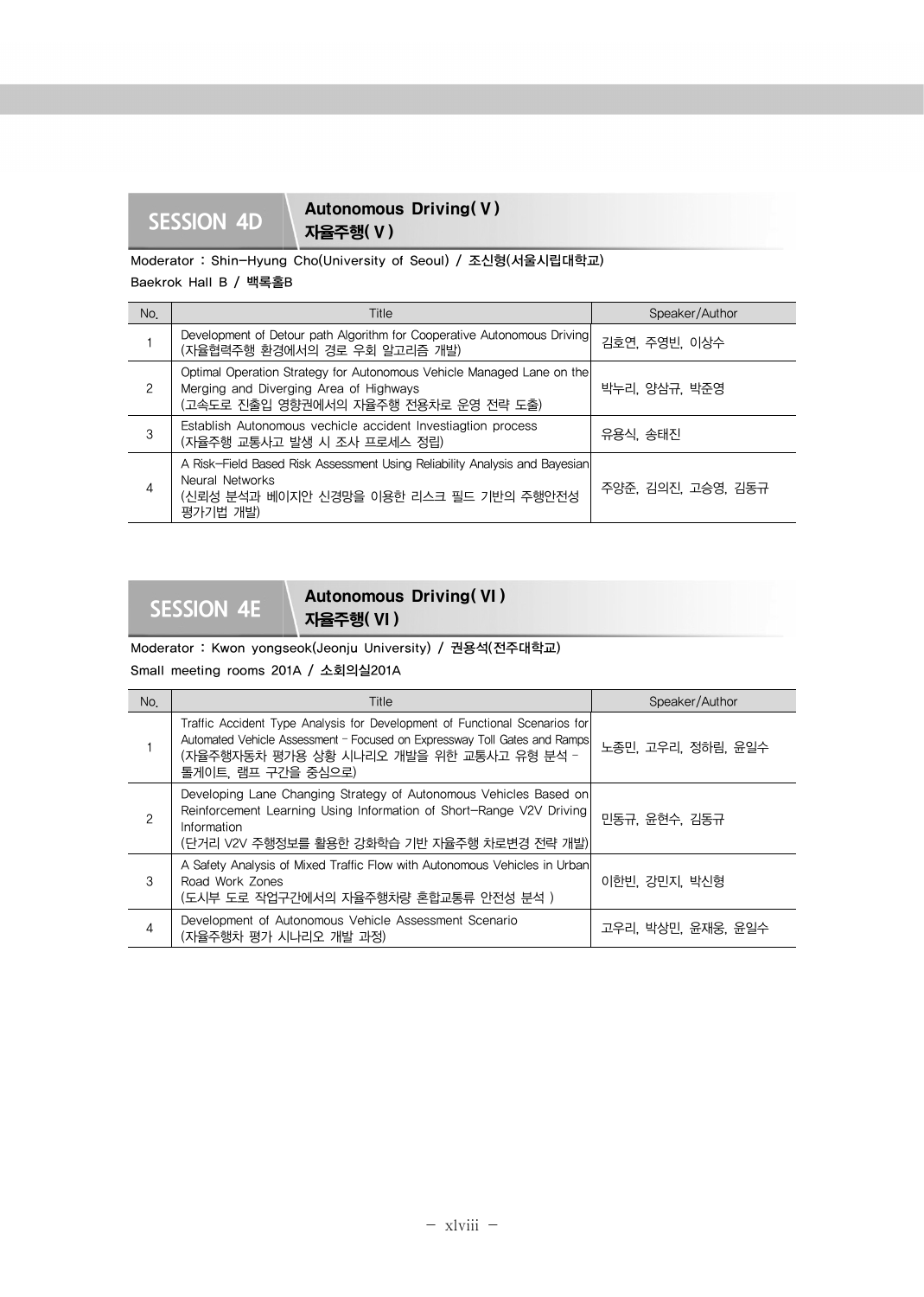## SESSION 4D Autonomous Driving( V ) 자율주행( V )

**Moderator : Shin-Hyung Cho(University of Seoul) / 조신형(서울시립대학교)**

Baekrok Hall B / 백록홀B

| No. | Title | Speaker/Author |
|---|---|---|
| 1 | Development of Detour path Algorithm for Cooperative Autonomous Driving (자율협력주행 환경에서의 경로 우회 알고리즘 개발) | 김호연, 주영빈, 이상수 |
| 2 | Optimal Operation Strategy for Autonomous Vehicle Managed Lane on the Merging and Diverging Area of Highways (고속도로 진출입 영향권에서의 자율주행 전용차로 운영 전략 도출) | 박누리, 양삼규, 박준영 |
| 3 | Establish Autonomous vechicle accident Investiagtion process (자율주행 교통사고 발생 시 조사 프로세스 정립) | 유용식, 송태진 |
| 4 | A Risk-Field Based Risk Assessment Using Reliability Analysis and Bayesian Neural Networks (신뢰성 분석과 베이지안 신경망을 이용한 리스크 필드 기반의 주행안전성 평가기법 개발) | 주양준, 김의진, 고승영, 김동규 |

## SESSION 4E Autonomous Driving( VI ) 자율주행( VI )

**Moderator : Kwon yongseok(Jeonju University) / 권용석(전주대학교)**

Small meeting rooms 201A / 소회의실201A

| No. | Title | Speaker/Author |
|---|---|---|
| 1 | Traffic Accident Type Analysis for Development of Functional Scenarios for Automated Vehicle Assessment - Focused on Expressway Toll Gates and Ramps (자율주행자동차 평가용 상황 시나리오 개발을 위한 교통사고 유형 분석 - 톨게이트, 램프 구간을 중심으로) | 노종민, 고우리, 정하림, 윤일수 |
| 2 | Developing Lane Changing Strategy of Autonomous Vehicles Based on Reinforcement Learning Using Information of Short-Range V2V Driving Information (단거리 V2V 주행정보를 활용한 강화학습 기반 자율주행 차로변경 전략 개발) | 민동규, 윤현수, 김동규 |
| 3 | A Safety Analysis of Mixed Traffic Flow with Autonomous Vehicles in Urban Road Work Zones (도시부 도로 작업구간에서의 자율주행차량 혼합교통류 안전성 분석 ) | 이한빈, 강민지, 박신형 |
| 4 | Development of Autonomous Vehicle Assessment Scenario (자율주행차 평가 시나리오 개발 과정) | 고우리, 박상민, 윤재웅, 윤일수 |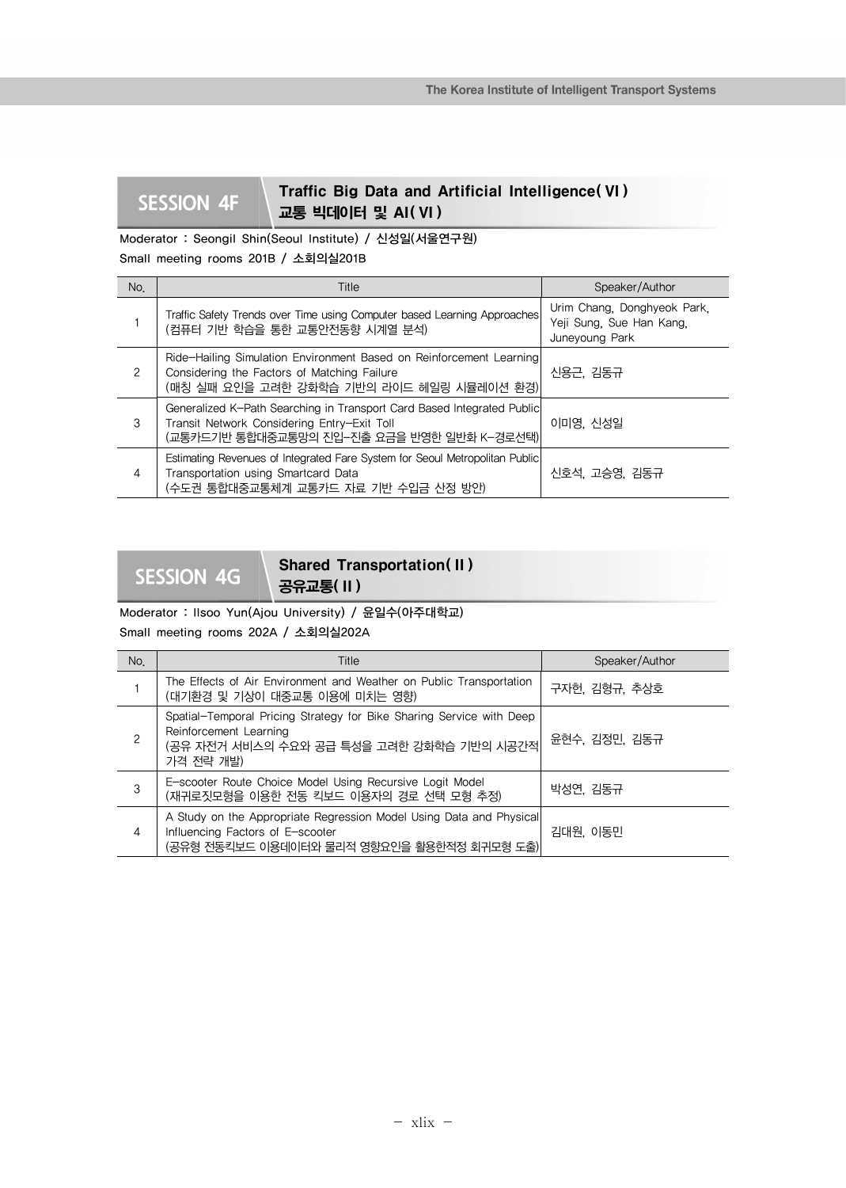## SESSION 4F

### Traffic Big Data and Artificial Intelligence(Ⅵ)
### 교통 빅데이터 및 AI(Ⅵ)

**Moderator : Seongil Shin(Seoul Institute) / 신성일(서울연구원)**

**Small meeting rooms 201B / 소회의실201B**

| No. | Title | Speaker/Author |
|---|---|---|
| 1 | Traffic Safety Trends over Time using Computer based Learning Approaches (컴퓨터 기반 학습을 통한 교통안전동향 시계열 분석) | Urim Chang, Donghyeok Park, Yeji Sung, Sue Han Kang, Juneyoung Park |
| 2 | Ride-Hailing Simulation Environment Based on Reinforcement Learning Considering the Factors of Matching Failure (매칭 실패 요인을 고려한 강화학습 기반의 라이드 헤일링 시뮬레이션 환경) | 신용근, 김동규 |
| 3 | Generalized K-Path Searching in Transport Card Based Integrated Public Transit Network Considering Entry-Exit Toll (교통카드기반 통합대중교통망의 진입-진출 요금을 반영한 일반화 K-경로선택) | 이미영, 신성일 |
| 4 | Estimating Revenues of Integrated Fare System for Seoul Metropolitan Public Transportation using Smartcard Data (수도권 통합대중교통체계 교통카드 자료 기반 수입금 산정 방안) | 신호석, 고승영, 김동규 |

## SESSION 4G

### Shared Transportation(Ⅱ)
### 공유교통(Ⅱ)

**Moderator : Ilsoo Yun(Ajou University) / 윤일수(아주대학교)**

**Small meeting rooms 202A / 소회의실202A**

| No. | Title | Speaker/Author |
|---|---|---|
| 1 | The Effects of Air Environment and Weather on Public Transportation (대기환경 및 기상이 대중교통 이용에 미치는 영향) | 구자헌, 김형규, 추상호 |
| 2 | Spatial-Temporal Pricing Strategy for Bike Sharing Service with Deep Reinforcement Learning (공유 자전거 서비스의 수요와 공급 특성을 고려한 강화학습 기반의 시공간적 가격 전략 개발) | 윤현수, 김정민, 김동규 |
| 3 | E-scooter Route Choice Model Using Recursive Logit Model (재귀로짓모형을 이용한 전동 킥보드 이용자의 경로 선택 모형 추정) | 박성연, 김동규 |
| 4 | A Study on the Appropriate Regression Model Using Data and Physical Influencing Factors of E-scooter (공유형 전동킥보드 이용데이터와 물리적 영향요인을 활용한적정 회귀모형 도출) | 김대원, 이동민 |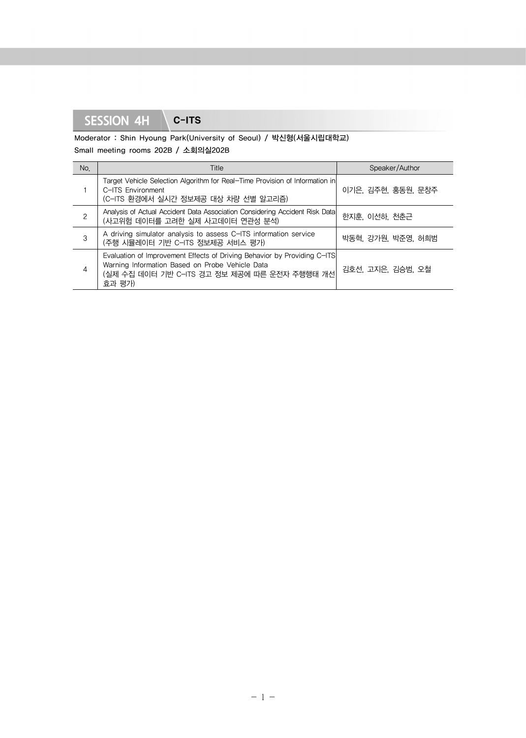## SESSION 4H C-ITS

Moderator : Shin Hyoung Park(University of Seoul) / 박신형(서울시립대학교)

Small meeting rooms 202B / 소회의실202B

| No. | Title | Speaker/Author |
|---|---|---|
| 1 | Target Vehicle Selection Algorithm for Real-Time Provision of Information in C-ITS Environment<br>(C-ITS 환경에서 실시간 정보제공 대상 차량 선별 알고리즘) | 이기은, 김주현, 홍동원, 문창주 |
| 2 | Analysis of Actual Accident Data Association Considering Accident Risk Data<br>(사고위험 데이터를 고려한 실제 사고데이터 연관성 분석) | 한지훈, 이선하, 천춘근 |
| 3 | A driving simulator analysis to assess C-ITS information service<br>(주행 시뮬레이터 기반 C-ITS 정보제공 서비스 평가) | 박동혁, 강가원, 박준영, 허희범 |
| 4 | Evaluation of Improvement Effects of Driving Behavior by Providing C-ITS Warning Information Based on Probe Vehicle Data<br>(실제 수집 데이터 기반 C-ITS 경고 정보 제공에 따른 운전자 주행행태 개선 효과 평가) | 김호선, 고지은, 김승범, 오철 |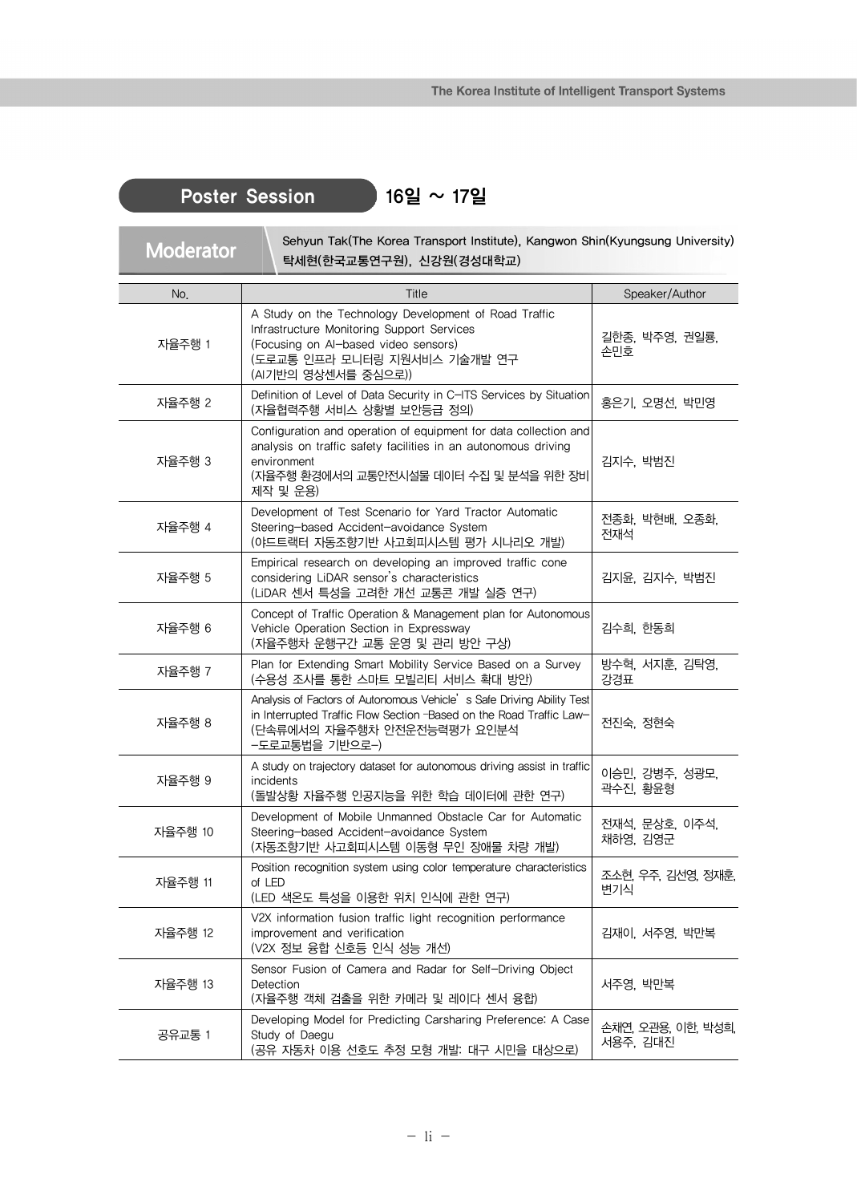## Poster Session 16일 ~ 17일

**Moderator** Sehyun Tak(The Korea Transport Institute), Kangwon Shin(Kyungsung University)
탁세현(한국교통연구원), 신강원(경성대학교)

| No. | Title | Speaker/Author |
|---|---|---|
| 자율주행 1 | A Study on the Technology Development of Road Traffic Infrastructure Monitoring Support Services (Focusing on AI-based video sensors) (도로교통 인프라 모니터링 지원서비스 기술개발 연구 (AI기반의 영상센서를 중심으로)) | 길한종, 박주영, 권일룡, 손민호 |
| 자율주행 2 | Definition of Level of Data Security in C-ITS Services by Situation (자율협력주행 서비스 상황별 보안등급 정의) | 홍은기, 오명선, 박민영 |
| 자율주행 3 | Configuration and operation of equipment for data collection and analysis on traffic safety facilities in an autonomous driving environment (자율주행 환경에서의 교통안전시설물 데이터 수집 및 분석을 위한 장비 제작 및 운용) | 김지수, 박범진 |
| 자율주행 4 | Development of Test Scenario for Yard Tractor Automatic Steering-based Accident-avoidance System (야드트랙터 자동조향기반 사고회피시스템 평가 시나리오 개발) | 전종화, 박현배, 오종화, 전재석 |
| 자율주행 5 | Empirical research on developing an improved traffic cone considering LiDAR sensor's characteristics (LiDAR 센서 특성을 고려한 개선 교통콘 개발 실증 연구) | 김지윤, 김지수, 박범진 |
| 자율주행 6 | Concept of Traffic Operation & Management plan for Autonomous Vehicle Operation Section in Expressway (자율주행차 운행구간 교통 운영 및 관리 방안 구상) | 김수희, 한동희 |
| 자율주행 7 | Plan for Extending Smart Mobility Service Based on a Survey (수용성 조사를 통한 스마트 모빌리티 서비스 확대 방안) | 방수혁, 서지훈, 김탁영, 강경표 |
| 자율주행 8 | Analysis of Factors of Autonomous Vehicle's Safe Driving Ability Test in Interrupted Traffic Flow Section -Based on the Road Traffic Law- (단속류에서의 자율주행차 안전운전능력평가 요인분석 -도로교통법을 기반으로-) | 전진숙, 정현숙 |
| 자율주행 9 | A study on trajectory dataset for autonomous driving assist in traffic incidents (돌발상황 자율주행 인공지능을 위한 학습 데이터에 관한 연구) | 이승민, 강병주, 성광모, 곽수진, 황윤형 |
| 자율주행 10 | Development of Mobile Unmanned Obstacle Car for Automatic Steering-based Accident-avoidance System (자동조향기반 사고회피시스템 이동형 무인 장애물 차량 개발) | 전재석, 문상호, 이주석, 채하영, 김영군 |
| 자율주행 11 | Position recognition system using color temperature characteristics of LED (LED 색온도 특성을 이용한 위치 인식에 관한 연구) | 조소현, 우주, 김선영, 정재훈, 변기식 |
| 자율주행 12 | V2X information fusion traffic light recognition performance improvement and verification (V2X 정보 융합 신호등 인식 성능 개선) | 김재이, 서주영, 박만복 |
| 자율주행 13 | Sensor Fusion of Camera and Radar for Self-Driving Object Detection (자율주행 객체 검출을 위한 카메라 및 레이다 센서 융합) | 서주영, 박만복 |
| 공유교통 1 | Developing Model for Predicting Carsharing Preference: A Case Study of Daegu (공유 자동차 이용 선호도 추정 모형 개발: 대구 시민을 대상으로) | 손채연, 오관용, 이한, 박성희, 서용주, 김대진 |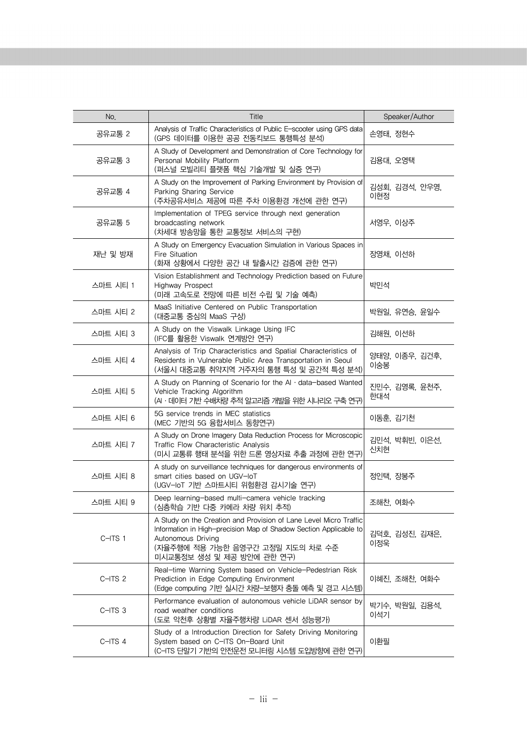| No. | Title | Speaker/Author |
|---|---|---|
| 공유교통 2 | Analysis of Traffic Characteristics of Public E-scooter using GPS data (GPS 데이터를 이용한 공공 전동킥보드 통행특성 분석) | 손영태, 정현수 |
| 공유교통 3 | A Study of Development and Demonstration of Core Technology for Personal Mobility Platform (퍼스널 모빌리티 플랫폼 핵심 기술개발 및 실증 연구) | 김용대, 오영택 |
| 공유교통 4 | A Study on the Improvement of Parking Environment by Provision of Parking Sharing Service (주차공유서비스 제공에 따른 주차 이용환경 개선에 관한 연구) | 김성회, 김경석, 안우영, 이현정 |
| 공유교통 5 | Implementation of TPEG service through next generation broadcasting network (차세대 방송망을 통한 교통정보 서비스의 구현) | 서영우, 이상주 |
| 재난 및 방재 | A Study on Emergency Evacuation Simulation in Various Spaces in Fire Situation (화재 상황에서 다양한 공간 내 탈출시간 검증에 관한 연구) | 장영채, 이선하 |
| 스마트 시티 1 | Vision Establishment and Technology Prediction based on Future Highway Prospect (미래 고속도로 전망에 따른 비전 수립 및 기술 예측) | 박민석 |
| 스마트 시티 2 | MaaS Initiative Centered on Public Transportation (대중교통 중심의 MaaS 구상) | 박원일, 유연승, 윤일수 |
| 스마트 시티 3 | A Study on the Viswalk Linkage Using IFC (IFC를 활용한 Viswalk 연계방안 연구) | 김해원, 이선하 |
| 스마트 시티 4 | Analysis of Trip Characteristics and Spatial Characteristics of Residents in Vulnerable Public Area Transportation in Seoul (서울시 대중교통 취약지역 거주자의 통행 특성 및 공간적 특성 분석) | 양태양, 이종우, 김건후, 이승봉 |
| 스마트 시티 5 | A Study on Planning of Scenario for the AI · data-based Wanted Vehicle Tracking Algorithm (AI · 데이터 기반 수배차량 추적 알고리즘 개발을 위한 시나리오 구축 연구) | 진민수, 김영록, 윤천주, 한대석 |
| 스마트 시티 6 | 5G service trends in MEC statistics (MEC 기반의 5G 융합서비스 동향연구) | 이동훈, 김기천 |
| 스마트 시티 7 | A Study on Drone Imagery Data Reduction Process for Microscopic Traffic Flow Characteristic Analysis (미시 교통류 행태 분석을 위한 드론 영상자료 추출 과정에 관한 연구) | 김민석, 박휘빈, 이은선, 신치현 |
| 스마트 시티 8 | A study on surveillance techniques for dangerous environments of smart cities based on UGV-IoT (UGV-IoT 기반 스마트시티 위험환경 감시기술 연구) | 정인택, 장봉주 |
| 스마트 시티 9 | Deep learning-based multi-camera vehicle tracking (심층학습 기반 다중 카메라 차량 위치 추적) | 조해찬, 여화수 |
| C-ITS 1 | A Study on the Creation and Provision of Lane Level Micro Traffic Information in High-precision Map of Shadow Section Applicable to Autonomous Driving (자율주행에 적용 가능한 음영구간 고정밀 지도의 차로 수준 미시교통정보 생성 및 제공 방안에 관한 연구) | 김덕호, 김성진, 김재은, 이정욱 |
| C-ITS 2 | Real-time Warning System based on Vehicle-Pedestrian Risk Prediction in Edge Computing Environment (Edge computing 기반 실시간 차량-보행자 충돌 예측 및 경고 시스템) | 이혜진, 조해찬, 여화수 |
| C-ITS 3 | Performance evaluation of autonomous vehicle LiDAR sensor by road weather conditions (도로 악천후 상황별 자율주행차량 LiDAR 센서 성능평가) | 박기수, 박원일, 김용석, 이석기 |
| C-ITS 4 | Study of a Introduction Direction for Safety Driving Monitoring System based on C-ITS On-Board Unit (C-ITS 단말기 기반의 안전운전 모니터링 시스템 도입방향에 관한 연구) | 이환필 |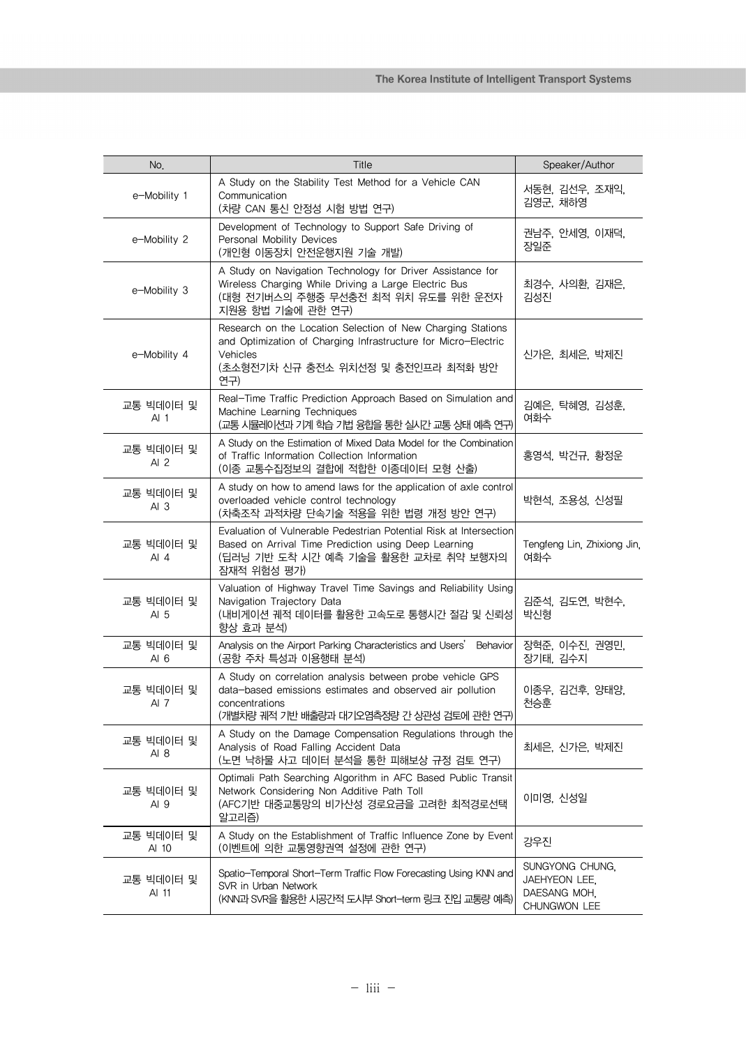| No. | Title | Speaker/Author |
|---|---|---|
| e-Mobility 1 | A Study on the Stability Test Method for a Vehicle CAN Communication (차량 CAN 통신 안정성 시험 방법 연구) | 서동현, 김선우, 조재익, 김영군, 채하영 |
| e-Mobility 2 | Development of Technology to Support Safe Driving of Personal Mobility Devices (개인형 이동장치 안전운행지원 기술 개발) | 권남주, 안세영, 이재덕, 장일준 |
| e-Mobility 3 | A Study on Navigation Technology for Driver Assistance for Wireless Charging While Driving a Large Electric Bus (대형 전기버스의 주행중 무선충전 최적 위치 유도를 위한 운전자 지원용 항법 기술에 관한 연구) | 최경수, 사의환, 김재은, 김성진 |
| e-Mobility 4 | Research on the Location Selection of New Charging Stations and Optimization of Charging Infrastructure for Micro-Electric Vehicles (초소형전기차 신규 충전소 위치선정 및 충전인프라 최적화 방안 연구) | 신가은, 최세은, 박제진 |
| 교통 빅데이터 및 AI 1 | Real-Time Traffic Prediction Approach Based on Simulation and Machine Learning Techniques (교통 시뮬레이션과 기계 학습 기법 융합을 통한 실시간 교통 상태 예측 연구) | 김예은, 탁혜영, 김성훈, 여화수 |
| 교통 빅데이터 및 AI 2 | A Study on the Estimation of Mixed Data Model for the Combination of Traffic Information Collection Information (이종 교통수집정보의 결합에 적합한 이종데이터 모형 산출) | 홍영석, 박건규, 황정운 |
| 교통 빅데이터 및 AI 3 | A study on how to amend laws for the application of axle control overloaded vehicle control technology (차축조작 과적차량 단속기술 적용을 위한 법령 개정 방안 연구) | 박현석, 조용성, 신성필 |
| 교통 빅데이터 및 AI 4 | Evaluation of Vulnerable Pedestrian Potential Risk at Intersection Based on Arrival Time Prediction using Deep Learning (딥러닝 기반 도착 시간 예측 기술을 활용한 교차로 취약 보행자의 잠재적 위험성 평가) | Tengfeng Lin, Zhixiong Jin, 여화수 |
| 교통 빅데이터 및 AI 5 | Valuation of Highway Travel Time Savings and Reliability Using Navigation Trajectory Data (내비게이션 궤적 데이터를 활용한 고속도로 통행시간 절감 및 신뢰성 향상 효과 분석) | 김준석, 김도연, 박현수, 박신형 |
| 교통 빅데이터 및 AI 6 | Analysis on the Airport Parking Characteristics and Users' Behavior (공항 주차 특성과 이용행태 분석) | 장혁준, 이수진, 권영민, 장기태, 김수지 |
| 교통 빅데이터 및 AI 7 | A Study on correlation analysis between probe vehicle GPS data-based emissions estimates and observed air pollution concentrations (개별차량 궤적 기반 배출량과 대기오염측정량 간 상관성 검토에 관한 연구) | 이종우, 김건후, 양태양, 천승훈 |
| 교통 빅데이터 및 AI 8 | A Study on the Damage Compensation Regulations through the Analysis of Road Falling Accident Data (노면 낙하물 사고 데이터 분석을 통한 피해보상 규정 검토 연구) | 최세은, 신가은, 박제진 |
| 교통 빅데이터 및 AI 9 | Optimali Path Searching Algorithm in AFC Based Public Transit Network Considering Non Additive Path Toll (AFC기반 대중교통망의 비가산성 경로요금을 고려한 최적경로선택 알고리즘) | 이미영, 신성일 |
| 교통 빅데이터 및 AI 10 | A Study on the Establishment of Traffic Influence Zone by Event (이벤트에 의한 교통영향권역 설정에 관한 연구) | 강우진 |
| 교통 빅데이터 및 AI 11 | Spatio-Temporal Short-Term Traffic Flow Forecasting Using KNN and SVR in Urban Network (KNN과 SVR을 활용한 시공간적 도시부 Short-term 링크 진입 교통량 예측) | SUNGYONG CHUNG, JAEHYEON LEE, DAESANG MOH, CHUNGWON LEE |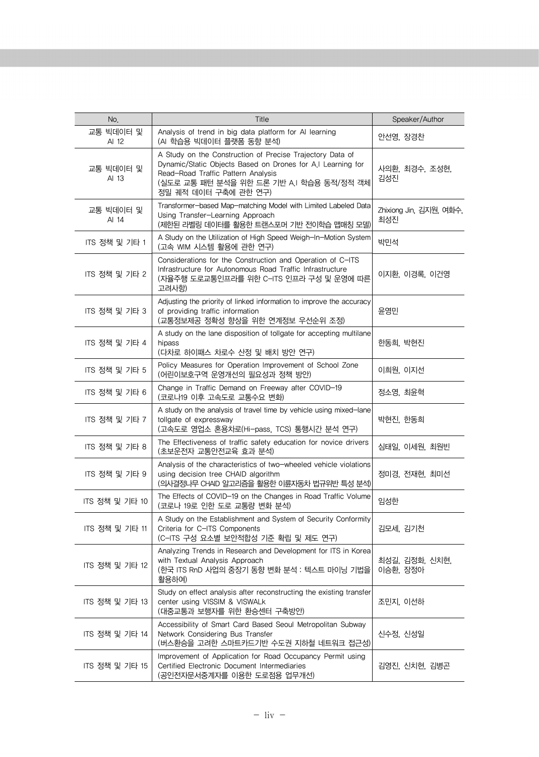| No. | Title | Speaker/Author |
|---|---|---|
| 교통 빅데이터 및 AI 12 | Analysis of trend in big data platform for AI learning (AI 학습용 빅데이터 플랫폼 동향 분석) | 안선영, 장경찬 |
| 교통 빅데이터 및 AI 13 | A Study on the Construction of Precise Trajectory Data of Dynamic/Static Objects Based on Drones for A.I Learning for Read-Road Traffic Pattern Analysis (실도로 교통 패턴 분석을 위한 드론 기반 A.I 학습용 동적/정적 객체 정밀 궤적 데이터 구축에 관한 연구) | 사의환, 최경수, 조성현, 김성진 |
| 교통 빅데이터 및 AI 14 | Transformer-based Map-matching Model with Limited Labeled Data Using Transfer-Learning Approach (제한된 라벨링 데이터를 활용한 트랜스포머 기반 전이학습 맵매칭 모델) | Zhixiong Jin, 김지원, 여화수, 최성진 |
| ITS 정책 및 기타 1 | A Study on the Utilization of High Speed Weigh-In-Motion System (고속 WIM 시스템 활용에 관한 연구) | 박민석 |
| ITS 정책 및 기타 2 | Considerations for the Construction and Operation of C-ITS Infrastructure for Autonomous Road Traffic Infrastructure (자율주행 도로교통인프라를 위한 C-ITS 인프라 구성 및 운영에 따른 고려사항) | 이지환, 이경록, 이건영 |
| ITS 정책 및 기타 3 | Adjusting the priority of linked information to improve the accuracy of providing traffic information (교통정보제공 정확성 향상을 위한 연계정보 우선순위 조정) | 윤영민 |
| ITS 정책 및 기타 4 | A study on the lane disposition of tollgate for accepting multilane hipass (다차로 하이패스 차로수 산정 및 배치 방안 연구) | 한동희, 박현진 |
| ITS 정책 및 기타 5 | Policy Measures for Operation Improvement of School Zone (어린이보호구역 운영개선의 필요성과 정책 방안) | 이희원, 이지선 |
| ITS 정책 및 기타 6 | Change in Traffic Demand on Freeway after COVID-19 (코로나19 이후 고속도로 교통수요 변화) | 정소영, 최윤혁 |
| ITS 정책 및 기타 7 | A study on the analysis of travel time by vehicle using mixed-lane tollgate of expressway (고속도로 영업소 혼용차로(Hi-pass, TCS) 통행시간 분석 연구) | 박현진, 한동희 |
| ITS 정책 및 기타 8 | The Effectiveness of traffic safety education for novice drivers (초보운전자 교통안전교육 효과 분석) | 심태일, 이세원, 최원빈 |
| ITS 정책 및 기타 9 | Analysis of the characteristics of two-wheeled vehicle violations using decision tree CHAID algorithm (의사결정나무 CHAID 알고리즘을 활용한 이륜자동차 법규위반 특성 분석) | 정미경, 전재현, 최미선 |
| ITS 정책 및 기타 10 | The Effects of COVID-19 on the Changes in Road Traffic Volume (코로나 19로 인한 도로 교통량 변화 분석) | 임성한 |
| ITS 정책 및 기타 11 | A Study on the Establishment and System of Security Conformity Criteria for C-ITS Components (C-ITS 구성 요소별 보안적합성 기준 확립 및 제도 연구) | 김모세, 김기천 |
| ITS 정책 및 기타 12 | Analyzing Trends in Research and Development for ITS in Korea with Textual Analysis Approach (한국 ITS RnD 사업의 중장기 동향 변화 분석 : 텍스트 마이닝 기법을 활용하여) | 최성길, 김정화, 신치현, 이승환, 장정아 |
| ITS 정책 및 기타 13 | Study on effect analysis after reconstructing the existing transfer center using VISSIM & VISWALk (대중교통과 보행자를 위한 환승센터 구축방안) | 조민지, 이선하 |
| ITS 정책 및 기타 14 | Accessibility of Smart Card Based Seoul Metropolitan Subway Network Considering Bus Transfer (버스환승을 고려한 스마트카드기반 수도권 지하철 네트워크 접근성) | 신수정, 신성일 |
| ITS 정책 및 기타 15 | Improvement of Application for Road Occupancy Permit using Certified Electronic Document Intermediaries (공인전자문서중계자를 이용한 도로점용 업무개선) | 김영진, 신치현, 김병곤 |